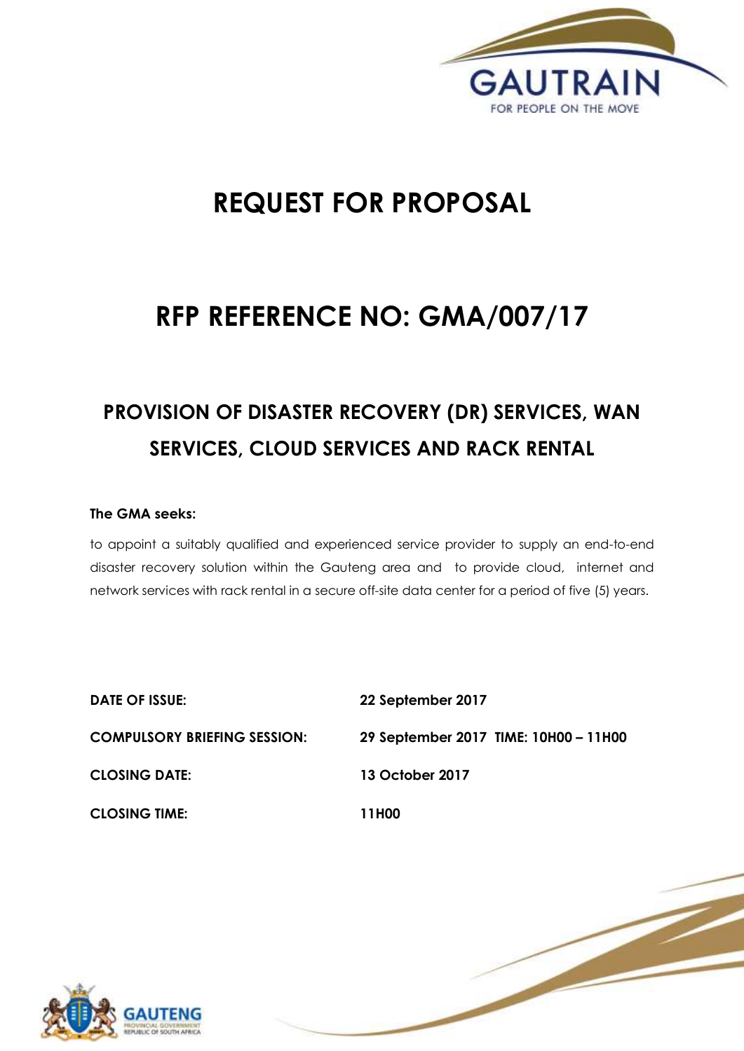GAUTRAIN

FOR PEOPLE ON THE MOVE

# REQUEST FOR PROPOSAL

# RFP REFERENCE NO: GMA/007/17

## PROVISION OF DISASTER RECOVERY (DR) SERVICES, WAN SERVICES, CLOUD SERVICES AND RACK RENTAL

**The GMA seeks:**

to appoint a suitably qualified and experienced service provider to supply an end-to-end disaster recovery solution within the Gauteng area and to provide cloud, internet and network services with rack rental in a secure off-site data center for a period of five (5) years.

| | |
|---|---|
| **DATE OF ISSUE:** | **22 September 2017** |
| **COMPULSORY BRIEFING SESSION:** | **29 September 2017 TIME: 10H00 – 11H00** |
| **CLOSING DATE:** | **13 October 2017** |
| **CLOSING TIME:** | **11H00** |

GAUTENG

PROVINCIAL GOVERNMENT

REPUBLIC OF SOUTH AFRICA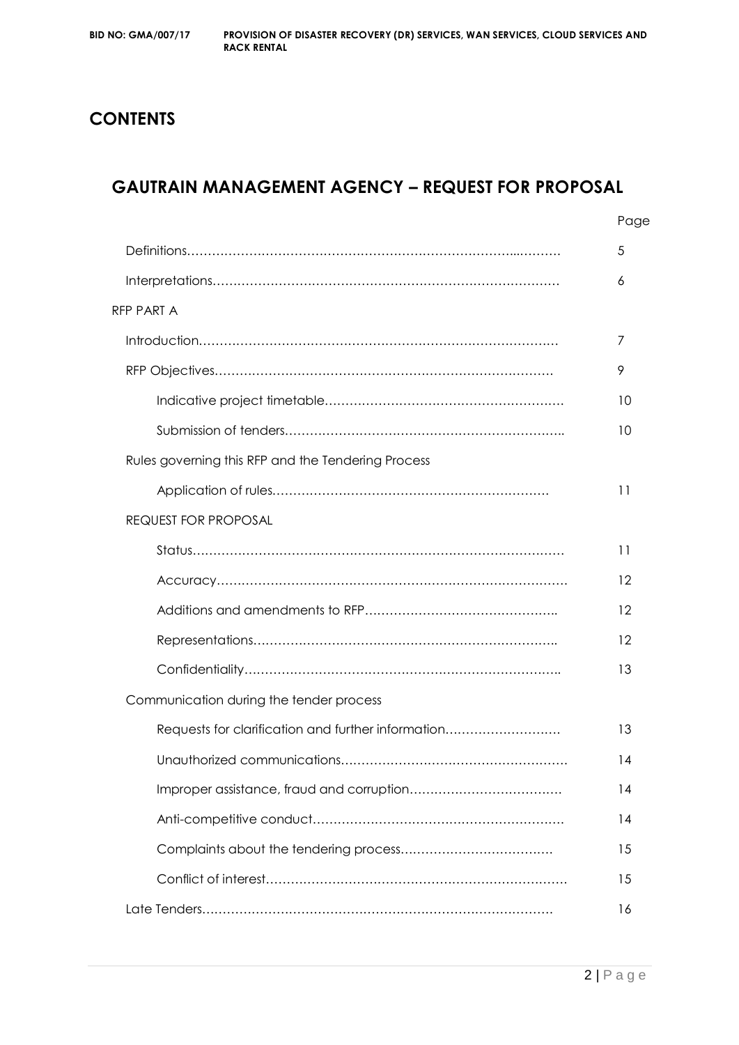# CONTENTS

## GAUTRAIN MANAGEMENT AGENCY – REQUEST FOR PROPOSAL

| | Page |
|---|---|
| Definitions | 5 |
| Interpretations | 6 |
| RFP PART A | |
| Introduction | 7 |
| RFP Objectives | 9 |
| Indicative project timetable | 10 |
| Submission of tenders | 10 |
| Rules governing this RFP and the Tendering Process | |
| Application of rules | 11 |
| REQUEST FOR PROPOSAL | |
| Status | 11 |
| Accuracy | 12 |
| Additions and amendments to RFP | 12 |
| Representations | 12 |
| Confidentiality | 13 |
| Communication during the tender process | |
| Requests for clarification and further information | 13 |
| Unauthorized communications | 14 |
| Improper assistance, fraud and corruption | 14 |
| Anti-competitive conduct | 14 |
| Complaints about the tendering process | 15 |
| Conflict of interest | 15 |
| Late Tenders | 16 |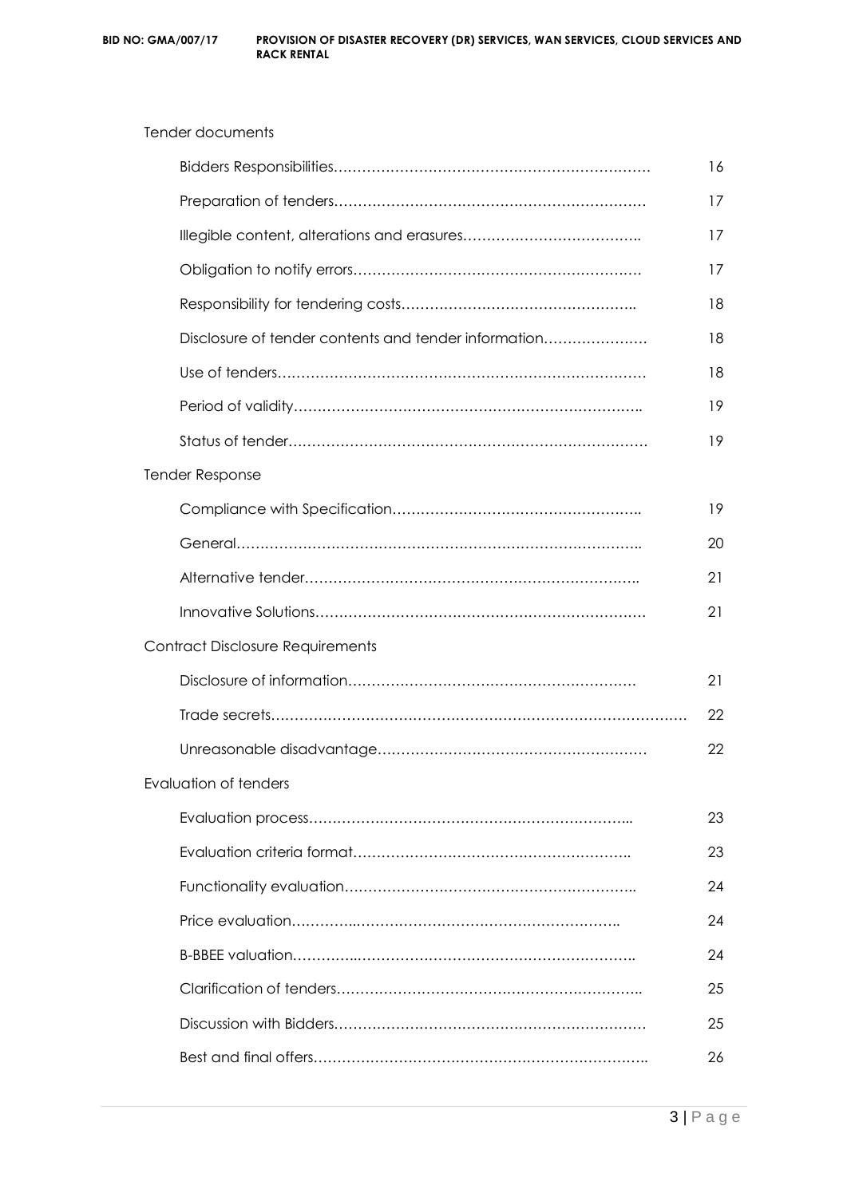Tender documents

| | |
|---|---|
| Bidders Responsibilities……………………………………………………………. | 16 |
| Preparation of tenders……………………………………………………………. | 17 |
| Illegible content, alterations and erasures……………………………….. | 17 |
| Obligation to notify errors……………………………………………………. | 17 |
| Responsibility for tendering costs………………………………………….. | 18 |
| Disclosure of tender contents and tender information…………………. | 18 |
| Use of tenders……………………………………………………………………. | 18 |
| Period of validity……………………………………………………………….. | 19 |
| Status of tender…………………………………………………………………. | 19 |

Tender Response

| | |
|---|---|
| Compliance with Specification…………………………………………….. | 19 |
| General……………………………………………………………………….. | 20 |
| Alternative tender…………………………………………………………….. | 21 |
| Innovative Solutions……………………………………………………………. | 21 |

Contract Disclosure Requirements

| | |
|---|---|
| Disclosure of information……………………………………………………. | 21 |
| Trade secrets……………………………………………………………………………. | 22 |
| Unreasonable disadvantage…………………………………………………. | 22 |

Evaluation of tenders

| | |
|---|---|
| Evaluation process…………………………………………………………... | 23 |
| Evaluation criteria format………………………………………………….. | 23 |
| Functionality evaluation…………………………………………………….. | 24 |
| Price evaluation…………..……………………………………………….. | 24 |
| B-BBEE valuation…………..…………………………………………………….. | 24 |
| Clarification of tenders……………………………………………………….. | 25 |
| Discussion with Bidders………………………………………………………. | 25 |
| Best and final offers…………………………………………………………….. | 26 |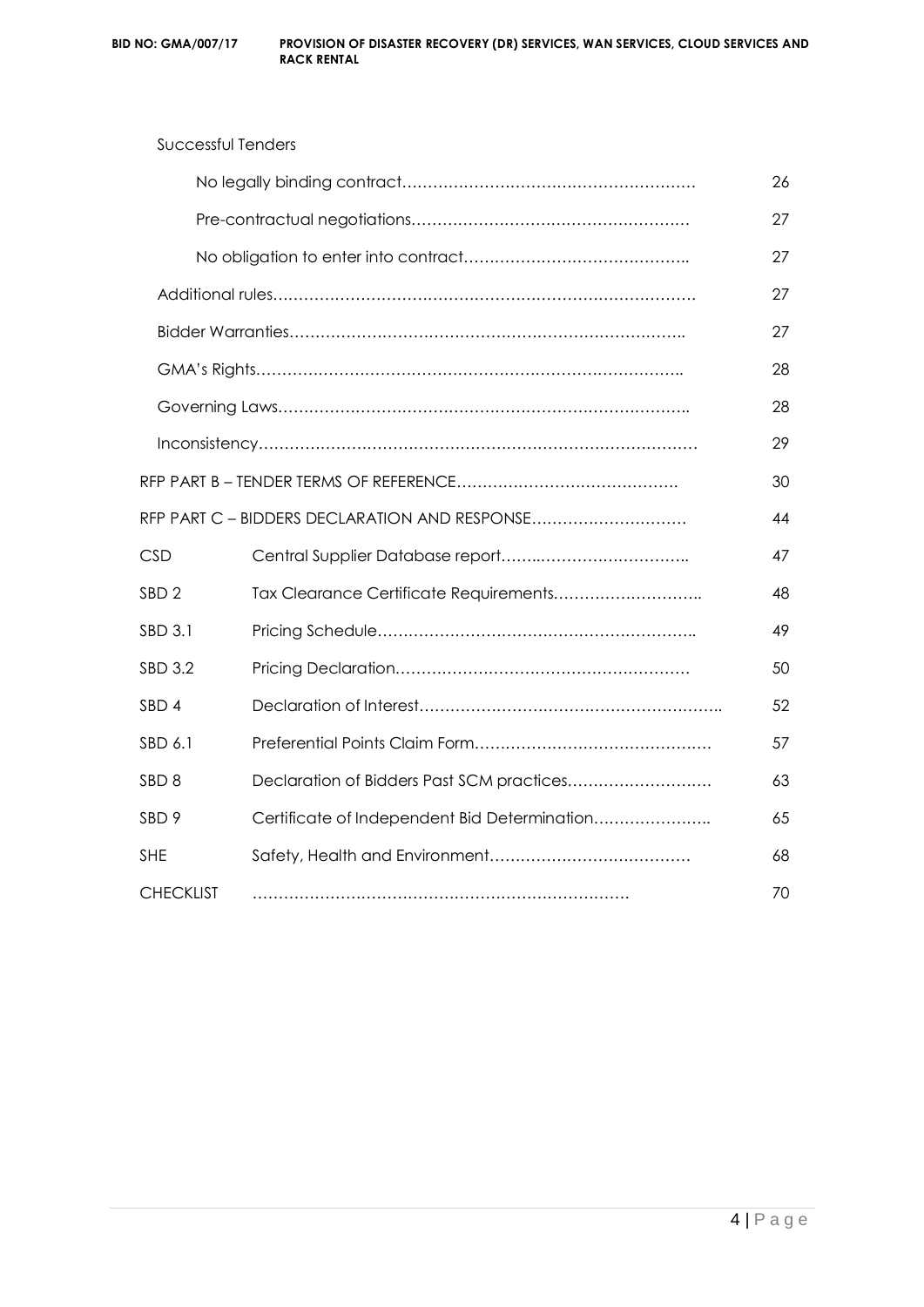Successful Tenders

| | | |
|---|---|---|
| | No legally binding contract………………………………………………… | 26 |
| | Pre-contractual negotiations……………………………………………… | 27 |
| | No obligation to enter into contract…………………………………….. | 27 |
| Additional rules……………………………………………………………………… | | 27 |
| Bidder Warranties………………………………………………………………….. | | 27 |
| GMA's Rights……………………………………………………………………….. | | 28 |
| Governing Laws…………………………………………………………………….. | | 28 |
| Inconsistency………………………………………………………………………… | | 29 |
| RFP PART B – TENDER TERMS OF REFERENCE……………………………………. | | 30 |
| RFP PART C – BIDDERS DECLARATION AND RESPONSE………………………… | | 44 |
| CSD | Central Supplier Database report……..……………………….. | 47 |
| SBD 2 | Tax Clearance Certificate Requirements……………………….. | 48 |
| SBD 3.1 | Pricing Schedule…………………………………………………….. | 49 |
| SBD 3.2 | Pricing Declaration………………………………………………… | 50 |
| SBD 4 | Declaration of Interest………………………………………………….. | 52 |
| SBD 6.1 | Preferential Points Claim Form……………………………………… | 57 |
| SBD 8 | Declaration of Bidders Past SCM practices……………………… | 63 |
| SBD 9 | Certificate of Independent Bid Determination………………….. | 65 |
| SHE | Safety, Health and Environment………………………………… | 68 |
| CHECKLIST | ………………………………………………………………. | 70 |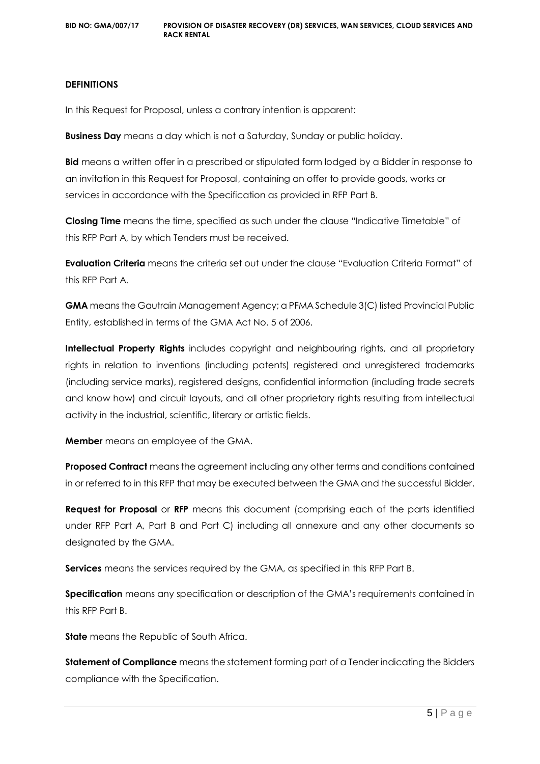**DEFINITIONS**

In this Request for Proposal, unless a contrary intention is apparent:

**Business Day** means a day which is not a Saturday, Sunday or public holiday.

**Bid** means a written offer in a prescribed or stipulated form lodged by a Bidder in response to an invitation in this Request for Proposal, containing an offer to provide goods, works or services in accordance with the Specification as provided in RFP Part B.

**Closing Time** means the time, specified as such under the clause "Indicative Timetable" of this RFP Part A, by which Tenders must be received.

**Evaluation Criteria** means the criteria set out under the clause "Evaluation Criteria Format" of this RFP Part A.

**GMA** means the Gautrain Management Agency; a PFMA Schedule 3(C) listed Provincial Public Entity, established in terms of the GMA Act No. 5 of 2006.

**Intellectual Property Rights** includes copyright and neighbouring rights, and all proprietary rights in relation to inventions (including patents) registered and unregistered trademarks (including service marks), registered designs, confidential information (including trade secrets and know how) and circuit layouts, and all other proprietary rights resulting from intellectual activity in the industrial, scientific, literary or artistic fields.

**Member** means an employee of the GMA.

**Proposed Contract** means the agreement including any other terms and conditions contained in or referred to in this RFP that may be executed between the GMA and the successful Bidder.

**Request for Proposal** or **RFP** means this document (comprising each of the parts identified under RFP Part A, Part B and Part C) including all annexure and any other documents so designated by the GMA.

**Services** means the services required by the GMA, as specified in this RFP Part B.

**Specification** means any specification or description of the GMA's requirements contained in this RFP Part B.

**State** means the Republic of South Africa.

**Statement of Compliance** means the statement forming part of a Tender indicating the Bidders compliance with the Specification.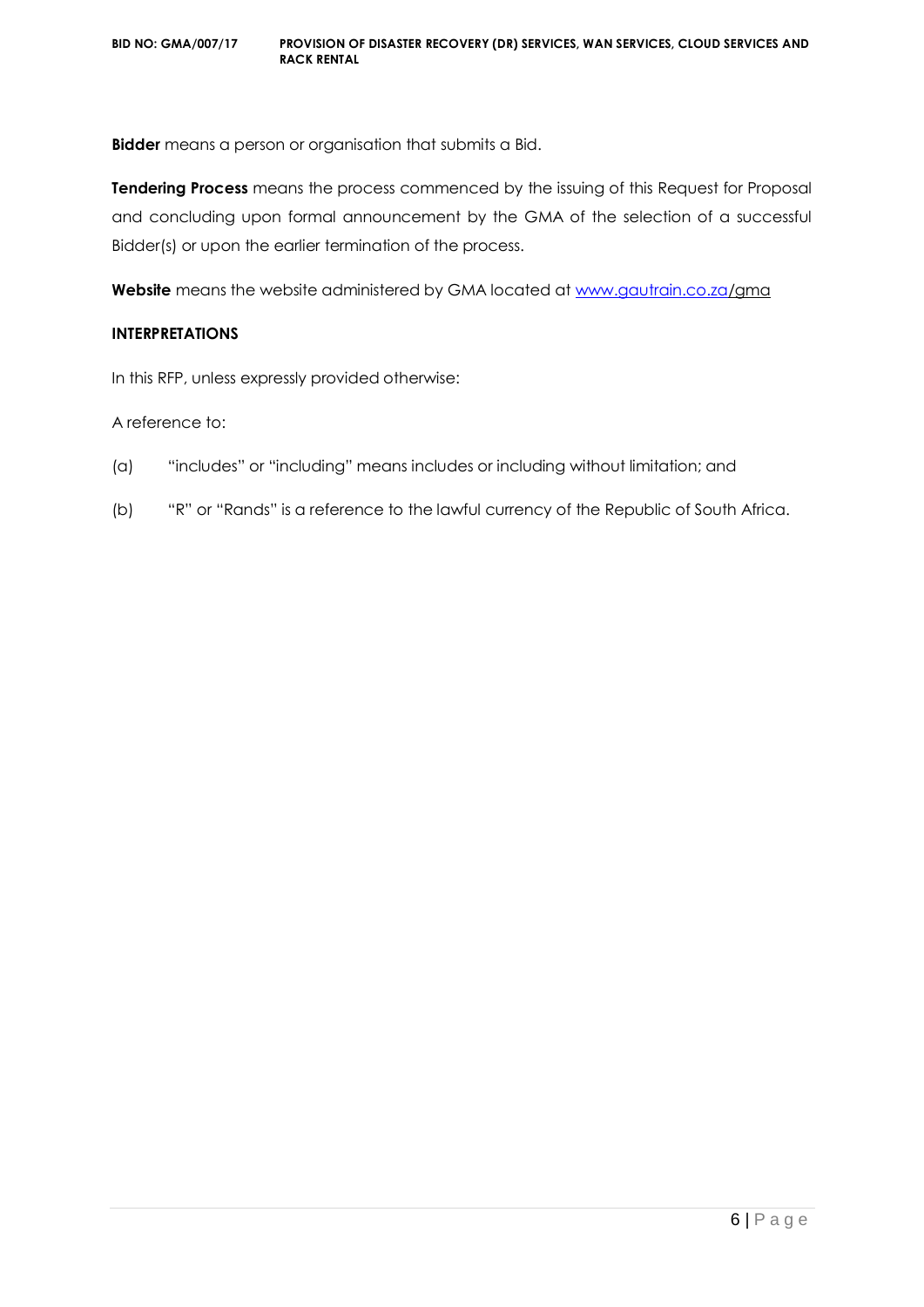**Bidder** means a person or organisation that submits a Bid.

**Tendering Process** means the process commenced by the issuing of this Request for Proposal and concluding upon formal announcement by the GMA of the selection of a successful Bidder(s) or upon the earlier termination of the process.

**Website** means the website administered by GMA located at www.gautrain.co.za/gma

**INTERPRETATIONS**

In this RFP, unless expressly provided otherwise:

A reference to:

(a) "includes" or "including" means includes or including without limitation; and

(b) "R" or "Rands" is a reference to the lawful currency of the Republic of South Africa.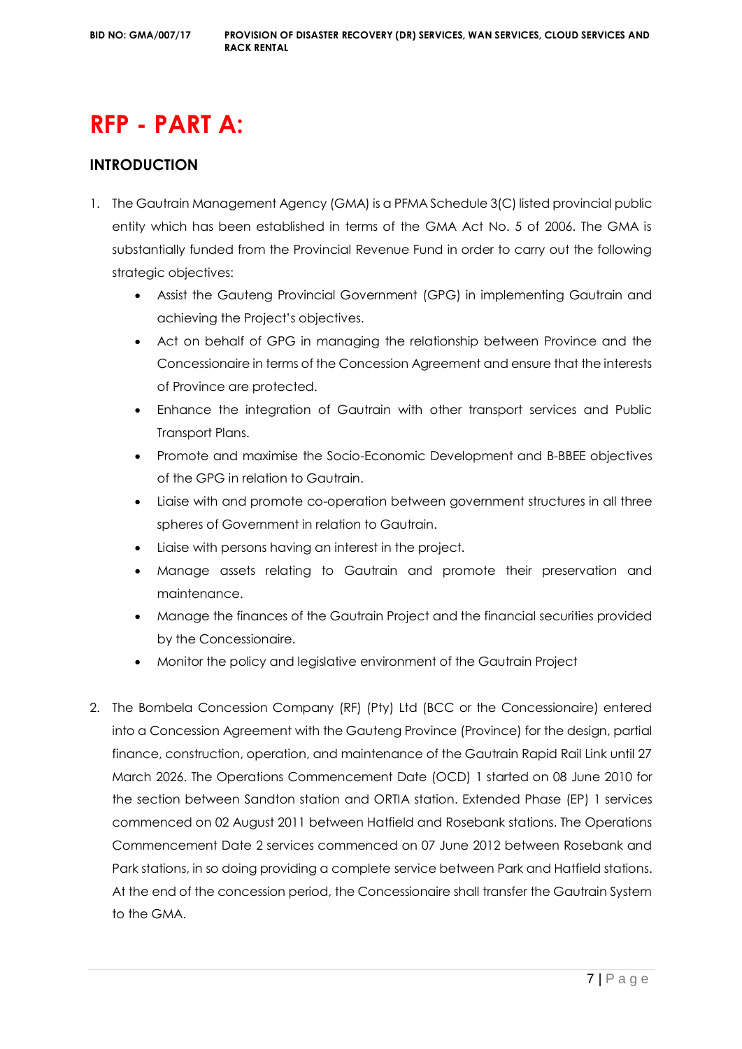# RFP - PART A:

## INTRODUCTION

1. The Gautrain Management Agency (GMA) is a PFMA Schedule 3(C) listed provincial public entity which has been established in terms of the GMA Act No. 5 of 2006. The GMA is substantially funded from the Provincial Revenue Fund in order to carry out the following strategic objectives:
   - Assist the Gauteng Provincial Government (GPG) in implementing Gautrain and achieving the Project's objectives.
   - Act on behalf of GPG in managing the relationship between Province and the Concessionaire in terms of the Concession Agreement and ensure that the interests of Province are protected.
   - Enhance the integration of Gautrain with other transport services and Public Transport Plans.
   - Promote and maximise the Socio-Economic Development and B-BBEE objectives of the GPG in relation to Gautrain.
   - Liaise with and promote co-operation between government structures in all three spheres of Government in relation to Gautrain.
   - Liaise with persons having an interest in the project.
   - Manage assets relating to Gautrain and promote their preservation and maintenance.
   - Manage the finances of the Gautrain Project and the financial securities provided by the Concessionaire.
   - Monitor the policy and legislative environment of the Gautrain Project

2. The Bombela Concession Company (RF) (Pty) Ltd (BCC or the Concessionaire) entered into a Concession Agreement with the Gauteng Province (Province) for the design, partial finance, construction, operation, and maintenance of the Gautrain Rapid Rail Link until 27 March 2026. The Operations Commencement Date (OCD) 1 started on 08 June 2010 for the section between Sandton station and ORTIA station. Extended Phase (EP) 1 services commenced on 02 August 2011 between Hatfield and Rosebank stations. The Operations Commencement Date 2 services commenced on 07 June 2012 between Rosebank and Park stations, in so doing providing a complete service between Park and Hatfield stations. At the end of the concession period, the Concessionaire shall transfer the Gautrain System to the GMA.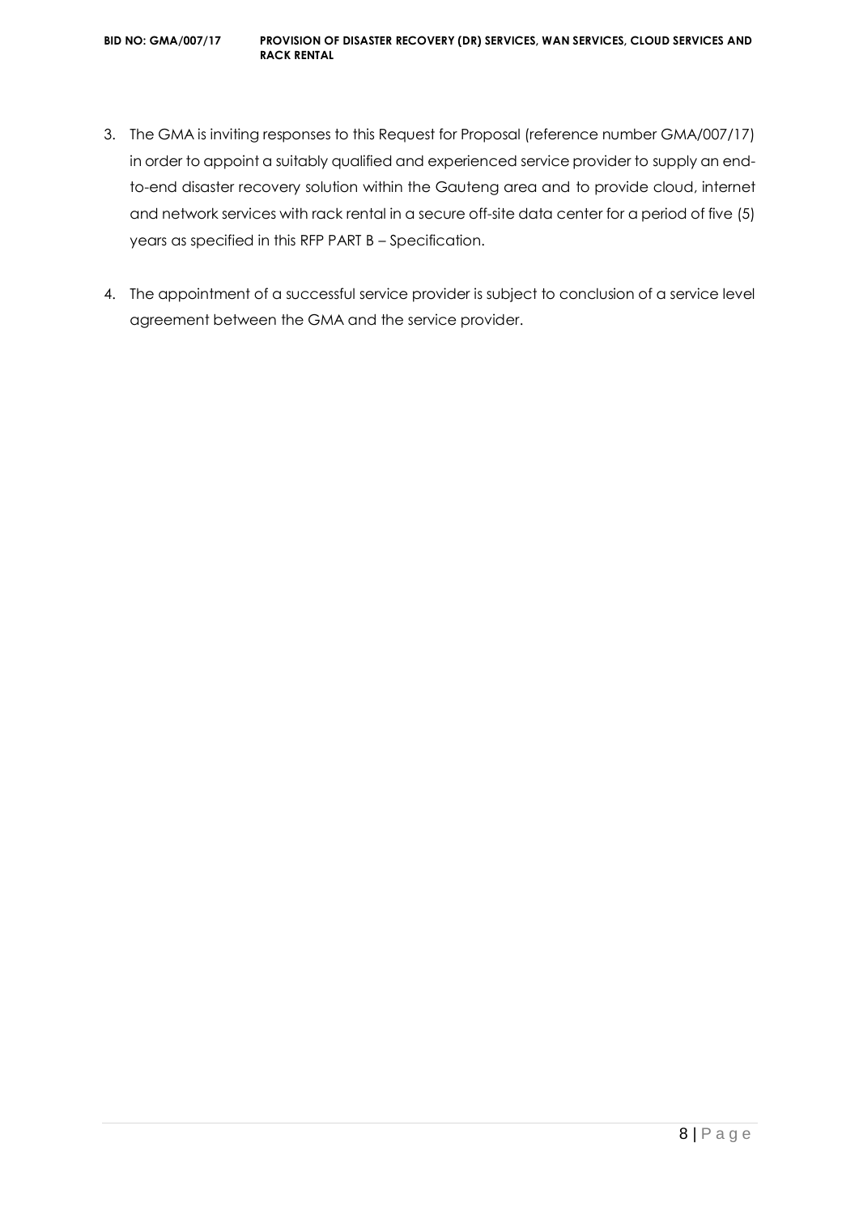3. The GMA is inviting responses to this Request for Proposal (reference number GMA/007/17) in order to appoint a suitably qualified and experienced service provider to supply an end-to-end disaster recovery solution within the Gauteng area and to provide cloud, internet and network services with rack rental in a secure off-site data center for a period of five (5) years as specified in this RFP PART B – Specification.

4. The appointment of a successful service provider is subject to conclusion of a service level agreement between the GMA and the service provider.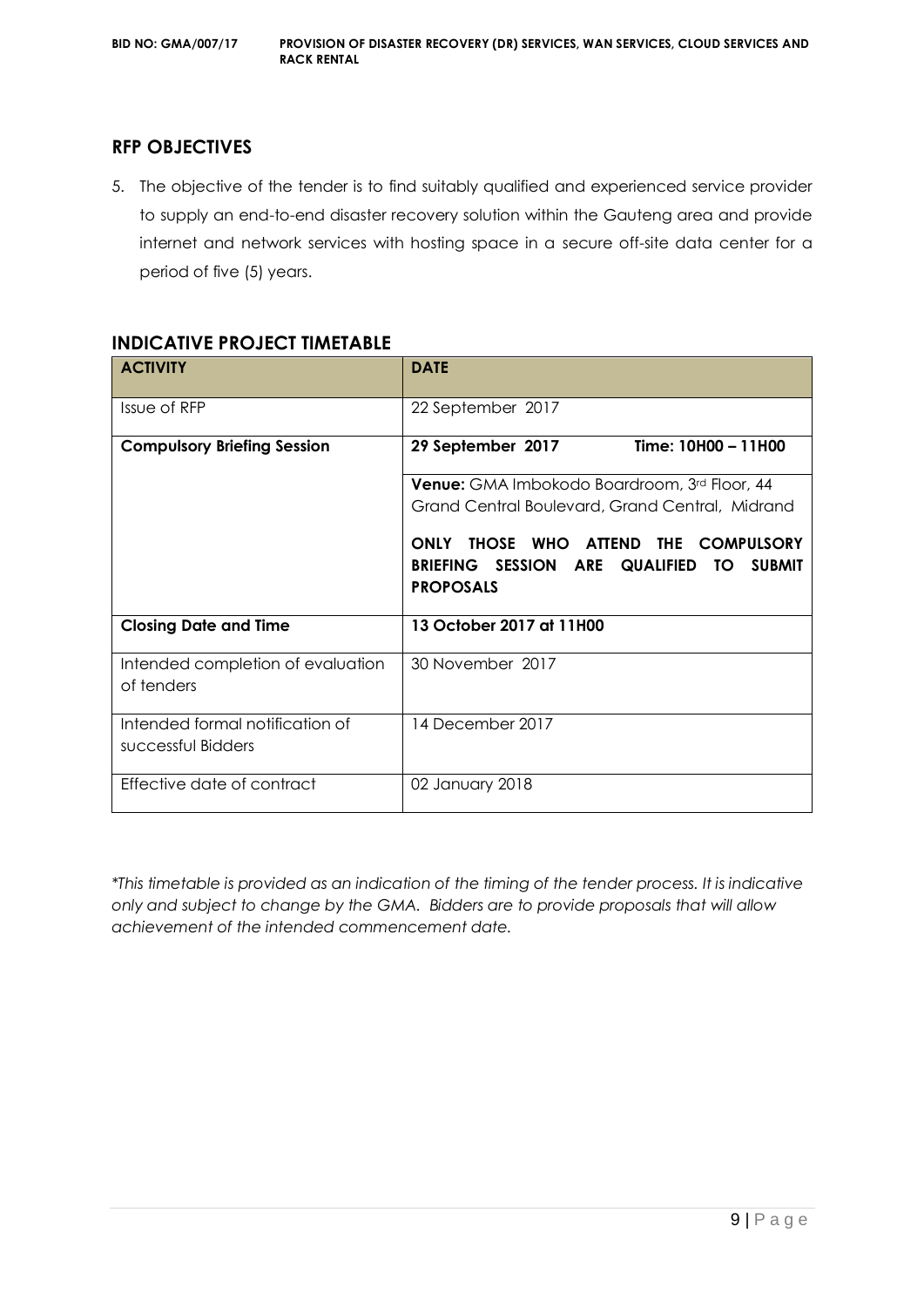## RFP OBJECTIVES

5. The objective of the tender is to find suitably qualified and experienced service provider to supply an end-to-end disaster recovery solution within the Gauteng area and provide internet and network services with hosting space in a secure off-site data center for a period of five (5) years.

## INDICATIVE PROJECT TIMETABLE

| ACTIVITY | DATE |
| --- | --- |
| Issue of RFP | 22 September 2017 |
| **Compulsory Briefing Session** | **29 September 2017 Time: 10H00 – 11H00**<br><br>**Venue:** GMA Imbokodo Boardroom, 3rd Floor, 44 Grand Central Boulevard, Grand Central, Midrand<br><br>**ONLY THOSE WHO ATTEND THE COMPULSORY BRIEFING SESSION ARE QUALIFIED TO SUBMIT PROPOSALS** |
| **Closing Date and Time** | **13 October 2017 at 11H00** |
| Intended completion of evaluation of tenders | 30 November 2017 |
| Intended formal notification of successful Bidders | 14 December 2017 |
| Effective date of contract | 02 January 2018 |

*This timetable is provided as an indication of the timing of the tender process. It is indicative only and subject to change by the GMA. Bidders are to provide proposals that will allow achievement of the intended commencement date.*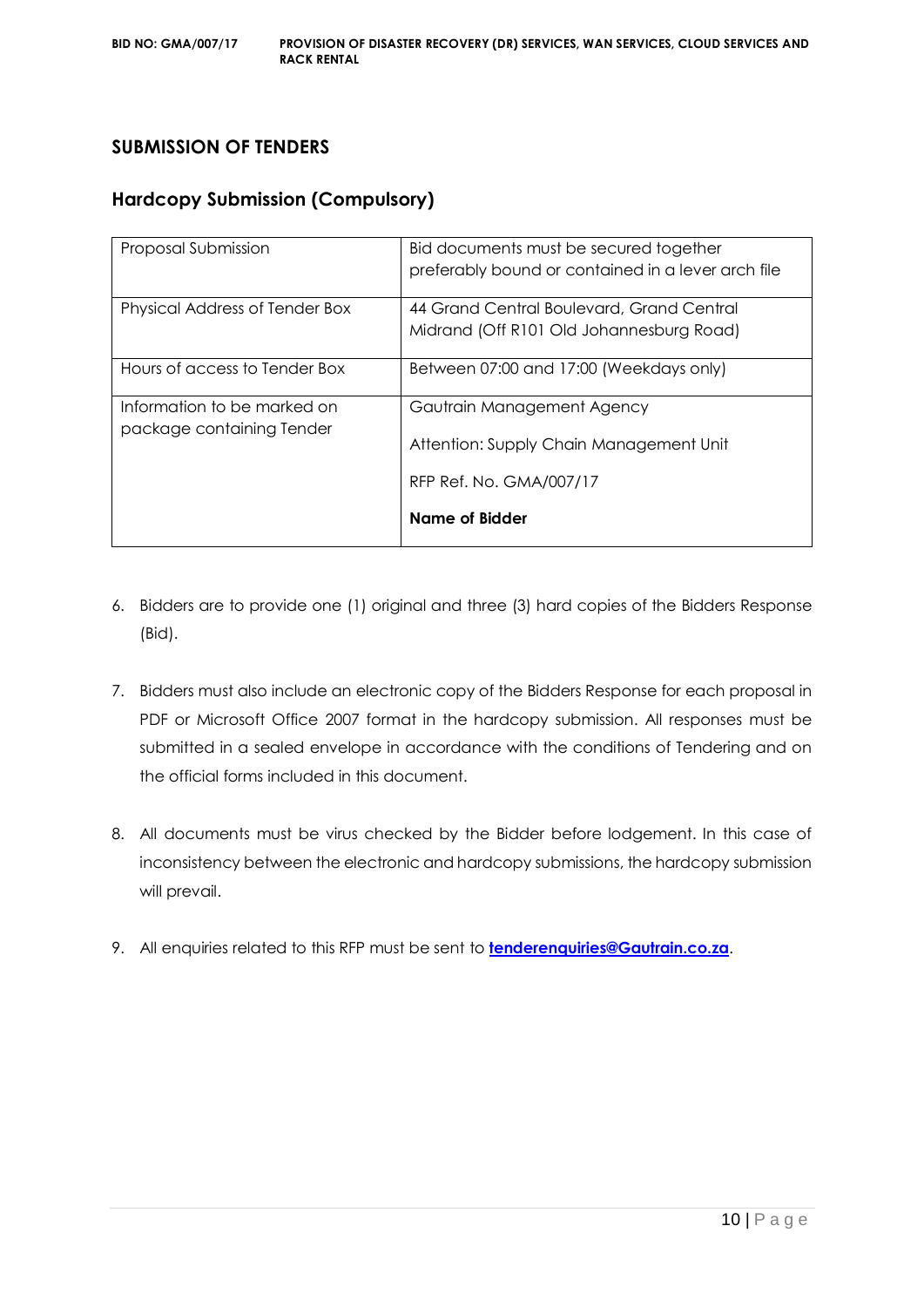## SUBMISSION OF TENDERS

### Hardcopy Submission (Compulsory)

| | |
|---|---|
| Proposal Submission | Bid documents must be secured together preferably bound or contained in a lever arch file |
| Physical Address of Tender Box | 44 Grand Central Boulevard, Grand Central Midrand (Off R101 Old Johannesburg Road) |
| Hours of access to Tender Box | Between 07:00 and 17:00 (Weekdays only) |
| Information to be marked on package containing Tender | Gautrain Management Agency<br><br>Attention: Supply Chain Management Unit<br><br>RFP Ref. No. GMA/007/17<br><br>**Name of Bidder** |

6. Bidders are to provide one (1) original and three (3) hard copies of the Bidders Response (Bid).

7. Bidders must also include an electronic copy of the Bidders Response for each proposal in PDF or Microsoft Office 2007 format in the hardcopy submission. All responses must be submitted in a sealed envelope in accordance with the conditions of Tendering and on the official forms included in this document.

8. All documents must be virus checked by the Bidder before lodgement. In this case of inconsistency between the electronic and hardcopy submissions, the hardcopy submission will prevail.

9. All enquiries related to this RFP must be sent to **tenderenquiries@Gautrain.co.za**.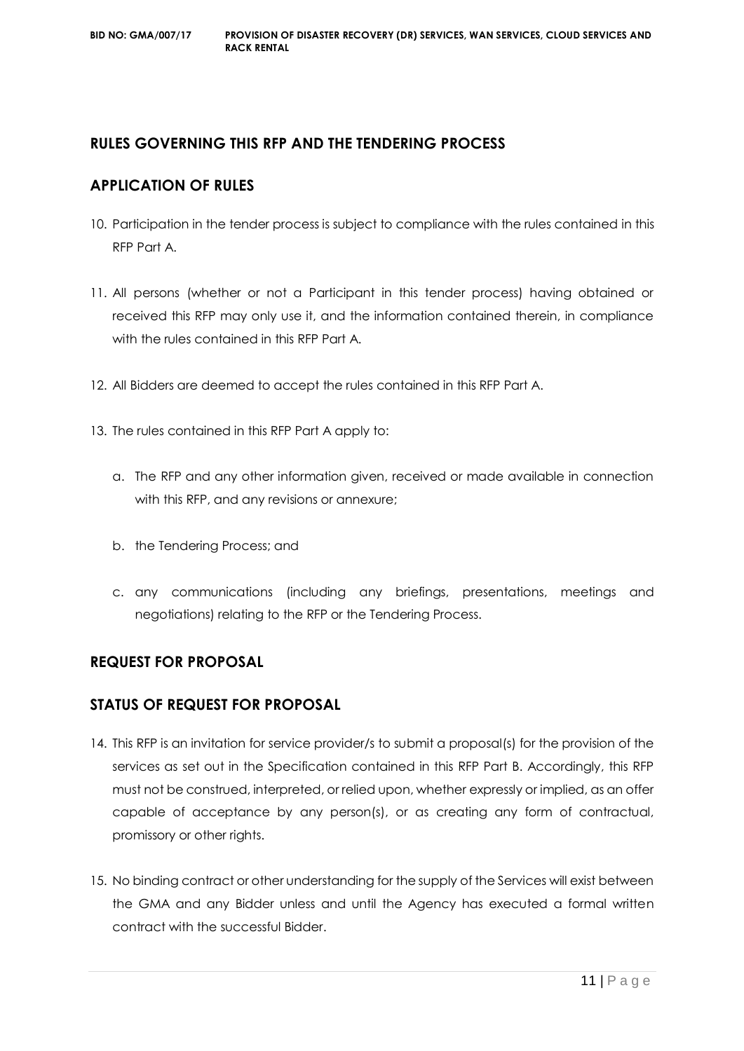## RULES GOVERNING THIS RFP AND THE TENDERING PROCESS

## APPLICATION OF RULES

10. Participation in the tender process is subject to compliance with the rules contained in this RFP Part A.

11. All persons (whether or not a Participant in this tender process) having obtained or received this RFP may only use it, and the information contained therein, in compliance with the rules contained in this RFP Part A.

12. All Bidders are deemed to accept the rules contained in this RFP Part A.

13. The rules contained in this RFP Part A apply to:

    a. The RFP and any other information given, received or made available in connection with this RFP, and any revisions or annexure;

    b. the Tendering Process; and

    c. any communications (including any briefings, presentations, meetings and negotiations) relating to the RFP or the Tendering Process.

## REQUEST FOR PROPOSAL

## STATUS OF REQUEST FOR PROPOSAL

14. This RFP is an invitation for service provider/s to submit a proposal(s) for the provision of the services as set out in the Specification contained in this RFP Part B. Accordingly, this RFP must not be construed, interpreted, or relied upon, whether expressly or implied, as an offer capable of acceptance by any person(s), or as creating any form of contractual, promissory or other rights.

15. No binding contract or other understanding for the supply of the Services will exist between the GMA and any Bidder unless and until the Agency has executed a formal written contract with the successful Bidder.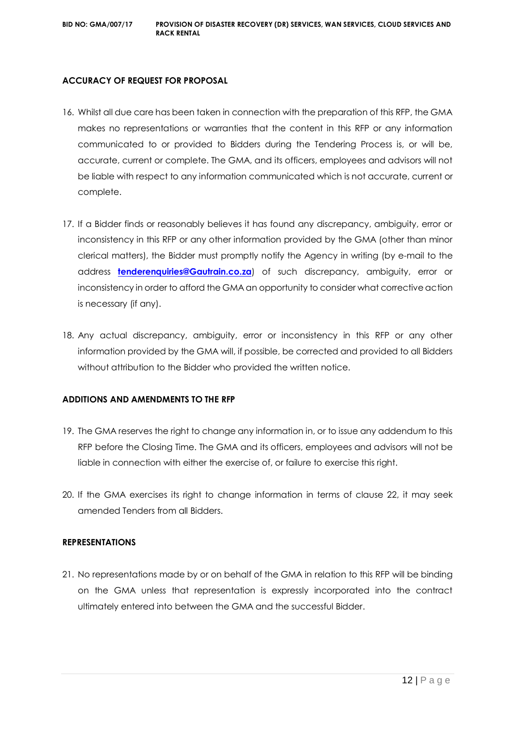## ACCURACY OF REQUEST FOR PROPOSAL

16. Whilst all due care has been taken in connection with the preparation of this RFP, the GMA makes no representations or warranties that the content in this RFP or any information communicated to or provided to Bidders during the Tendering Process is, or will be, accurate, current or complete. The GMA, and its officers, employees and advisors will not be liable with respect to any information communicated which is not accurate, current or complete.

17. If a Bidder finds or reasonably believes it has found any discrepancy, ambiguity, error or inconsistency in this RFP or any other information provided by the GMA (other than minor clerical matters), the Bidder must promptly notify the Agency in writing (by e-mail to the address **tenderenquiries@Gautrain.co.za**) of such discrepancy, ambiguity, error or inconsistency in order to afford the GMA an opportunity to consider what corrective action is necessary (if any).

18. Any actual discrepancy, ambiguity, error or inconsistency in this RFP or any other information provided by the GMA will, if possible, be corrected and provided to all Bidders without attribution to the Bidder who provided the written notice.

## ADDITIONS AND AMENDMENTS TO THE RFP

19. The GMA reserves the right to change any information in, or to issue any addendum to this RFP before the Closing Time. The GMA and its officers, employees and advisors will not be liable in connection with either the exercise of, or failure to exercise this right.

20. If the GMA exercises its right to change information in terms of clause 22, it may seek amended Tenders from all Bidders.

## REPRESENTATIONS

21. No representations made by or on behalf of the GMA in relation to this RFP will be binding on the GMA unless that representation is expressly incorporated into the contract ultimately entered into between the GMA and the successful Bidder.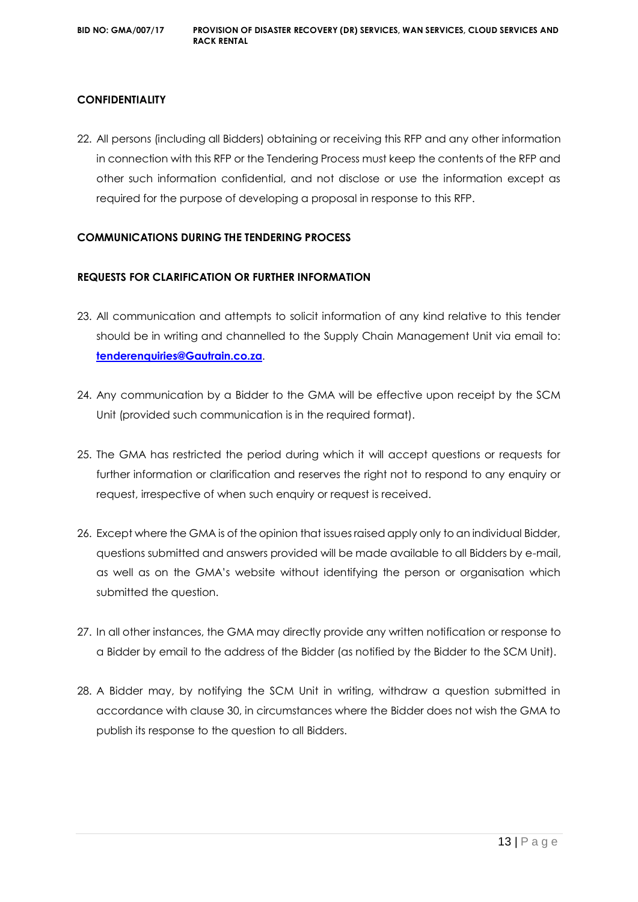## CONFIDENTIALITY

22. All persons (including all Bidders) obtaining or receiving this RFP and any other information in connection with this RFP or the Tendering Process must keep the contents of the RFP and other such information confidential, and not disclose or use the information except as required for the purpose of developing a proposal in response to this RFP.

## COMMUNICATIONS DURING THE TENDERING PROCESS

### REQUESTS FOR CLARIFICATION OR FURTHER INFORMATION

23. All communication and attempts to solicit information of any kind relative to this tender should be in writing and channelled to the Supply Chain Management Unit via email to: **tenderenquiries@Gautrain.co.za**.

24. Any communication by a Bidder to the GMA will be effective upon receipt by the SCM Unit (provided such communication is in the required format).

25. The GMA has restricted the period during which it will accept questions or requests for further information or clarification and reserves the right not to respond to any enquiry or request, irrespective of when such enquiry or request is received.

26. Except where the GMA is of the opinion that issues raised apply only to an individual Bidder, questions submitted and answers provided will be made available to all Bidders by e-mail, as well as on the GMA's website without identifying the person or organisation which submitted the question.

27. In all other instances, the GMA may directly provide any written notification or response to a Bidder by email to the address of the Bidder (as notified by the Bidder to the SCM Unit).

28. A Bidder may, by notifying the SCM Unit in writing, withdraw a question submitted in accordance with clause 30, in circumstances where the Bidder does not wish the GMA to publish its response to the question to all Bidders.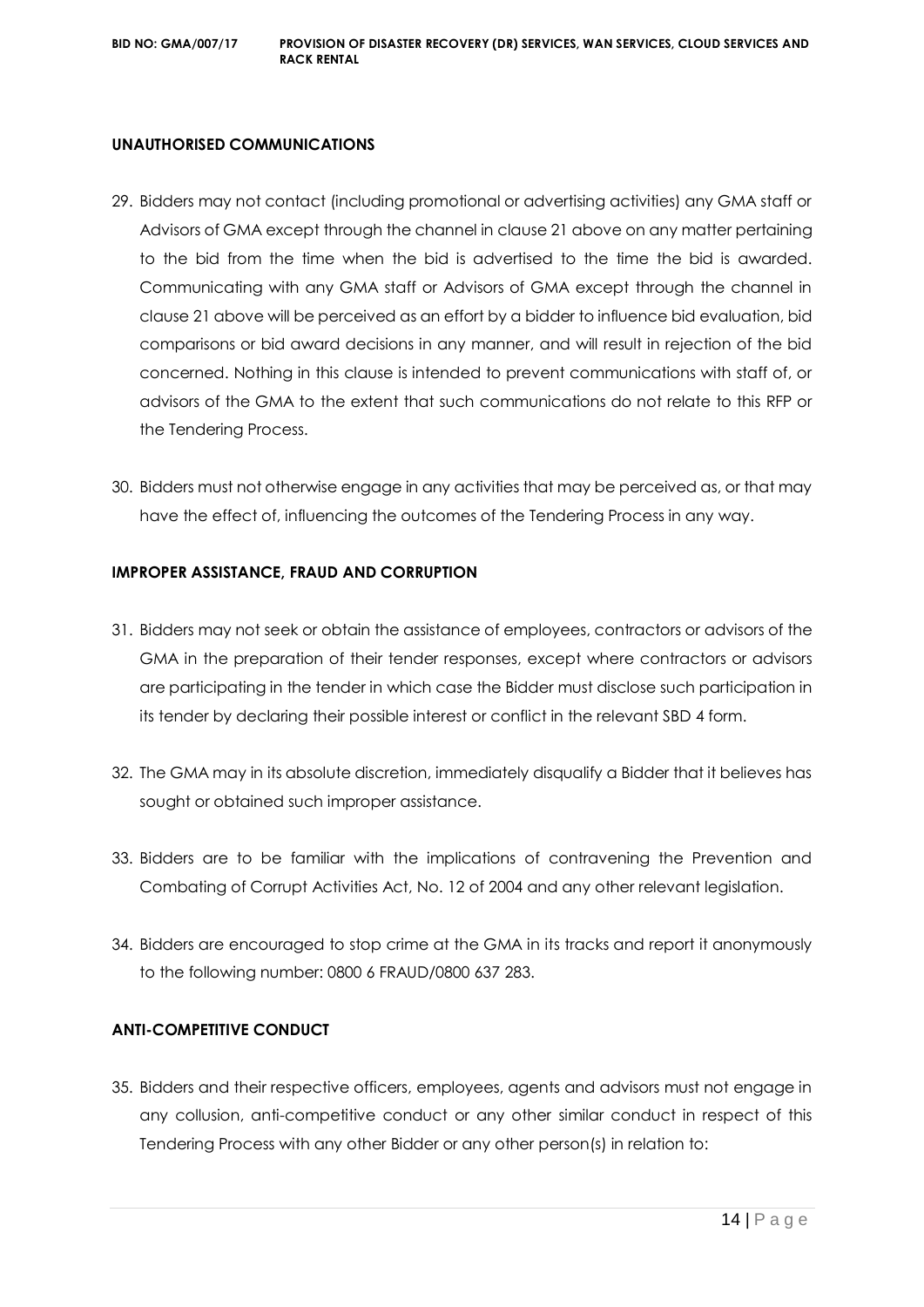## UNAUTHORISED COMMUNICATIONS

29. Bidders may not contact (including promotional or advertising activities) any GMA staff or Advisors of GMA except through the channel in clause 21 above on any matter pertaining to the bid from the time when the bid is advertised to the time the bid is awarded. Communicating with any GMA staff or Advisors of GMA except through the channel in clause 21 above will be perceived as an effort by a bidder to influence bid evaluation, bid comparisons or bid award decisions in any manner, and will result in rejection of the bid concerned. Nothing in this clause is intended to prevent communications with staff of, or advisors of the GMA to the extent that such communications do not relate to this RFP or the Tendering Process.

30. Bidders must not otherwise engage in any activities that may be perceived as, or that may have the effect of, influencing the outcomes of the Tendering Process in any way.

## IMPROPER ASSISTANCE, FRAUD AND CORRUPTION

31. Bidders may not seek or obtain the assistance of employees, contractors or advisors of the GMA in the preparation of their tender responses, except where contractors or advisors are participating in the tender in which case the Bidder must disclose such participation in its tender by declaring their possible interest or conflict in the relevant SBD 4 form.

32. The GMA may in its absolute discretion, immediately disqualify a Bidder that it believes has sought or obtained such improper assistance.

33. Bidders are to be familiar with the implications of contravening the Prevention and Combating of Corrupt Activities Act, No. 12 of 2004 and any other relevant legislation.

34. Bidders are encouraged to stop crime at the GMA in its tracks and report it anonymously to the following number: 0800 6 FRAUD/0800 637 283.

## ANTI-COMPETITIVE CONDUCT

35. Bidders and their respective officers, employees, agents and advisors must not engage in any collusion, anti-competitive conduct or any other similar conduct in respect of this Tendering Process with any other Bidder or any other person(s) in relation to: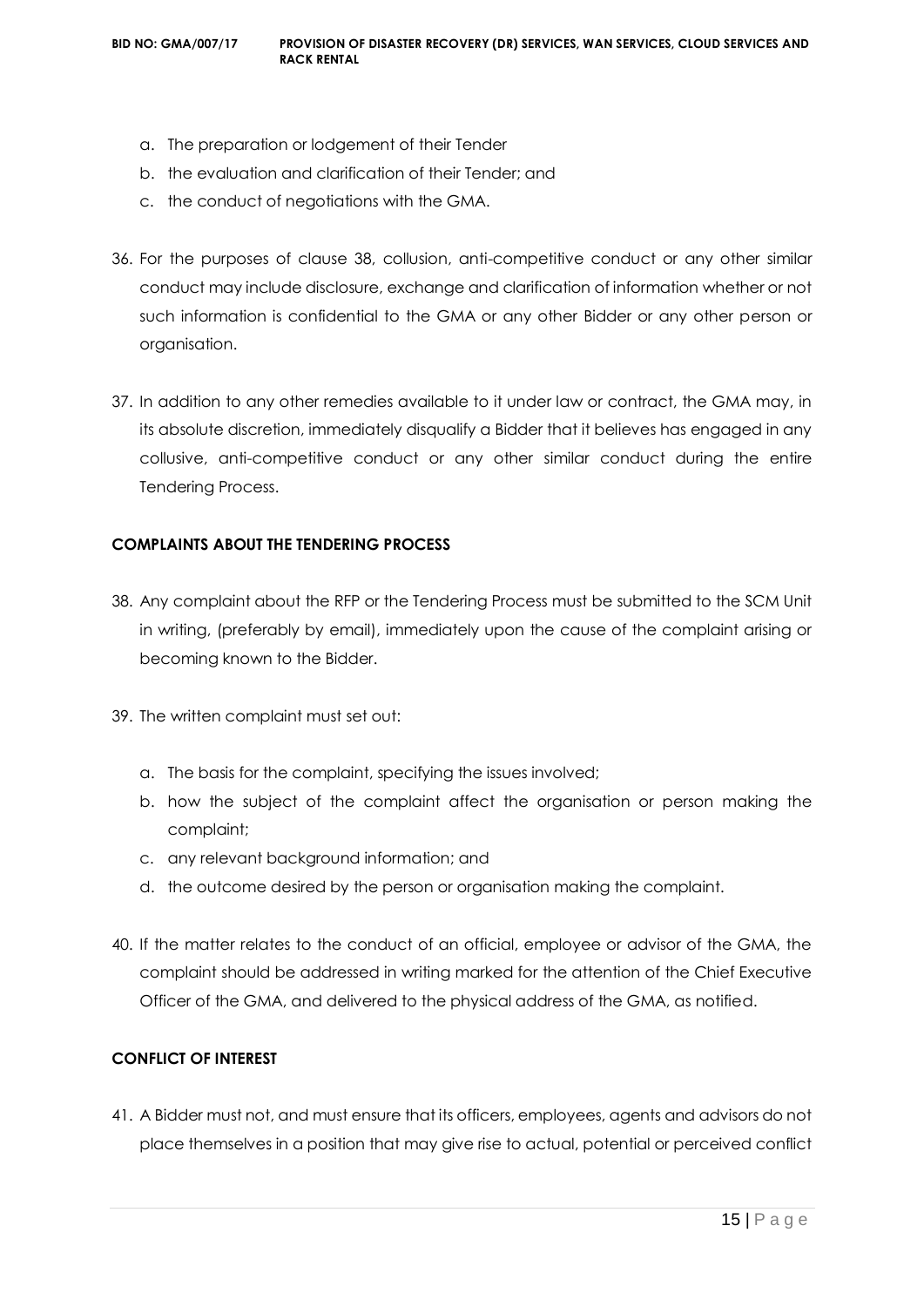a. The preparation or lodgement of their Tender
b. the evaluation and clarification of their Tender; and
c. the conduct of negotiations with the GMA.

36. For the purposes of clause 38, collusion, anti-competitive conduct or any other similar conduct may include disclosure, exchange and clarification of information whether or not such information is confidential to the GMA or any other Bidder or any other person or organisation.

37. In addition to any other remedies available to it under law or contract, the GMA may, in its absolute discretion, immediately disqualify a Bidder that it believes has engaged in any collusive, anti-competitive conduct or any other similar conduct during the entire Tendering Process.

**COMPLAINTS ABOUT THE TENDERING PROCESS**

38. Any complaint about the RFP or the Tendering Process must be submitted to the SCM Unit in writing, (preferably by email), immediately upon the cause of the complaint arising or becoming known to the Bidder.

39. The written complaint must set out:

    a. The basis for the complaint, specifying the issues involved;
    b. how the subject of the complaint affect the organisation or person making the complaint;
    c. any relevant background information; and
    d. the outcome desired by the person or organisation making the complaint.

40. If the matter relates to the conduct of an official, employee or advisor of the GMA, the complaint should be addressed in writing marked for the attention of the Chief Executive Officer of the GMA, and delivered to the physical address of the GMA, as notified.

**CONFLICT OF INTEREST**

41. A Bidder must not, and must ensure that its officers, employees, agents and advisors do not place themselves in a position that may give rise to actual, potential or perceived conflict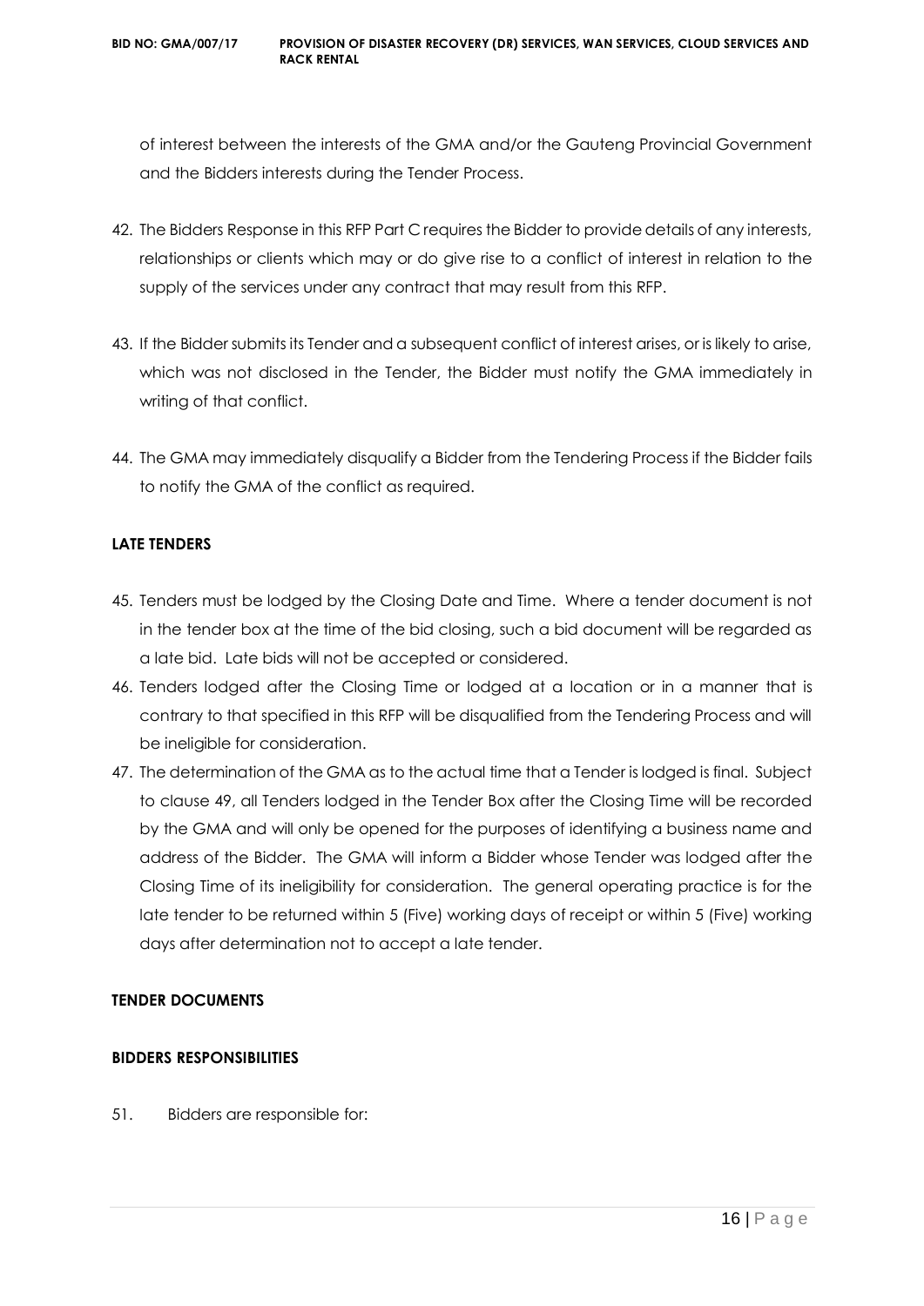of interest between the interests of the GMA and/or the Gauteng Provincial Government and the Bidders interests during the Tender Process.

42. The Bidders Response in this RFP Part C requires the Bidder to provide details of any interests, relationships or clients which may or do give rise to a conflict of interest in relation to the supply of the services under any contract that may result from this RFP.

43. If the Bidder submits its Tender and a subsequent conflict of interest arises, or is likely to arise, which was not disclosed in the Tender, the Bidder must notify the GMA immediately in writing of that conflict.

44. The GMA may immediately disqualify a Bidder from the Tendering Process if the Bidder fails to notify the GMA of the conflict as required.

**LATE TENDERS**

45. Tenders must be lodged by the Closing Date and Time. Where a tender document is not in the tender box at the time of the bid closing, such a bid document will be regarded as a late bid. Late bids will not be accepted or considered.
46. Tenders lodged after the Closing Time or lodged at a location or in a manner that is contrary to that specified in this RFP will be disqualified from the Tendering Process and will be ineligible for consideration.
47. The determination of the GMA as to the actual time that a Tender is lodged is final. Subject to clause 49, all Tenders lodged in the Tender Box after the Closing Time will be recorded by the GMA and will only be opened for the purposes of identifying a business name and address of the Bidder. The GMA will inform a Bidder whose Tender was lodged after the Closing Time of its ineligibility for consideration. The general operating practice is for the late tender to be returned within 5 (Five) working days of receipt or within 5 (Five) working days after determination not to accept a late tender.

**TENDER DOCUMENTS**

**BIDDERS RESPONSIBILITIES**

51. Bidders are responsible for: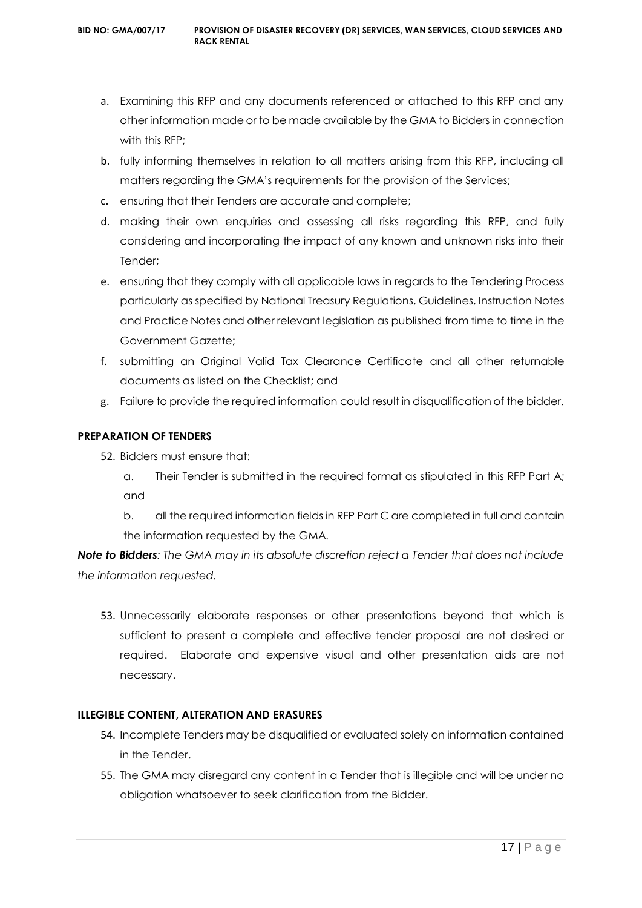a. Examining this RFP and any documents referenced or attached to this RFP and any other information made or to be made available by the GMA to Bidders in connection with this RFP;
b. fully informing themselves in relation to all matters arising from this RFP, including all matters regarding the GMA's requirements for the provision of the Services;
c. ensuring that their Tenders are accurate and complete;
d. making their own enquiries and assessing all risks regarding this RFP, and fully considering and incorporating the impact of any known and unknown risks into their Tender;
e. ensuring that they comply with all applicable laws in regards to the Tendering Process particularly as specified by National Treasury Regulations, Guidelines, Instruction Notes and Practice Notes and other relevant legislation as published from time to time in the Government Gazette;
f. submitting an Original Valid Tax Clearance Certificate and all other returnable documents as listed on the Checklist; and
g. Failure to provide the required information could result in disqualification of the bidder.

**PREPARATION OF TENDERS**

52. Bidders must ensure that:

    a. Their Tender is submitted in the required format as stipulated in this RFP Part A; and

    b. all the required information fields in RFP Part C are completed in full and contain the information requested by the GMA.

***Note to Bidders**: The GMA may in its absolute discretion reject a Tender that does not include the information requested.*

53. Unnecessarily elaborate responses or other presentations beyond that which is sufficient to present a complete and effective tender proposal are not desired or required. Elaborate and expensive visual and other presentation aids are not necessary.

**ILLEGIBLE CONTENT, ALTERATION AND ERASURES**

54. Incomplete Tenders may be disqualified or evaluated solely on information contained in the Tender.
55. The GMA may disregard any content in a Tender that is illegible and will be under no obligation whatsoever to seek clarification from the Bidder.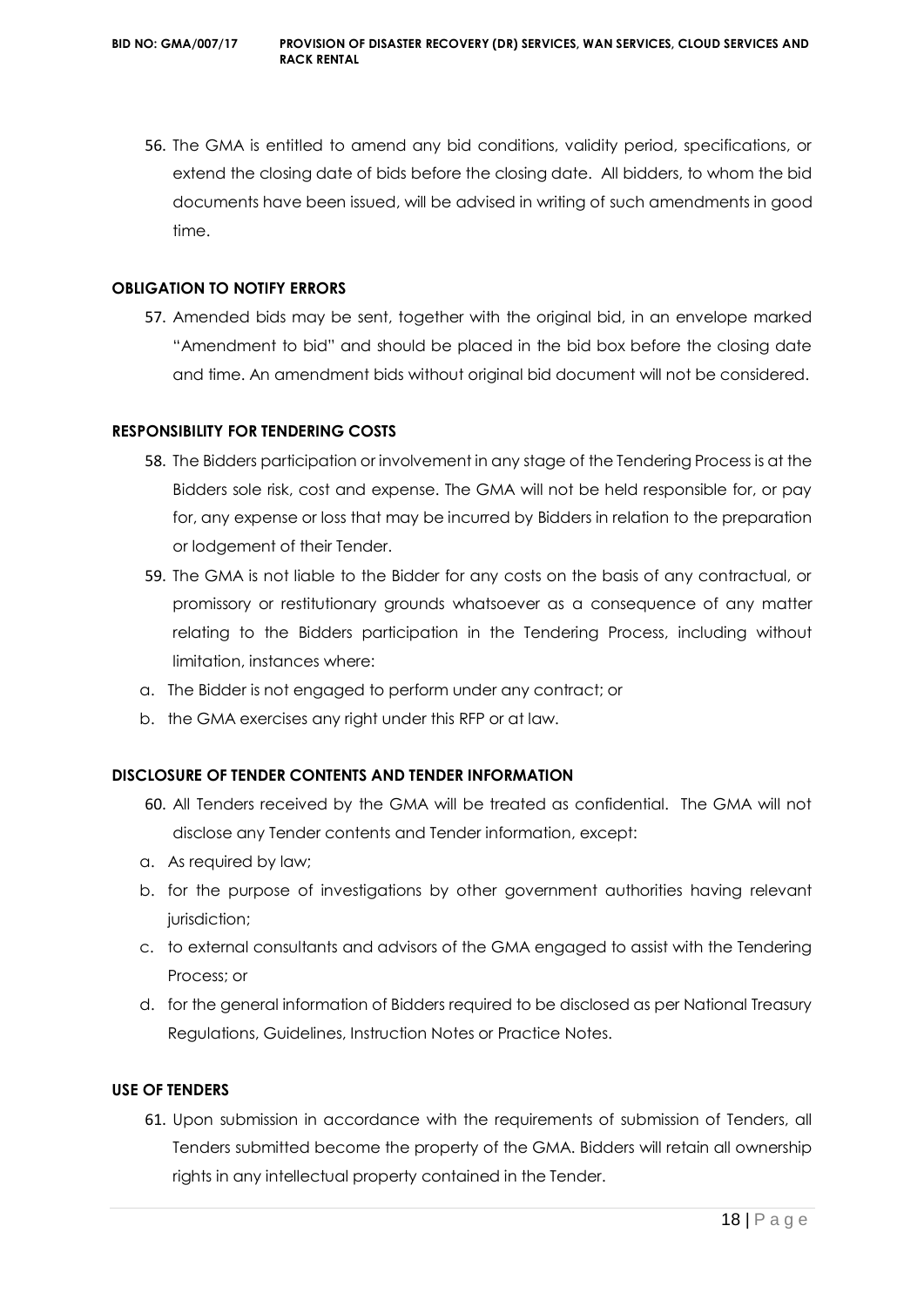56. The GMA is entitled to amend any bid conditions, validity period, specifications, or extend the closing date of bids before the closing date. All bidders, to whom the bid documents have been issued, will be advised in writing of such amendments in good time.

**OBLIGATION TO NOTIFY ERRORS**

57. Amended bids may be sent, together with the original bid, in an envelope marked "Amendment to bid" and should be placed in the bid box before the closing date and time. An amendment bids without original bid document will not be considered.

**RESPONSIBILITY FOR TENDERING COSTS**

58. The Bidders participation or involvement in any stage of the Tendering Process is at the Bidders sole risk, cost and expense. The GMA will not be held responsible for, or pay for, any expense or loss that may be incurred by Bidders in relation to the preparation or lodgement of their Tender.
59. The GMA is not liable to the Bidder for any costs on the basis of any contractual, or promissory or restitutionary grounds whatsoever as a consequence of any matter relating to the Bidders participation in the Tendering Process, including without limitation, instances where:

a. The Bidder is not engaged to perform under any contract; or
b. the GMA exercises any right under this RFP or at law.

**DISCLOSURE OF TENDER CONTENTS AND TENDER INFORMATION**

60. All Tenders received by the GMA will be treated as confidential. The GMA will not disclose any Tender contents and Tender information, except:

a. As required by law;
b. for the purpose of investigations by other government authorities having relevant jurisdiction;
c. to external consultants and advisors of the GMA engaged to assist with the Tendering Process; or
d. for the general information of Bidders required to be disclosed as per National Treasury Regulations, Guidelines, Instruction Notes or Practice Notes.

**USE OF TENDERS**

61. Upon submission in accordance with the requirements of submission of Tenders, all Tenders submitted become the property of the GMA. Bidders will retain all ownership rights in any intellectual property contained in the Tender.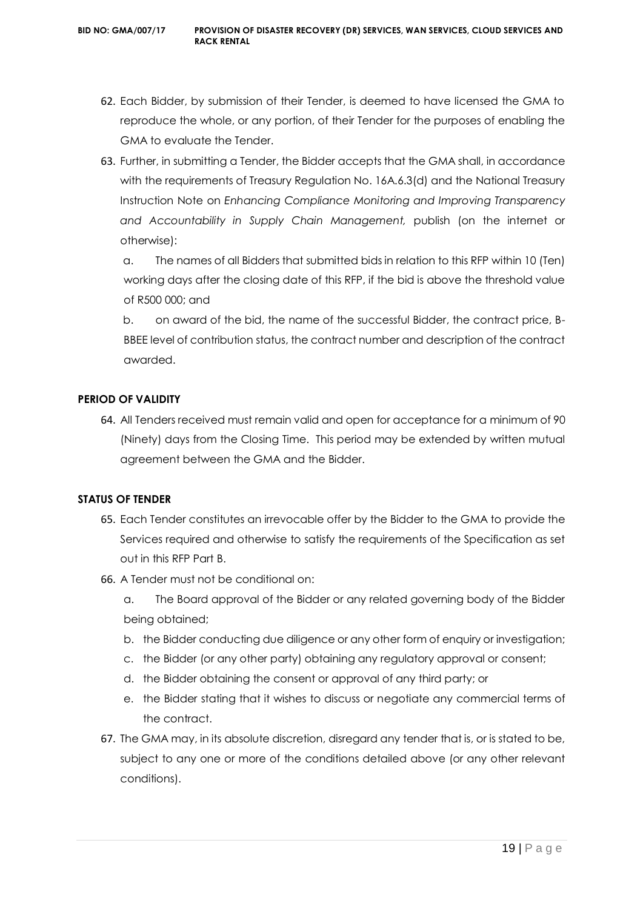62. Each Bidder, by submission of their Tender, is deemed to have licensed the GMA to reproduce the whole, or any portion, of their Tender for the purposes of enabling the GMA to evaluate the Tender.
63. Further, in submitting a Tender, the Bidder accepts that the GMA shall, in accordance with the requirements of Treasury Regulation No. 16A.6.3(d) and the National Treasury Instruction Note on *Enhancing Compliance Monitoring and Improving Transparency and Accountability in Supply Chain Management,* publish (on the internet or otherwise):

    a. The names of all Bidders that submitted bids in relation to this RFP within 10 (Ten) working days after the closing date of this RFP, if the bid is above the threshold value of R500 000; and

    b. on award of the bid, the name of the successful Bidder, the contract price, B-BBEE level of contribution status, the contract number and description of the contract awarded.

**PERIOD OF VALIDITY**

64. All Tenders received must remain valid and open for acceptance for a minimum of 90 (Ninety) days from the Closing Time. This period may be extended by written mutual agreement between the GMA and the Bidder.

**STATUS OF TENDER**

65. Each Tender constitutes an irrevocable offer by the Bidder to the GMA to provide the Services required and otherwise to satisfy the requirements of the Specification as set out in this RFP Part B.
66. A Tender must not be conditional on:
    a. The Board approval of the Bidder or any related governing body of the Bidder being obtained;
    b. the Bidder conducting due diligence or any other form of enquiry or investigation;
    c. the Bidder (or any other party) obtaining any regulatory approval or consent;
    d. the Bidder obtaining the consent or approval of any third party; or
    e. the Bidder stating that it wishes to discuss or negotiate any commercial terms of the contract.
67. The GMA may, in its absolute discretion, disregard any tender that is, or is stated to be, subject to any one or more of the conditions detailed above (or any other relevant conditions).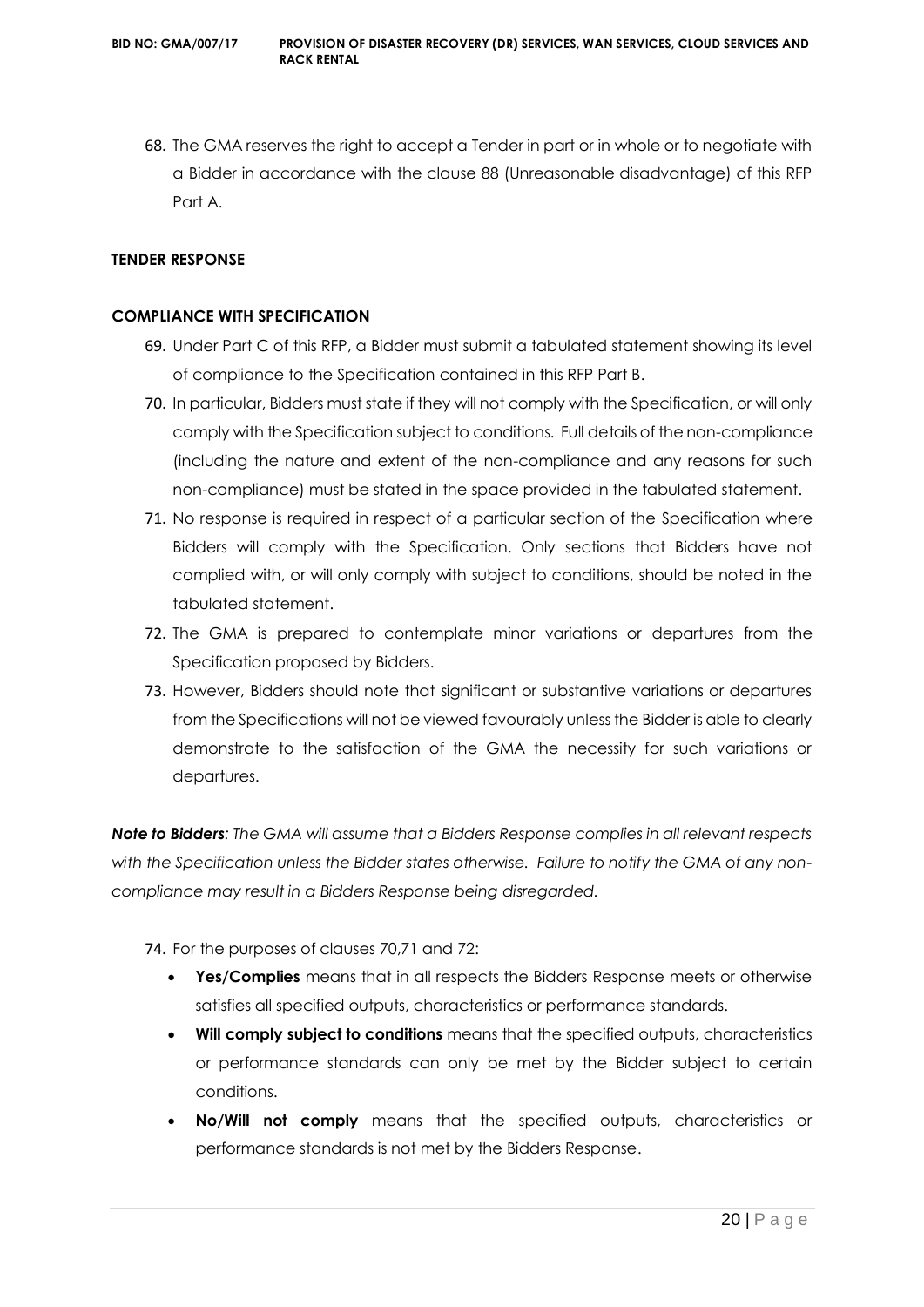68. The GMA reserves the right to accept a Tender in part or in whole or to negotiate with a Bidder in accordance with the clause 88 (Unreasonable disadvantage) of this RFP Part A.

**TENDER RESPONSE**

**COMPLIANCE WITH SPECIFICATION**

69. Under Part C of this RFP, a Bidder must submit a tabulated statement showing its level of compliance to the Specification contained in this RFP Part B.
70. In particular, Bidders must state if they will not comply with the Specification, or will only comply with the Specification subject to conditions. Full details of the non-compliance (including the nature and extent of the non-compliance and any reasons for such non-compliance) must be stated in the space provided in the tabulated statement.
71. No response is required in respect of a particular section of the Specification where Bidders will comply with the Specification. Only sections that Bidders have not complied with, or will only comply with subject to conditions, should be noted in the tabulated statement.
72. The GMA is prepared to contemplate minor variations or departures from the Specification proposed by Bidders.
73. However, Bidders should note that significant or substantive variations or departures from the Specifications will not be viewed favourably unless the Bidder is able to clearly demonstrate to the satisfaction of the GMA the necessity for such variations or departures.

***Note to Bidders****: The GMA will assume that a Bidders Response complies in all relevant respects with the Specification unless the Bidder states otherwise. Failure to notify the GMA of any non-compliance may result in a Bidders Response being disregarded.*

74. For the purposes of clauses 70,71 and 72:
    - **Yes/Complies** means that in all respects the Bidders Response meets or otherwise satisfies all specified outputs, characteristics or performance standards.
    - **Will comply subject to conditions** means that the specified outputs, characteristics or performance standards can only be met by the Bidder subject to certain conditions.
    - **No/Will not comply** means that the specified outputs, characteristics or performance standards is not met by the Bidders Response.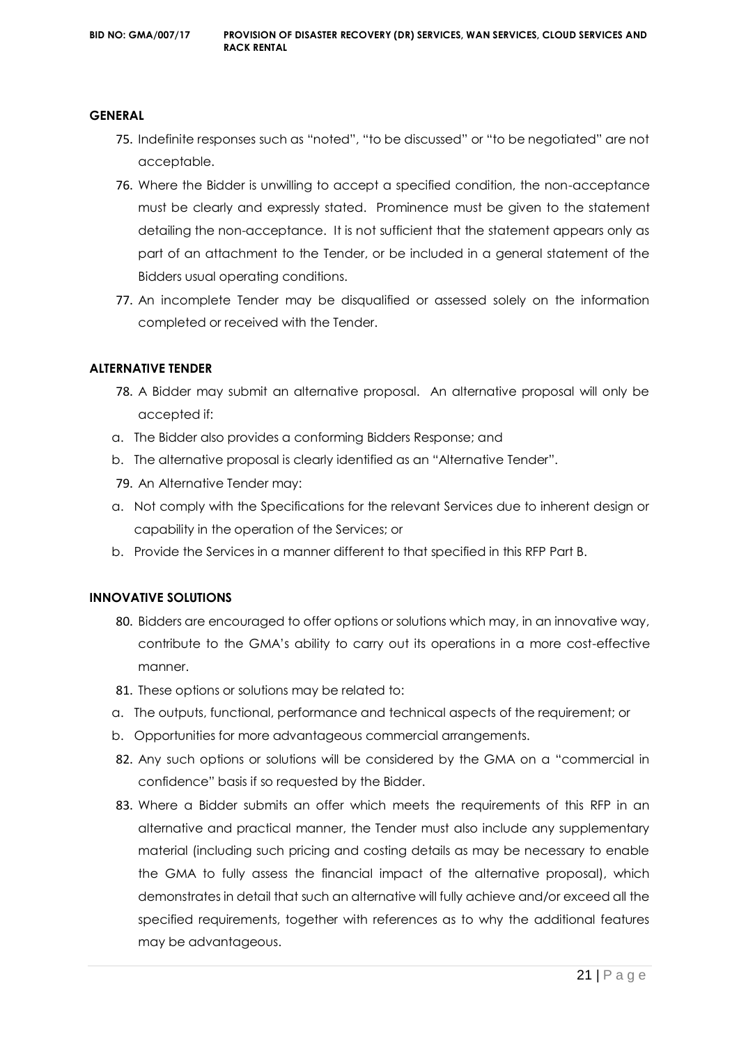**GENERAL**

75. Indefinite responses such as "noted", "to be discussed" or "to be negotiated" are not acceptable.
76. Where the Bidder is unwilling to accept a specified condition, the non-acceptance must be clearly and expressly stated. Prominence must be given to the statement detailing the non-acceptance. It is not sufficient that the statement appears only as part of an attachment to the Tender, or be included in a general statement of the Bidders usual operating conditions.
77. An incomplete Tender may be disqualified or assessed solely on the information completed or received with the Tender.

**ALTERNATIVE TENDER**

78. A Bidder may submit an alternative proposal. An alternative proposal will only be accepted if:

a. The Bidder also provides a conforming Bidders Response; and

b. The alternative proposal is clearly identified as an "Alternative Tender".

79. An Alternative Tender may:

a. Not comply with the Specifications for the relevant Services due to inherent design or capability in the operation of the Services; or

b. Provide the Services in a manner different to that specified in this RFP Part B.

**INNOVATIVE SOLUTIONS**

80. Bidders are encouraged to offer options or solutions which may, in an innovative way, contribute to the GMA's ability to carry out its operations in a more cost-effective manner.
81. These options or solutions may be related to:

a. The outputs, functional, performance and technical aspects of the requirement; or

b. Opportunities for more advantageous commercial arrangements.

82. Any such options or solutions will be considered by the GMA on a "commercial in confidence" basis if so requested by the Bidder.
83. Where a Bidder submits an offer which meets the requirements of this RFP in an alternative and practical manner, the Tender must also include any supplementary material (including such pricing and costing details as may be necessary to enable the GMA to fully assess the financial impact of the alternative proposal), which demonstrates in detail that such an alternative will fully achieve and/or exceed all the specified requirements, together with references as to why the additional features may be advantageous.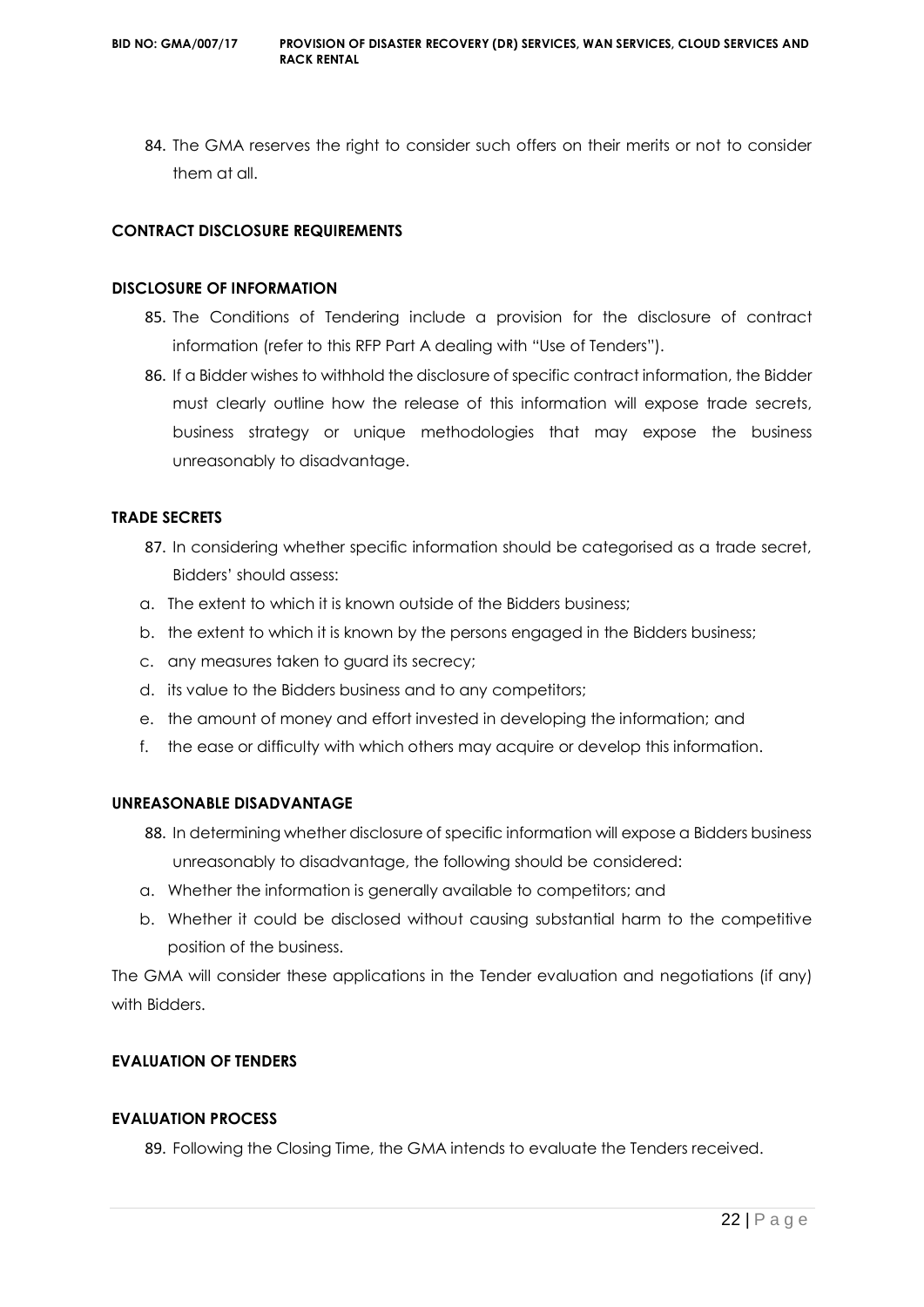84. The GMA reserves the right to consider such offers on their merits or not to consider them at all.

**CONTRACT DISCLOSURE REQUIREMENTS**

**DISCLOSURE OF INFORMATION**

85. The Conditions of Tendering include a provision for the disclosure of contract information (refer to this RFP Part A dealing with "Use of Tenders").
86. If a Bidder wishes to withhold the disclosure of specific contract information, the Bidder must clearly outline how the release of this information will expose trade secrets, business strategy or unique methodologies that may expose the business unreasonably to disadvantage.

**TRADE SECRETS**

87. In considering whether specific information should be categorised as a trade secret, Bidders' should assess:

a. The extent to which it is known outside of the Bidders business;
b. the extent to which it is known by the persons engaged in the Bidders business;
c. any measures taken to guard its secrecy;
d. its value to the Bidders business and to any competitors;
e. the amount of money and effort invested in developing the information; and
f. the ease or difficulty with which others may acquire or develop this information.

**UNREASONABLE DISADVANTAGE**

88. In determining whether disclosure of specific information will expose a Bidders business unreasonably to disadvantage, the following should be considered:

a. Whether the information is generally available to competitors; and
b. Whether it could be disclosed without causing substantial harm to the competitive position of the business.

The GMA will consider these applications in the Tender evaluation and negotiations (if any) with Bidders.

**EVALUATION OF TENDERS**

**EVALUATION PROCESS**

89. Following the Closing Time, the GMA intends to evaluate the Tenders received.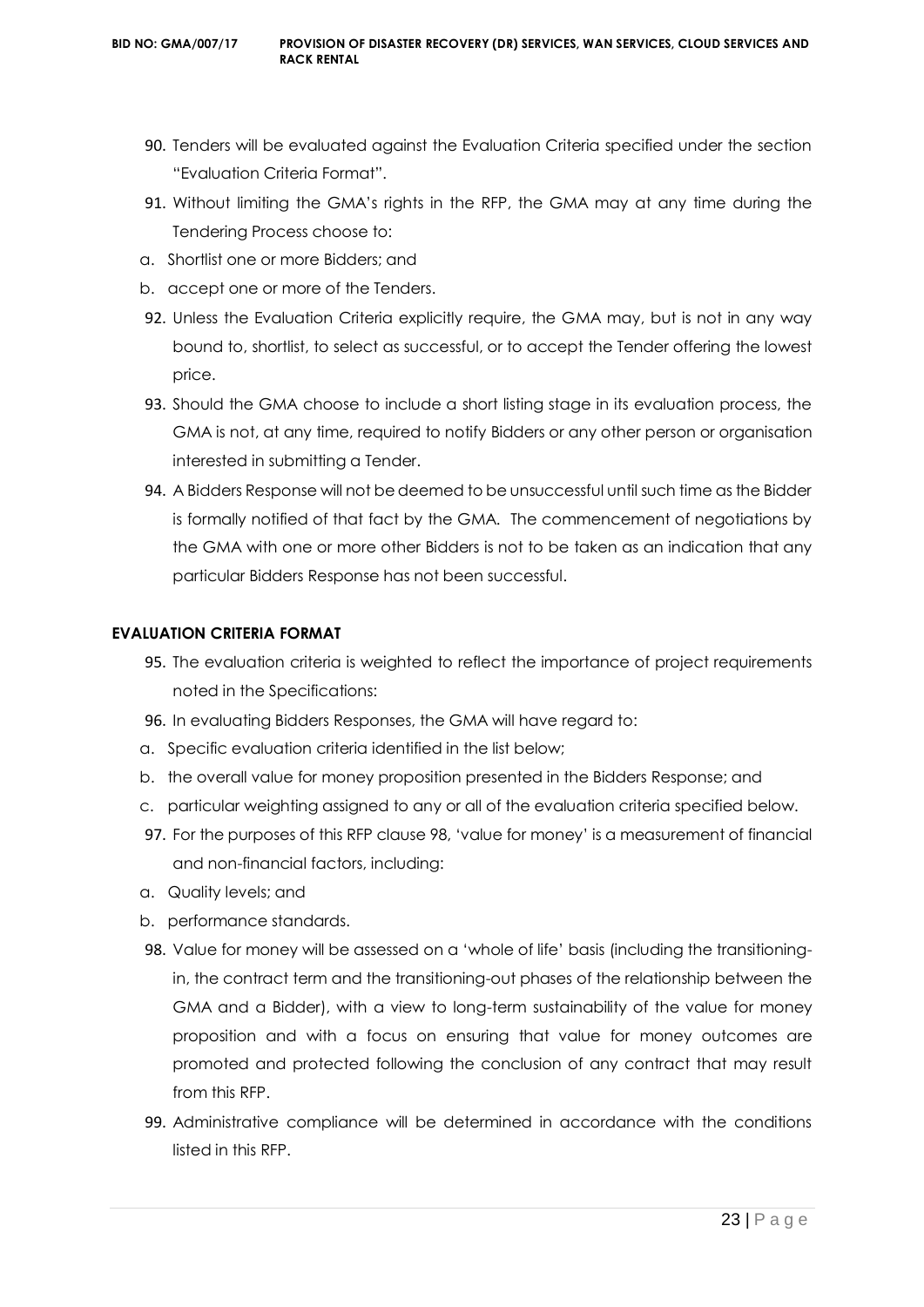90. Tenders will be evaluated against the Evaluation Criteria specified under the section "Evaluation Criteria Format".

91. Without limiting the GMA's rights in the RFP, the GMA may at any time during the Tendering Process choose to:

a. Shortlist one or more Bidders; and

b. accept one or more of the Tenders.

92. Unless the Evaluation Criteria explicitly require, the GMA may, but is not in any way bound to, shortlist, to select as successful, or to accept the Tender offering the lowest price.

93. Should the GMA choose to include a short listing stage in its evaluation process, the GMA is not, at any time, required to notify Bidders or any other person or organisation interested in submitting a Tender.

94. A Bidders Response will not be deemed to be unsuccessful until such time as the Bidder is formally notified of that fact by the GMA. The commencement of negotiations by the GMA with one or more other Bidders is not to be taken as an indication that any particular Bidders Response has not been successful.

**EVALUATION CRITERIA FORMAT**

95. The evaluation criteria is weighted to reflect the importance of project requirements noted in the Specifications:

96. In evaluating Bidders Responses, the GMA will have regard to:

a. Specific evaluation criteria identified in the list below;

b. the overall value for money proposition presented in the Bidders Response; and

c. particular weighting assigned to any or all of the evaluation criteria specified below.

97. For the purposes of this RFP clause 98, 'value for money' is a measurement of financial and non-financial factors, including:

a. Quality levels; and

b. performance standards.

98. Value for money will be assessed on a 'whole of life' basis (including the transitioning-in, the contract term and the transitioning-out phases of the relationship between the GMA and a Bidder), with a view to long-term sustainability of the value for money proposition and with a focus on ensuring that value for money outcomes are promoted and protected following the conclusion of any contract that may result from this RFP.

99. Administrative compliance will be determined in accordance with the conditions listed in this RFP.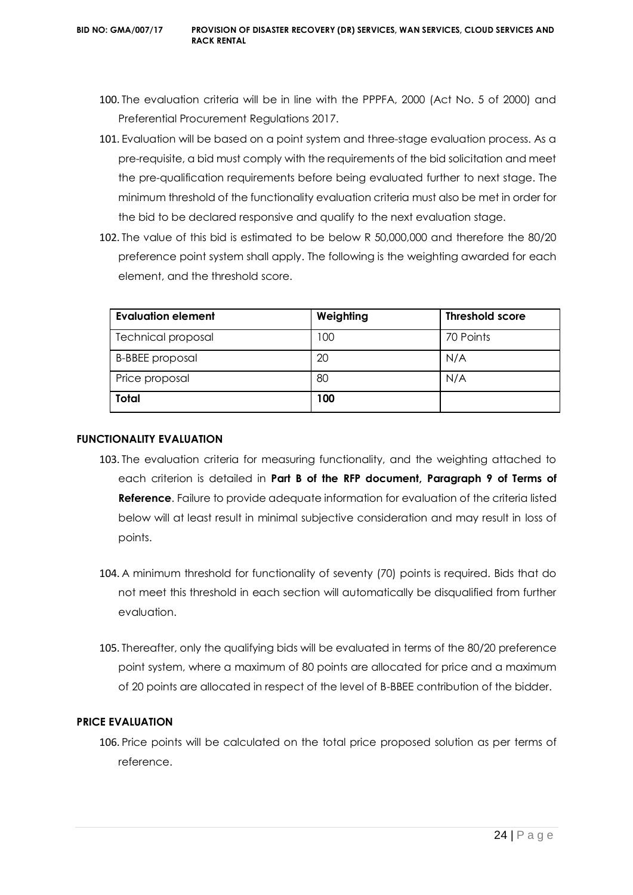100. The evaluation criteria will be in line with the PPPFA, 2000 (Act No. 5 of 2000) and Preferential Procurement Regulations 2017.

101. Evaluation will be based on a point system and three-stage evaluation process. As a pre-requisite, a bid must comply with the requirements of the bid solicitation and meet the pre-qualification requirements before being evaluated further to next stage. The minimum threshold of the functionality evaluation criteria must also be met in order for the bid to be declared responsive and qualify to the next evaluation stage.

102. The value of this bid is estimated to be below R 50,000,000 and therefore the 80/20 preference point system shall apply. The following is the weighting awarded for each element, and the threshold score.

| Evaluation element | Weighting | Threshold score |
|---|---|---|
| Technical proposal | 100 | 70 Points |
| B-BBEE proposal | 20 | N/A |
| Price proposal | 80 | N/A |
| **Total** | **100** | |

### FUNCTIONALITY EVALUATION

103. The evaluation criteria for measuring functionality, and the weighting attached to each criterion is detailed in **Part B of the RFP document, Paragraph 9 of Terms of Reference**. Failure to provide adequate information for evaluation of the criteria listed below will at least result in minimal subjective consideration and may result in loss of points.

104. A minimum threshold for functionality of seventy (70) points is required. Bids that do not meet this threshold in each section will automatically be disqualified from further evaluation.

105. Thereafter, only the qualifying bids will be evaluated in terms of the 80/20 preference point system, where a maximum of 80 points are allocated for price and a maximum of 20 points are allocated in respect of the level of B-BBEE contribution of the bidder.

### PRICE EVALUATION

106. Price points will be calculated on the total price proposed solution as per terms of reference.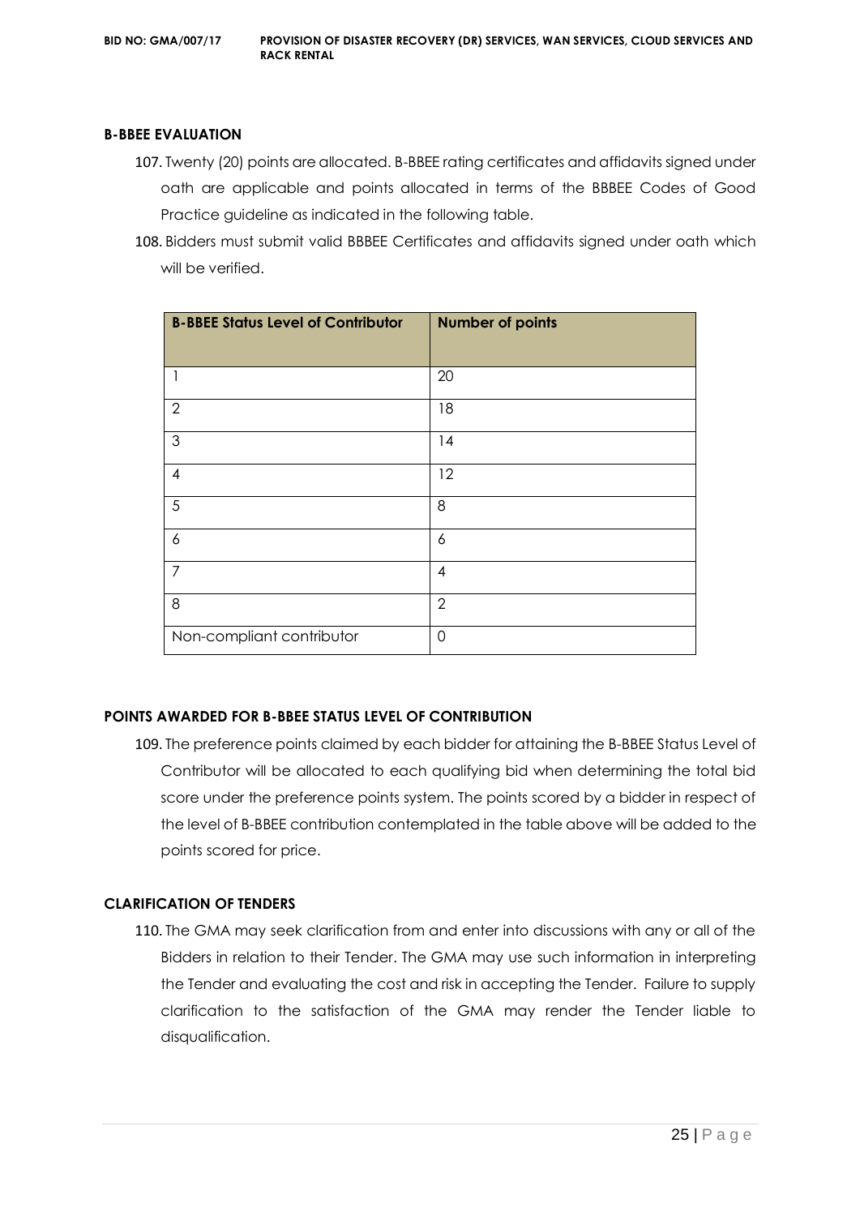### B-BBEE EVALUATION

107. Twenty (20) points are allocated. B-BBEE rating certificates and affidavits signed under oath are applicable and points allocated in terms of the BBBEE Codes of Good Practice guideline as indicated in the following table.
108. Bidders must submit valid BBBEE Certificates and affidavits signed under oath which will be verified.

| B-BBEE Status Level of Contributor | Number of points |
|---|---|
| 1 | 20 |
| 2 | 18 |
| 3 | 14 |
| 4 | 12 |
| 5 | 8 |
| 6 | 6 |
| 7 | 4 |
| 8 | 2 |
| Non-compliant contributor | 0 |

### POINTS AWARDED FOR B-BBEE STATUS LEVEL OF CONTRIBUTION

109. The preference points claimed by each bidder for attaining the B-BBEE Status Level of Contributor will be allocated to each qualifying bid when determining the total bid score under the preference points system. The points scored by a bidder in respect of the level of B-BBEE contribution contemplated in the table above will be added to the points scored for price.

### CLARIFICATION OF TENDERS

110. The GMA may seek clarification from and enter into discussions with any or all of the Bidders in relation to their Tender. The GMA may use such information in interpreting the Tender and evaluating the cost and risk in accepting the Tender. Failure to supply clarification to the satisfaction of the GMA may render the Tender liable to disqualification.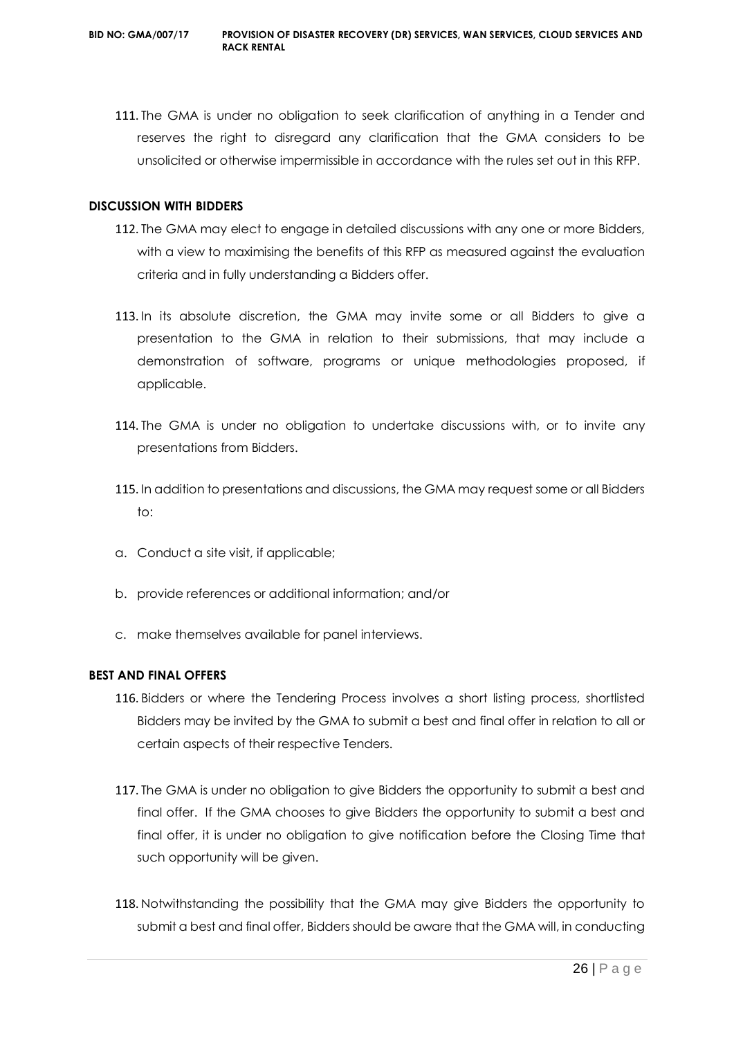111. The GMA is under no obligation to seek clarification of anything in a Tender and reserves the right to disregard any clarification that the GMA considers to be unsolicited or otherwise impermissible in accordance with the rules set out in this RFP.

**DISCUSSION WITH BIDDERS**

112. The GMA may elect to engage in detailed discussions with any one or more Bidders, with a view to maximising the benefits of this RFP as measured against the evaluation criteria and in fully understanding a Bidders offer.

113. In its absolute discretion, the GMA may invite some or all Bidders to give a presentation to the GMA in relation to their submissions, that may include a demonstration of software, programs or unique methodologies proposed, if applicable.

114. The GMA is under no obligation to undertake discussions with, or to invite any presentations from Bidders.

115. In addition to presentations and discussions, the GMA may request some or all Bidders to:

a. Conduct a site visit, if applicable;

b. provide references or additional information; and/or

c. make themselves available for panel interviews.

**BEST AND FINAL OFFERS**

116. Bidders or where the Tendering Process involves a short listing process, shortlisted Bidders may be invited by the GMA to submit a best and final offer in relation to all or certain aspects of their respective Tenders.

117. The GMA is under no obligation to give Bidders the opportunity to submit a best and final offer. If the GMA chooses to give Bidders the opportunity to submit a best and final offer, it is under no obligation to give notification before the Closing Time that such opportunity will be given.

118. Notwithstanding the possibility that the GMA may give Bidders the opportunity to submit a best and final offer, Bidders should be aware that the GMA will, in conducting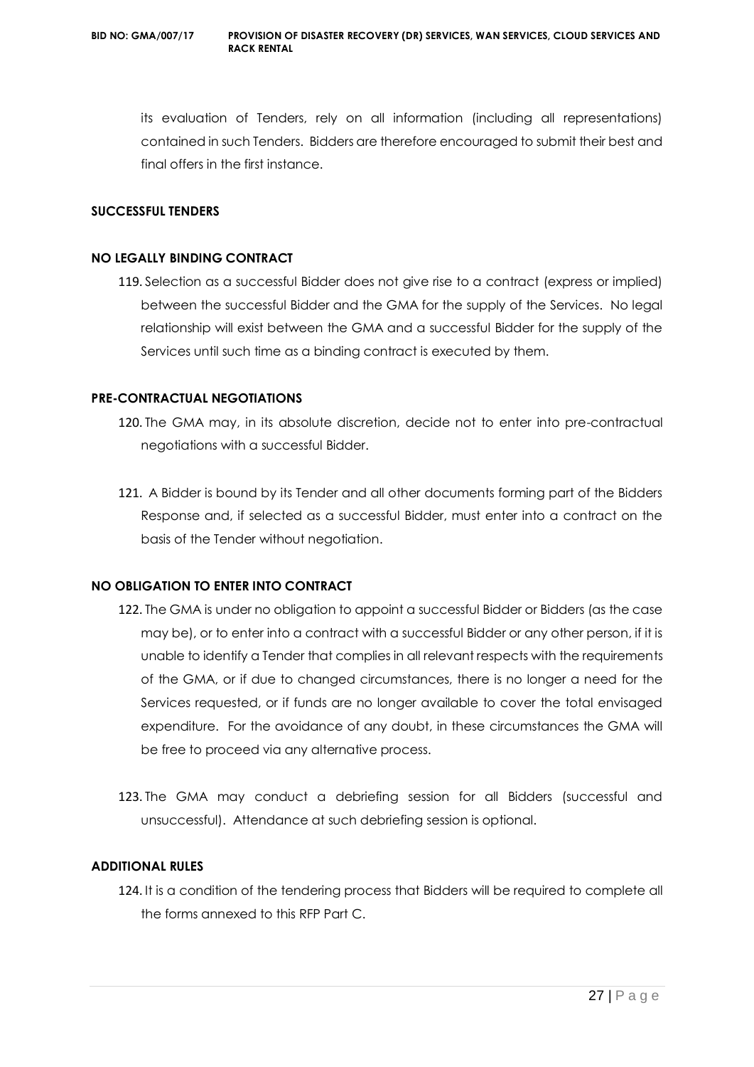its evaluation of Tenders, rely on all information (including all representations) contained in such Tenders. Bidders are therefore encouraged to submit their best and final offers in the first instance.

**SUCCESSFUL TENDERS**

**NO LEGALLY BINDING CONTRACT**

119. Selection as a successful Bidder does not give rise to a contract (express or implied) between the successful Bidder and the GMA for the supply of the Services. No legal relationship will exist between the GMA and a successful Bidder for the supply of the Services until such time as a binding contract is executed by them.

**PRE-CONTRACTUAL NEGOTIATIONS**

120. The GMA may, in its absolute discretion, decide not to enter into pre-contractual negotiations with a successful Bidder.

121. A Bidder is bound by its Tender and all other documents forming part of the Bidders Response and, if selected as a successful Bidder, must enter into a contract on the basis of the Tender without negotiation.

**NO OBLIGATION TO ENTER INTO CONTRACT**

122. The GMA is under no obligation to appoint a successful Bidder or Bidders (as the case may be), or to enter into a contract with a successful Bidder or any other person, if it is unable to identify a Tender that complies in all relevant respects with the requirements of the GMA, or if due to changed circumstances, there is no longer a need for the Services requested, or if funds are no longer available to cover the total envisaged expenditure. For the avoidance of any doubt, in these circumstances the GMA will be free to proceed via any alternative process.

123. The GMA may conduct a debriefing session for all Bidders (successful and unsuccessful). Attendance at such debriefing session is optional.

**ADDITIONAL RULES**

124. It is a condition of the tendering process that Bidders will be required to complete all the forms annexed to this RFP Part C.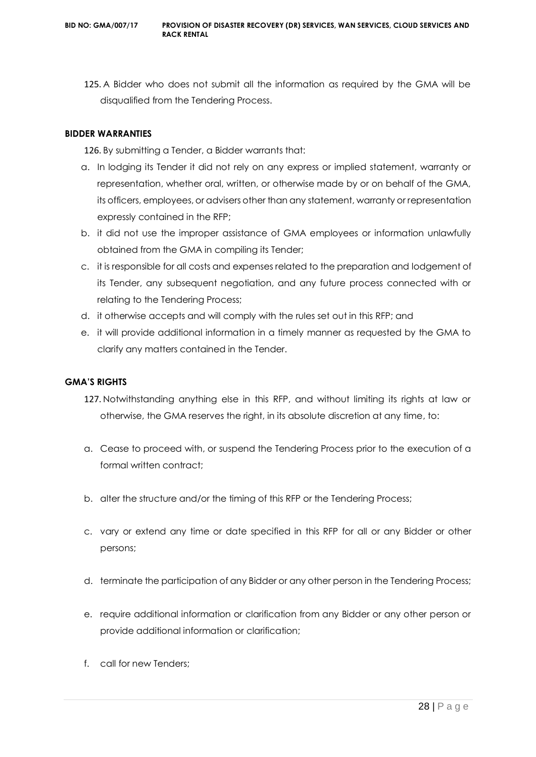125. A Bidder who does not submit all the information as required by the GMA will be disqualified from the Tendering Process.

**BIDDER WARRANTIES**

126. By submitting a Tender, a Bidder warrants that:

a. In lodging its Tender it did not rely on any express or implied statement, warranty or representation, whether oral, written, or otherwise made by or on behalf of the GMA, its officers, employees, or advisers other than any statement, warranty or representation expressly contained in the RFP;

b. it did not use the improper assistance of GMA employees or information unlawfully obtained from the GMA in compiling its Tender;

c. it is responsible for all costs and expenses related to the preparation and lodgement of its Tender, any subsequent negotiation, and any future process connected with or relating to the Tendering Process;

d. it otherwise accepts and will comply with the rules set out in this RFP; and

e. it will provide additional information in a timely manner as requested by the GMA to clarify any matters contained in the Tender.

**GMA'S RIGHTS**

127. Notwithstanding anything else in this RFP, and without limiting its rights at law or otherwise, the GMA reserves the right, in its absolute discretion at any time, to:

a. Cease to proceed with, or suspend the Tendering Process prior to the execution of a formal written contract;

b. alter the structure and/or the timing of this RFP or the Tendering Process;

c. vary or extend any time or date specified in this RFP for all or any Bidder or other persons;

d. terminate the participation of any Bidder or any other person in the Tendering Process;

e. require additional information or clarification from any Bidder or any other person or provide additional information or clarification;

f. call for new Tenders;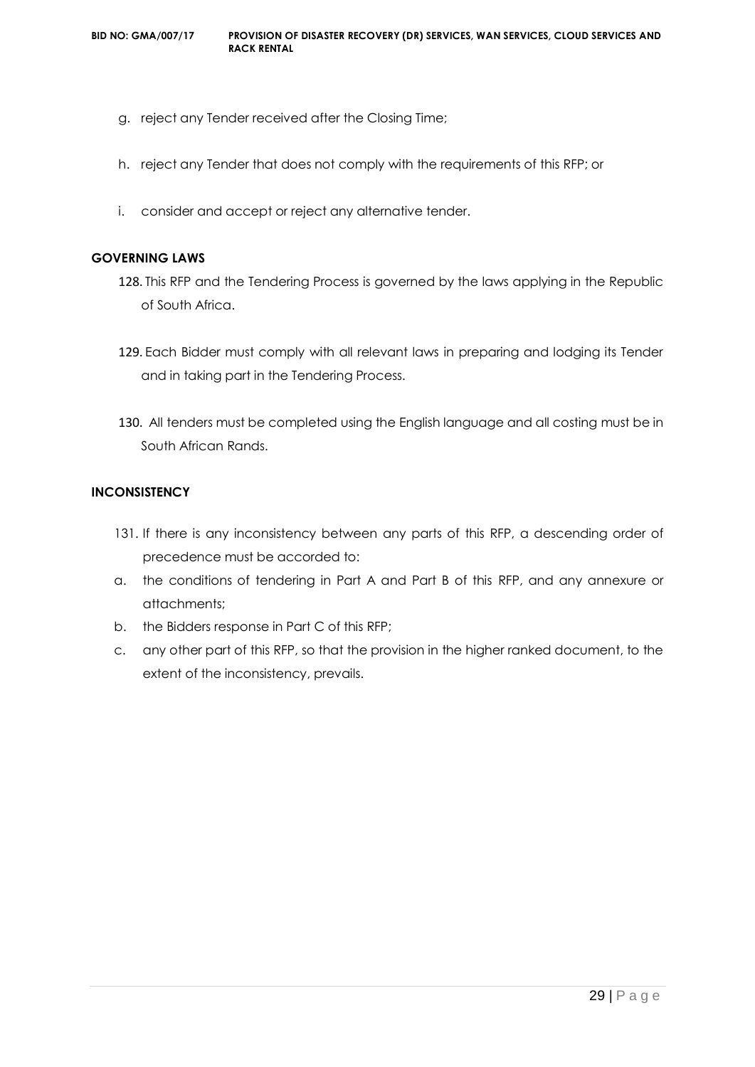g. reject any Tender received after the Closing Time;

h. reject any Tender that does not comply with the requirements of this RFP; or

i. consider and accept or reject any alternative tender.

**GOVERNING LAWS**

128. This RFP and the Tendering Process is governed by the laws applying in the Republic of South Africa.

129. Each Bidder must comply with all relevant laws in preparing and lodging its Tender and in taking part in the Tendering Process.

130. All tenders must be completed using the English language and all costing must be in South African Rands.

**INCONSISTENCY**

131. If there is any inconsistency between any parts of this RFP, a descending order of precedence must be accorded to:

a. the conditions of tendering in Part A and Part B of this RFP, and any annexure or attachments;

b. the Bidders response in Part C of this RFP;

c. any other part of this RFP, so that the provision in the higher ranked document, to the extent of the inconsistency, prevails.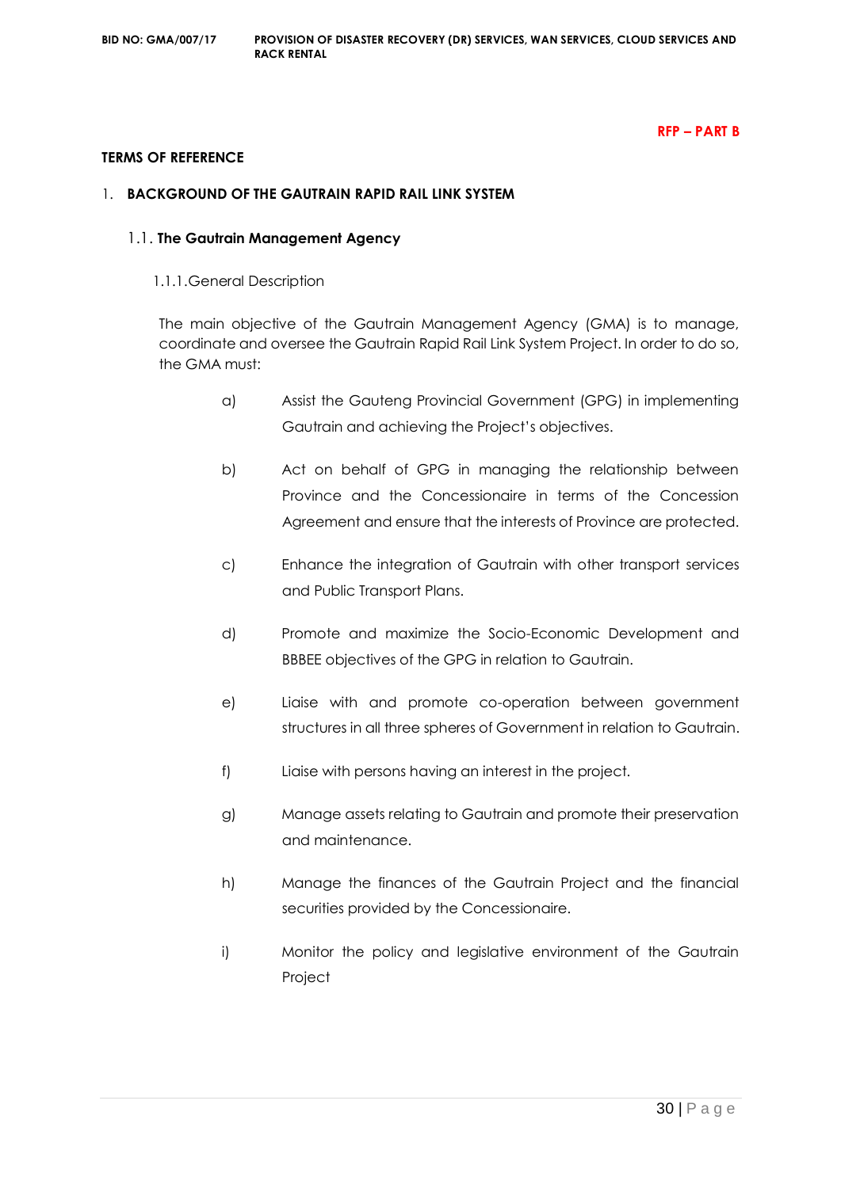**RFP – PART B**

**TERMS OF REFERENCE**

## 1. BACKGROUND OF THE GAUTRAIN RAPID RAIL LINK SYSTEM

### 1.1. The Gautrain Management Agency

1.1.1. General Description

The main objective of the Gautrain Management Agency (GMA) is to manage, coordinate and oversee the Gautrain Rapid Rail Link System Project. In order to do so, the GMA must:

a) Assist the Gauteng Provincial Government (GPG) in implementing Gautrain and achieving the Project's objectives.

b) Act on behalf of GPG in managing the relationship between Province and the Concessionaire in terms of the Concession Agreement and ensure that the interests of Province are protected.

c) Enhance the integration of Gautrain with other transport services and Public Transport Plans.

d) Promote and maximize the Socio-Economic Development and BBBEE objectives of the GPG in relation to Gautrain.

e) Liaise with and promote co-operation between government structures in all three spheres of Government in relation to Gautrain.

f) Liaise with persons having an interest in the project.

g) Manage assets relating to Gautrain and promote their preservation and maintenance.

h) Manage the finances of the Gautrain Project and the financial securities provided by the Concessionaire.

i) Monitor the policy and legislative environment of the Gautrain Project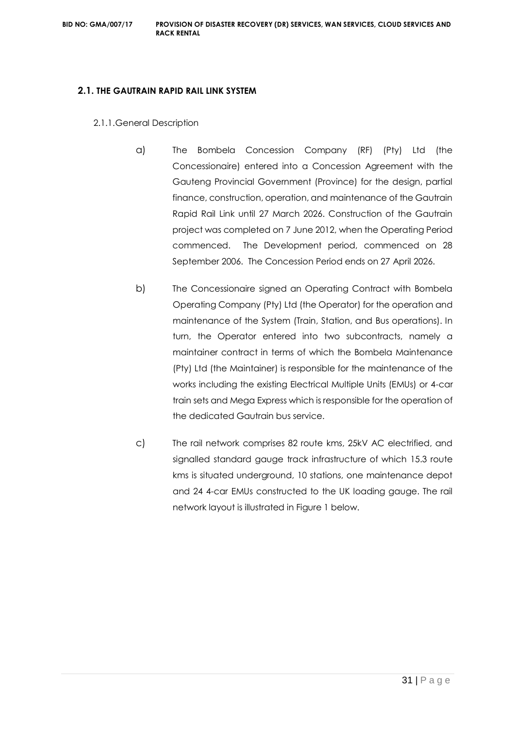## 2.1. THE GAUTRAIN RAPID RAIL LINK SYSTEM

### 2.1.1. General Description

a) The Bombela Concession Company (RF) (Pty) Ltd (the Concessionaire) entered into a Concession Agreement with the Gauteng Provincial Government (Province) for the design, partial finance, construction, operation, and maintenance of the Gautrain Rapid Rail Link until 27 March 2026. Construction of the Gautrain project was completed on 7 June 2012, when the Operating Period commenced. The Development period, commenced on 28 September 2006. The Concession Period ends on 27 April 2026.

b) The Concessionaire signed an Operating Contract with Bombela Operating Company (Pty) Ltd (the Operator) for the operation and maintenance of the System (Train, Station, and Bus operations). In turn, the Operator entered into two subcontracts, namely a maintainer contract in terms of which the Bombela Maintenance (Pty) Ltd (the Maintainer) is responsible for the maintenance of the works including the existing Electrical Multiple Units (EMUs) or 4-car train sets and Mega Express which is responsible for the operation of the dedicated Gautrain bus service.

c) The rail network comprises 82 route kms, 25kV AC electrified, and signalled standard gauge track infrastructure of which 15.3 route kms is situated underground, 10 stations, one maintenance depot and 24 4-car EMUs constructed to the UK loading gauge. The rail network layout is illustrated in Figure 1 below.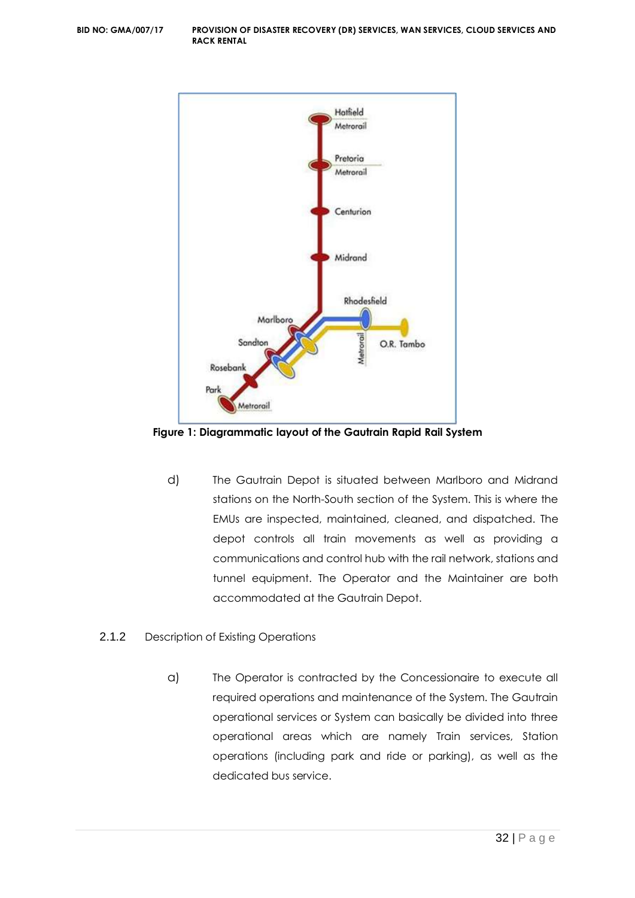**Figure 1: Diagrammatic layout of the Gautrain Rapid Rail System**

d) The Gautrain Depot is situated between Marlboro and Midrand stations on the North-South section of the System. This is where the EMUs are inspected, maintained, cleaned, and dispatched. The depot controls all train movements as well as providing a communications and control hub with the rail network, stations and tunnel equipment. The Operator and the Maintainer are both accommodated at the Gautrain Depot.

### 2.1.2 Description of Existing Operations

a) The Operator is contracted by the Concessionaire to execute all required operations and maintenance of the System. The Gautrain operational services or System can basically be divided into three operational areas which are namely Train services, Station operations (including park and ride or parking), as well as the dedicated bus service.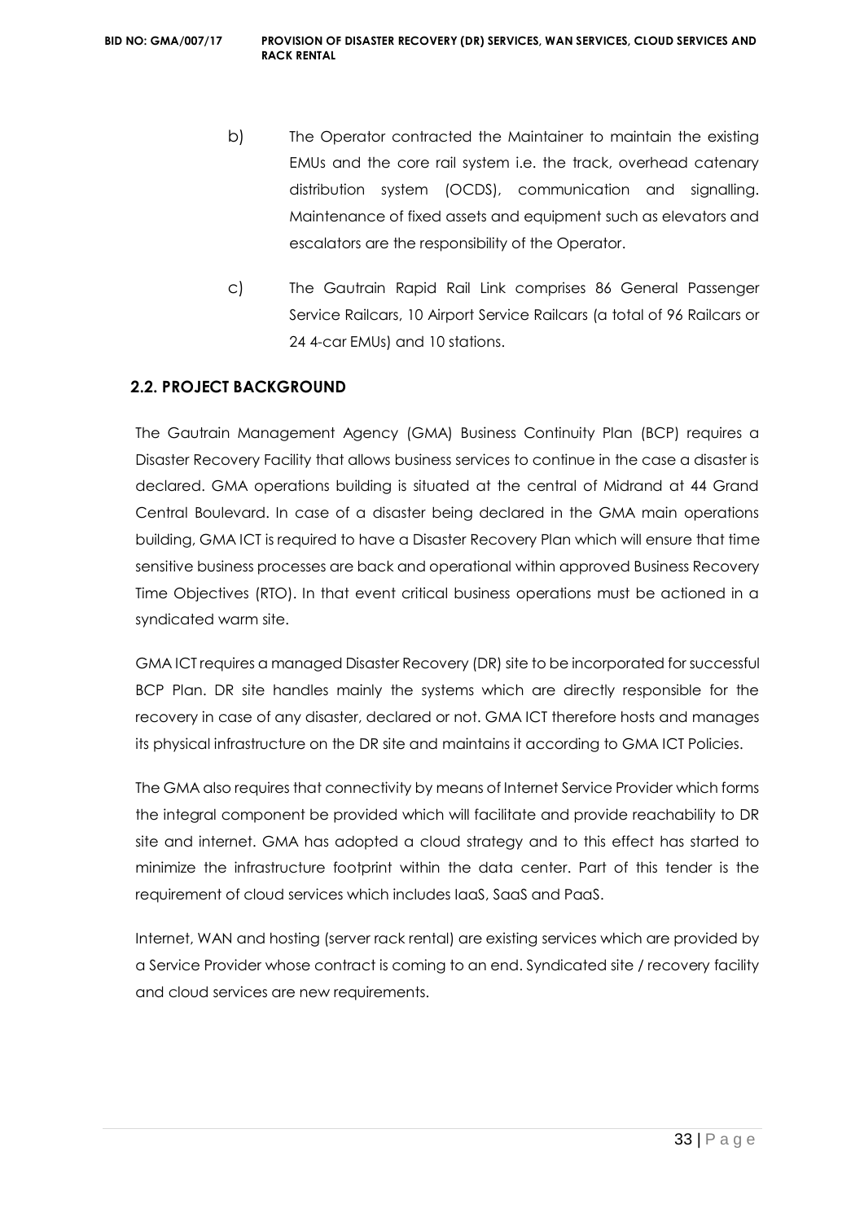b) The Operator contracted the Maintainer to maintain the existing EMUs and the core rail system i.e. the track, overhead catenary distribution system (OCDS), communication and signalling. Maintenance of fixed assets and equipment such as elevators and escalators are the responsibility of the Operator.

c) The Gautrain Rapid Rail Link comprises 86 General Passenger Service Railcars, 10 Airport Service Railcars (a total of 96 Railcars or 24 4-car EMUs) and 10 stations.

## 2.2. PROJECT BACKGROUND

The Gautrain Management Agency (GMA) Business Continuity Plan (BCP) requires a Disaster Recovery Facility that allows business services to continue in the case a disaster is declared. GMA operations building is situated at the central of Midrand at 44 Grand Central Boulevard. In case of a disaster being declared in the GMA main operations building, GMA ICT is required to have a Disaster Recovery Plan which will ensure that time sensitive business processes are back and operational within approved Business Recovery Time Objectives (RTO). In that event critical business operations must be actioned in a syndicated warm site.

GMA ICT requires a managed Disaster Recovery (DR) site to be incorporated for successful BCP Plan. DR site handles mainly the systems which are directly responsible for the recovery in case of any disaster, declared or not. GMA ICT therefore hosts and manages its physical infrastructure on the DR site and maintains it according to GMA ICT Policies.

The GMA also requires that connectivity by means of Internet Service Provider which forms the integral component be provided which will facilitate and provide reachability to DR site and internet. GMA has adopted a cloud strategy and to this effect has started to minimize the infrastructure footprint within the data center. Part of this tender is the requirement of cloud services which includes IaaS, SaaS and PaaS.

Internet, WAN and hosting (server rack rental) are existing services which are provided by a Service Provider whose contract is coming to an end. Syndicated site / recovery facility and cloud services are new requirements.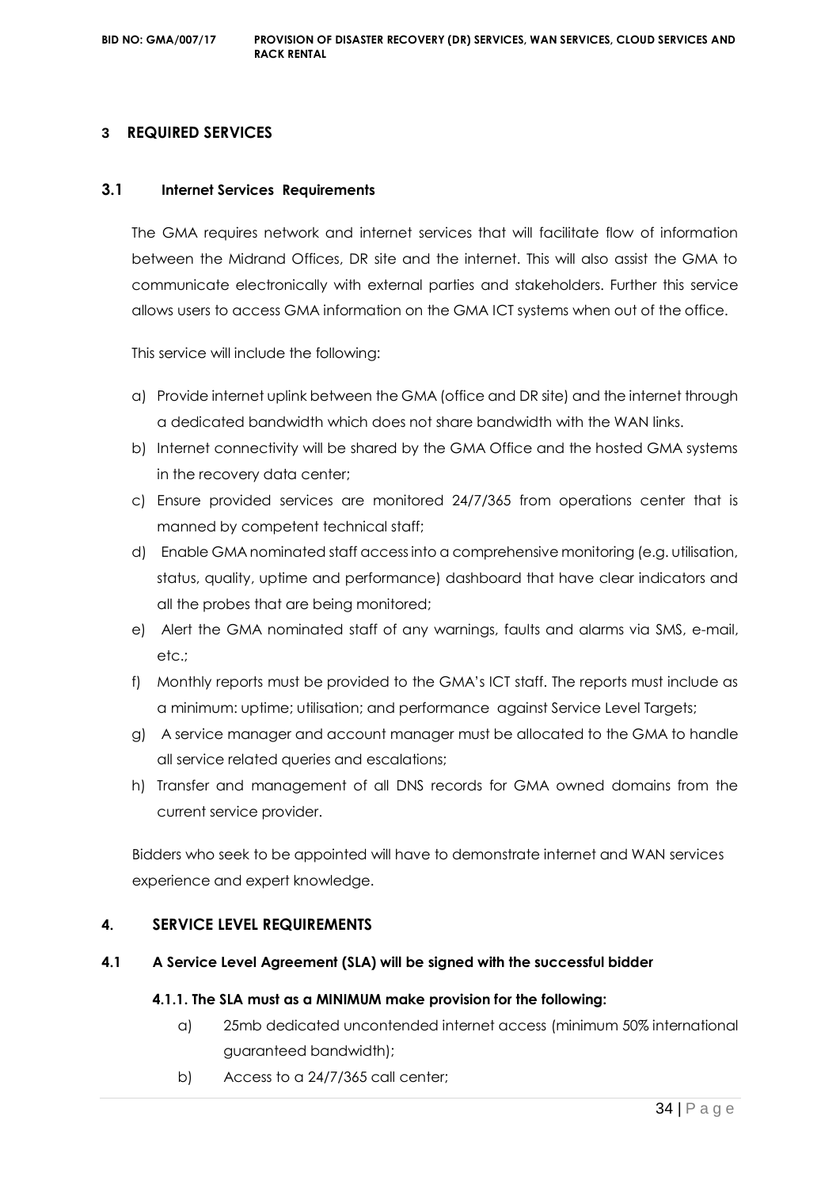## 3 REQUIRED SERVICES

### 3.1 Internet Services Requirements

The GMA requires network and internet services that will facilitate flow of information between the Midrand Offices, DR site and the internet. This will also assist the GMA to communicate electronically with external parties and stakeholders. Further this service allows users to access GMA information on the GMA ICT systems when out of the office.

This service will include the following:

a) Provide internet uplink between the GMA (office and DR site) and the internet through a dedicated bandwidth which does not share bandwidth with the WAN links.

b) Internet connectivity will be shared by the GMA Office and the hosted GMA systems in the recovery data center;

c) Ensure provided services are monitored 24/7/365 from operations center that is manned by competent technical staff;

d) Enable GMA nominated staff access into a comprehensive monitoring (e.g. utilisation, status, quality, uptime and performance) dashboard that have clear indicators and all the probes that are being monitored;

e) Alert the GMA nominated staff of any warnings, faults and alarms via SMS, e-mail, etc.;

f) Monthly reports must be provided to the GMA's ICT staff. The reports must include as a minimum: uptime; utilisation; and performance against Service Level Targets;

g) A service manager and account manager must be allocated to the GMA to handle all service related queries and escalations;

h) Transfer and management of all DNS records for GMA owned domains from the current service provider.

Bidders who seek to be appointed will have to demonstrate internet and WAN services experience and expert knowledge.

## 4. SERVICE LEVEL REQUIREMENTS

### 4.1 A Service Level Agreement (SLA) will be signed with the successful bidder

#### 4.1.1. The SLA must as a MINIMUM make provision for the following:

a) 25mb dedicated uncontended internet access (minimum 50% international guaranteed bandwidth);

b) Access to a 24/7/365 call center;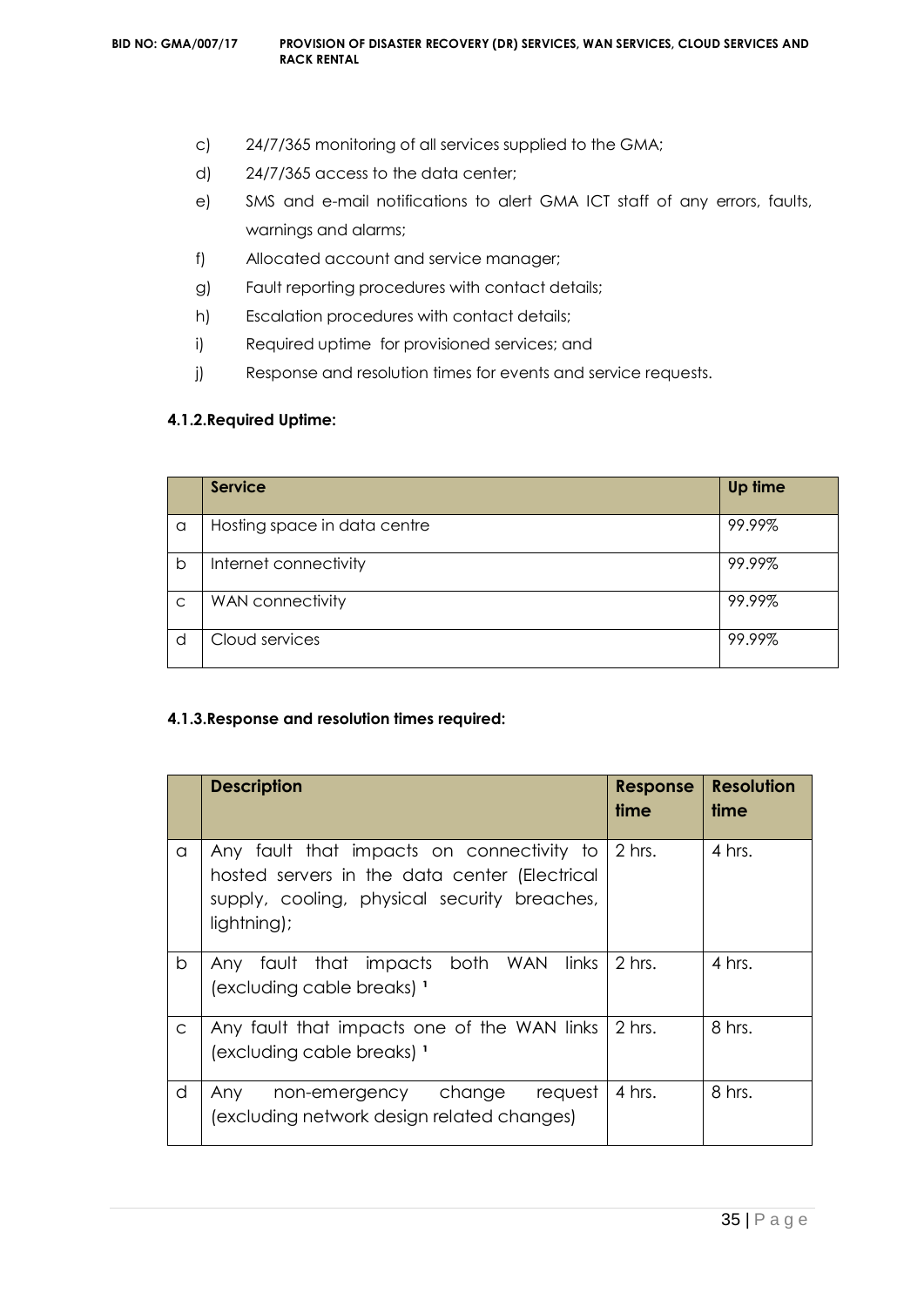c) 24/7/365 monitoring of all services supplied to the GMA;

d) 24/7/365 access to the data center;

e) SMS and e-mail notifications to alert GMA ICT staff of any errors, faults, warnings and alarms;

f) Allocated account and service manager;

g) Fault reporting procedures with contact details;

h) Escalation procedures with contact details;

i) Required uptime for provisioned services; and

j) Response and resolution times for events and service requests.

#### 4.1.2.Required Uptime:

| | Service | Up time |
|---|---|---|
| a | Hosting space in data centre | 99.99% |
| b | Internet connectivity | 99.99% |
| c | WAN connectivity | 99.99% |
| d | Cloud services | 99.99% |

#### 4.1.3.Response and resolution times required:

| | Description | Response time | Resolution time |
|---|---|---|---|
| a | Any fault that impacts on connectivity to hosted servers in the data center (Electrical supply, cooling, physical security breaches, lightning); | 2 hrs. | 4 hrs. |
| b | Any fault that impacts both WAN links (excluding cable breaks) [1] | 2 hrs. | 4 hrs. |
| c | Any fault that impacts one of the WAN links (excluding cable breaks) [1] | 2 hrs. | 8 hrs. |
| d | Any non-emergency change request (excluding network design related changes) | 4 hrs. | 8 hrs. |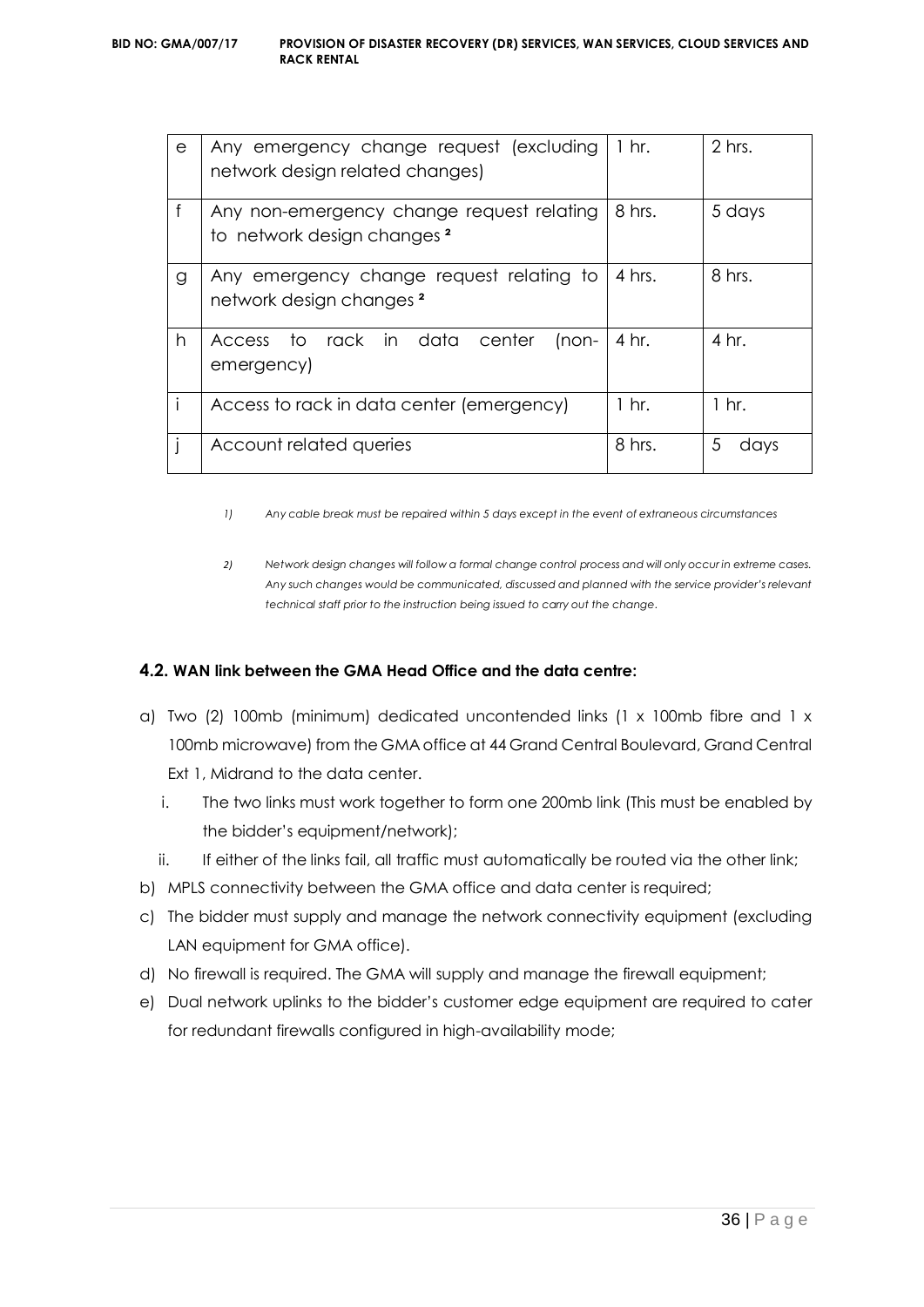| e | Any emergency change request (excluding network design related changes) | 1 hr. | 2 hrs. |
|---|---|---|---|
| f | Any non-emergency change request relating to network design changes [2] | 8 hrs. | 5 days |
| g | Any emergency change request relating to network design changes [2] | 4 hrs. | 8 hrs. |
| h | Access to rack in data center (non-emergency) | 4 hr. | 4 hr. |
| i | Access to rack in data center (emergency) | 1 hr. | 1 hr. |
| j | Account related queries | 8 hrs. | 5 days |

*1) Any cable break must be repaired within 5 days except in the event of extraneous circumstances*

*2) Network design changes will follow a formal change control process and will only occur in extreme cases. Any such changes would be communicated, discussed and planned with the service provider's relevant technical staff prior to the instruction being issued to carry out the change.*

### 4.2. WAN link between the GMA Head Office and the data centre:

a) Two (2) 100mb (minimum) dedicated uncontended links (1 x 100mb fibre and 1 x 100mb microwave) from the GMA office at 44 Grand Central Boulevard, Grand Central Ext 1, Midrand to the data center.
   i. The two links must work together to form one 200mb link (This must be enabled by the bidder's equipment/network);
   ii. If either of the links fail, all traffic must automatically be routed via the other link;
b) MPLS connectivity between the GMA office and data center is required;
c) The bidder must supply and manage the network connectivity equipment (excluding LAN equipment for GMA office).
d) No firewall is required. The GMA will supply and manage the firewall equipment;
e) Dual network uplinks to the bidder's customer edge equipment are required to cater for redundant firewalls configured in high-availability mode;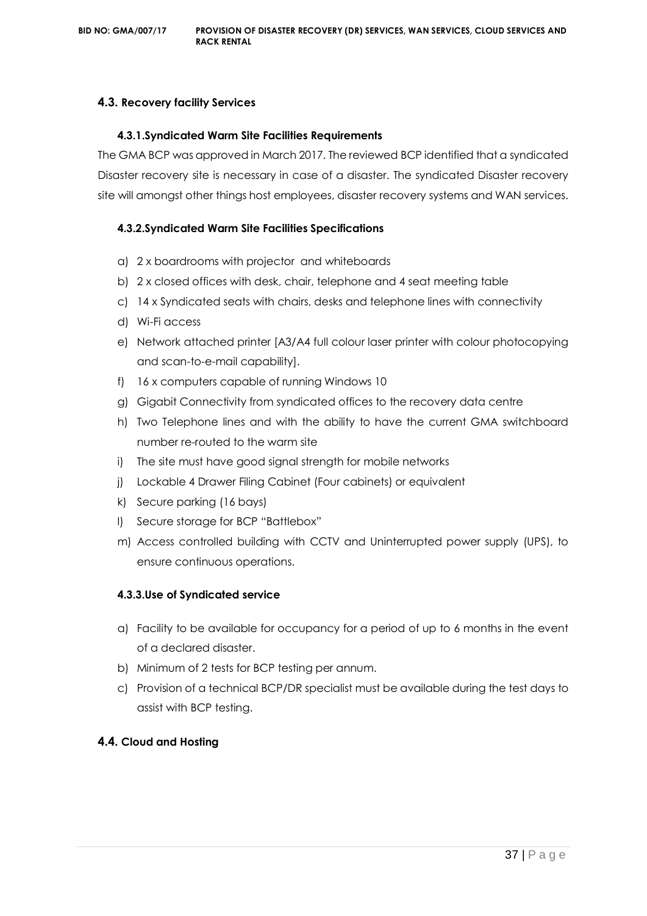## 4.3. Recovery facility Services

### 4.3.1. Syndicated Warm Site Facilities Requirements

The GMA BCP was approved in March 2017. The reviewed BCP identified that a syndicated Disaster recovery site is necessary in case of a disaster. The syndicated Disaster recovery site will amongst other things host employees, disaster recovery systems and WAN services.

### 4.3.2. Syndicated Warm Site Facilities Specifications

a) 2 x boardrooms with projector and whiteboards
b) 2 x closed offices with desk, chair, telephone and 4 seat meeting table
c) 14 x Syndicated seats with chairs, desks and telephone lines with connectivity
d) Wi-Fi access
e) Network attached printer [A3/A4 full colour laser printer with colour photocopying and scan-to-e-mail capability].
f) 16 x computers capable of running Windows 10
g) Gigabit Connectivity from syndicated offices to the recovery data centre
h) Two Telephone lines and with the ability to have the current GMA switchboard number re-routed to the warm site
i) The site must have good signal strength for mobile networks
j) Lockable 4 Drawer Filing Cabinet (Four cabinets) or equivalent
k) Secure parking (16 bays)
l) Secure storage for BCP "Battlebox"
m) Access controlled building with CCTV and Uninterrupted power supply (UPS), to ensure continuous operations.

### 4.3.3. Use of Syndicated service

a) Facility to be available for occupancy for a period of up to 6 months in the event of a declared disaster.
b) Minimum of 2 tests for BCP testing per annum.
c) Provision of a technical BCP/DR specialist must be available during the test days to assist with BCP testing.

## 4.4. Cloud and Hosting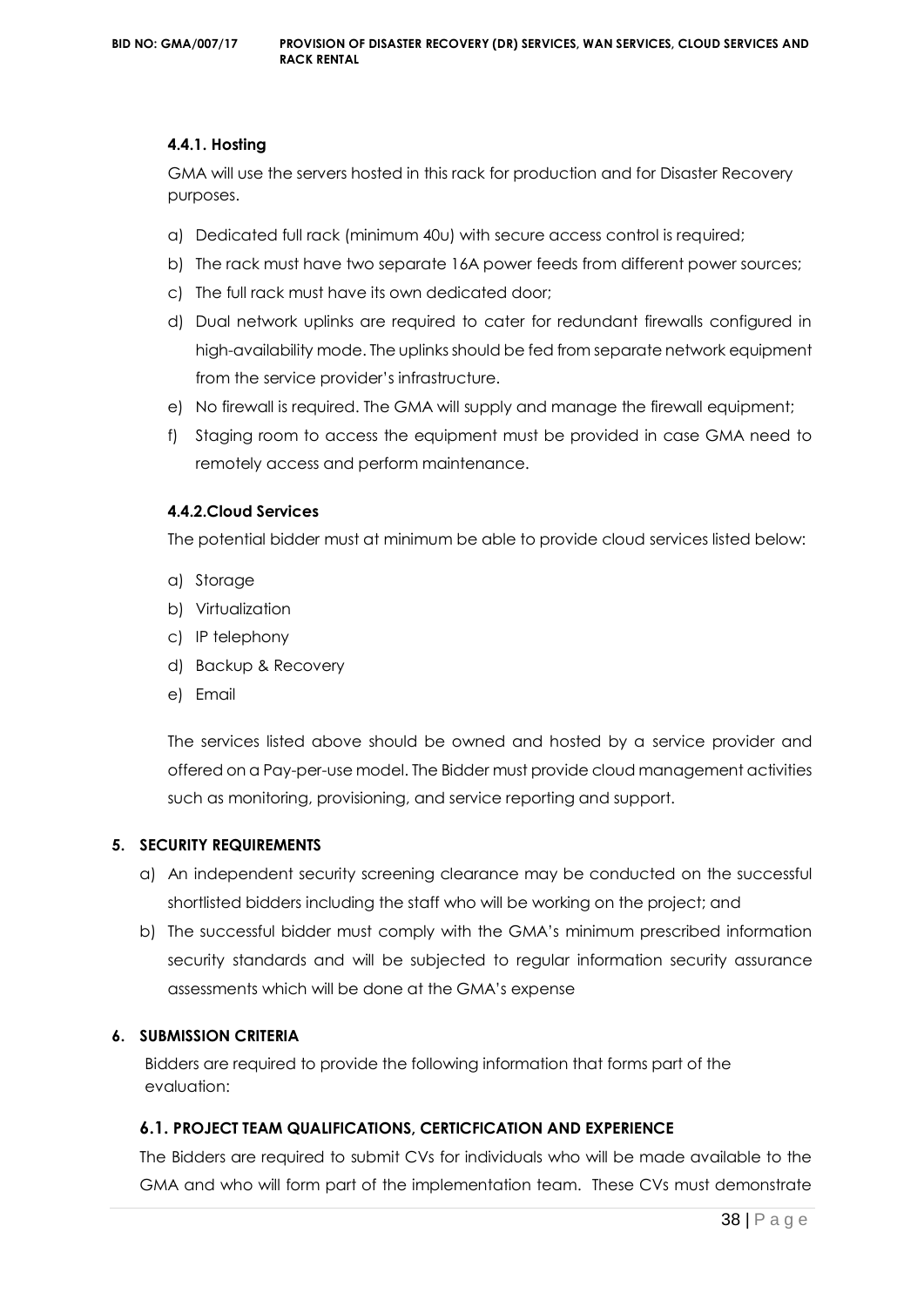#### 4.4.1. Hosting

GMA will use the servers hosted in this rack for production and for Disaster Recovery purposes.

a) Dedicated full rack (minimum 40u) with secure access control is required;

b) The rack must have two separate 16A power feeds from different power sources;

c) The full rack must have its own dedicated door;

d) Dual network uplinks are required to cater for redundant firewalls configured in high-availability mode. The uplinks should be fed from separate network equipment from the service provider's infrastructure.

e) No firewall is required. The GMA will supply and manage the firewall equipment;

f) Staging room to access the equipment must be provided in case GMA need to remotely access and perform maintenance.

#### 4.4.2.Cloud Services

The potential bidder must at minimum be able to provide cloud services listed below:

a) Storage

b) Virtualization

c) IP telephony

d) Backup & Recovery

e) Email

The services listed above should be owned and hosted by a service provider and offered on a Pay-per-use model. The Bidder must provide cloud management activities such as monitoring, provisioning, and service reporting and support.

## 5. SECURITY REQUIREMENTS

a) An independent security screening clearance may be conducted on the successful shortlisted bidders including the staff who will be working on the project; and

b) The successful bidder must comply with the GMA's minimum prescribed information security standards and will be subjected to regular information security assurance assessments which will be done at the GMA's expense

## 6. SUBMISSION CRITERIA

Bidders are required to provide the following information that forms part of the evaluation:

### 6.1. PROJECT TEAM QUALIFICATIONS, CERTICFICATION AND EXPERIENCE

The Bidders are required to submit CVs for individuals who will be made available to the GMA and who will form part of the implementation team. These CVs must demonstrate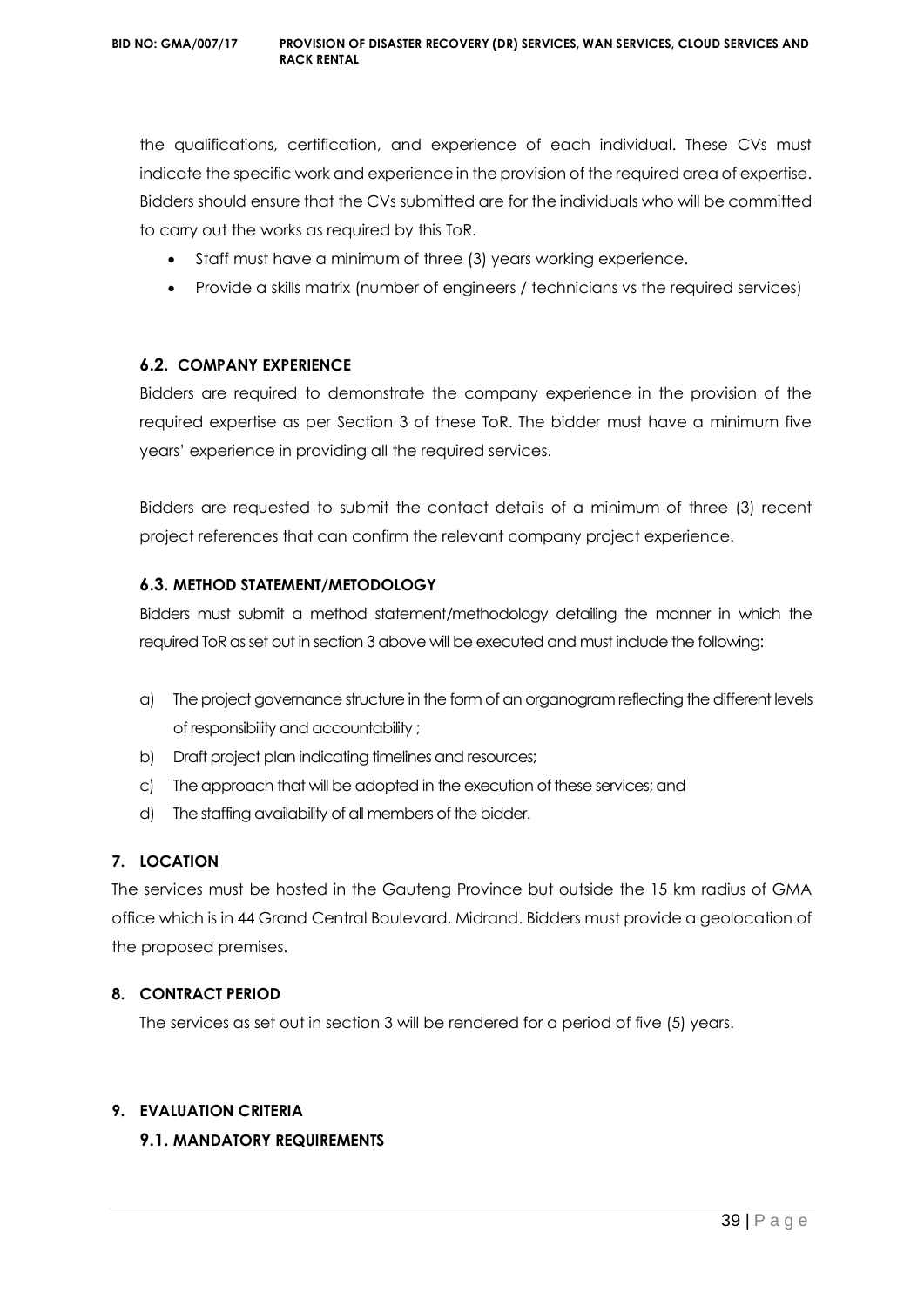the qualifications, certification, and experience of each individual. These CVs must indicate the specific work and experience in the provision of the required area of expertise. Bidders should ensure that the CVs submitted are for the individuals who will be committed to carry out the works as required by this ToR.

- Staff must have a minimum of three (3) years working experience.
- Provide a skills matrix (number of engineers / technicians vs the required services)

### 6.2. COMPANY EXPERIENCE

Bidders are required to demonstrate the company experience in the provision of the required expertise as per Section 3 of these ToR. The bidder must have a minimum five years' experience in providing all the required services.

Bidders are requested to submit the contact details of a minimum of three (3) recent project references that can confirm the relevant company project experience.

### 6.3. METHOD STATEMENT/METODOLOGY

Bidders must submit a method statement/methodology detailing the manner in which the required ToR as set out in section 3 above will be executed and must include the following:

a) The project governance structure in the form of an organogram reflecting the different levels of responsibility and accountability ;
b) Draft project plan indicating timelines and resources;
c) The approach that will be adopted in the execution of these services; and
d) The staffing availability of all members of the bidder.

## 7. LOCATION

The services must be hosted in the Gauteng Province but outside the 15 km radius of GMA office which is in 44 Grand Central Boulevard, Midrand. Bidders must provide a geolocation of the proposed premises.

## 8. CONTRACT PERIOD

The services as set out in section 3 will be rendered for a period of five (5) years.

## 9. EVALUATION CRITERIA

### 9.1. MANDATORY REQUIREMENTS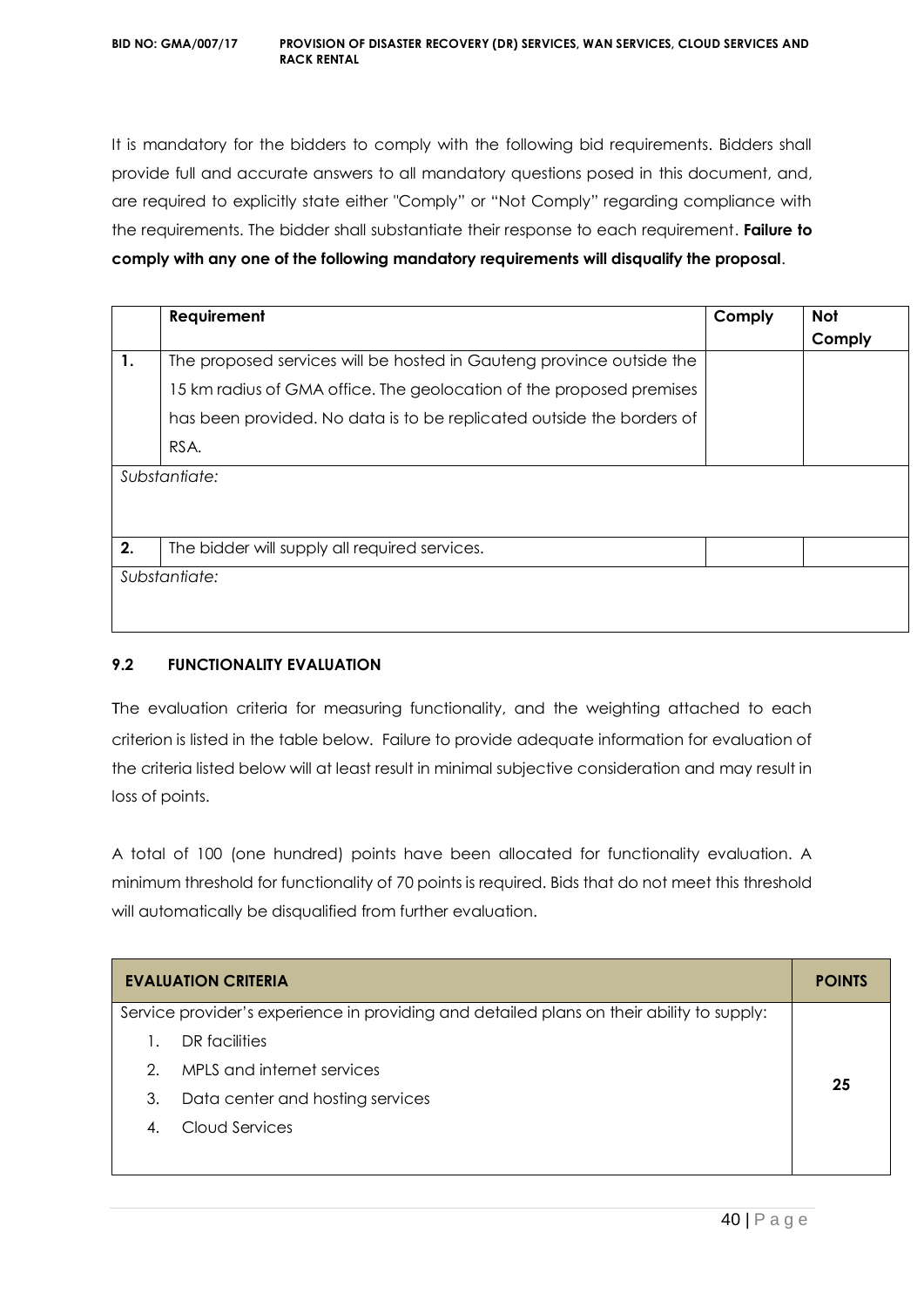It is mandatory for the bidders to comply with the following bid requirements. Bidders shall provide full and accurate answers to all mandatory questions posed in this document, and, are required to explicitly state either "Comply" or "Not Comply" regarding compliance with the requirements. The bidder shall substantiate their response to each requirement. **Failure to comply with any one of the following mandatory requirements will disqualify the proposal**.

| | Requirement | Comply | Not Comply |
|---|---|---|---|
| **1.** | The proposed services will be hosted in Gauteng province outside the 15 km radius of GMA office. The geolocation of the proposed premises has been provided. No data is to be replicated outside the borders of RSA. | | |
| *Substantiate:* | | | |
| **2.** | The bidder will supply all required services. | | |
| *Substantiate:* | | | |

### 9.2 FUNCTIONALITY EVALUATION

The evaluation criteria for measuring functionality, and the weighting attached to each criterion is listed in the table below. Failure to provide adequate information for evaluation of the criteria listed below will at least result in minimal subjective consideration and may result in loss of points.

A total of 100 (one hundred) points have been allocated for functionality evaluation. A minimum threshold for functionality of 70 points is required. Bids that do not meet this threshold will automatically be disqualified from further evaluation.

| EVALUATION CRITERIA | POINTS |
|---|---|
| Service provider's experience in providing and detailed plans on their ability to supply:<br>1. DR facilities<br>2. MPLS and internet services<br>3. Data center and hosting services<br>4. Cloud Services | 25 |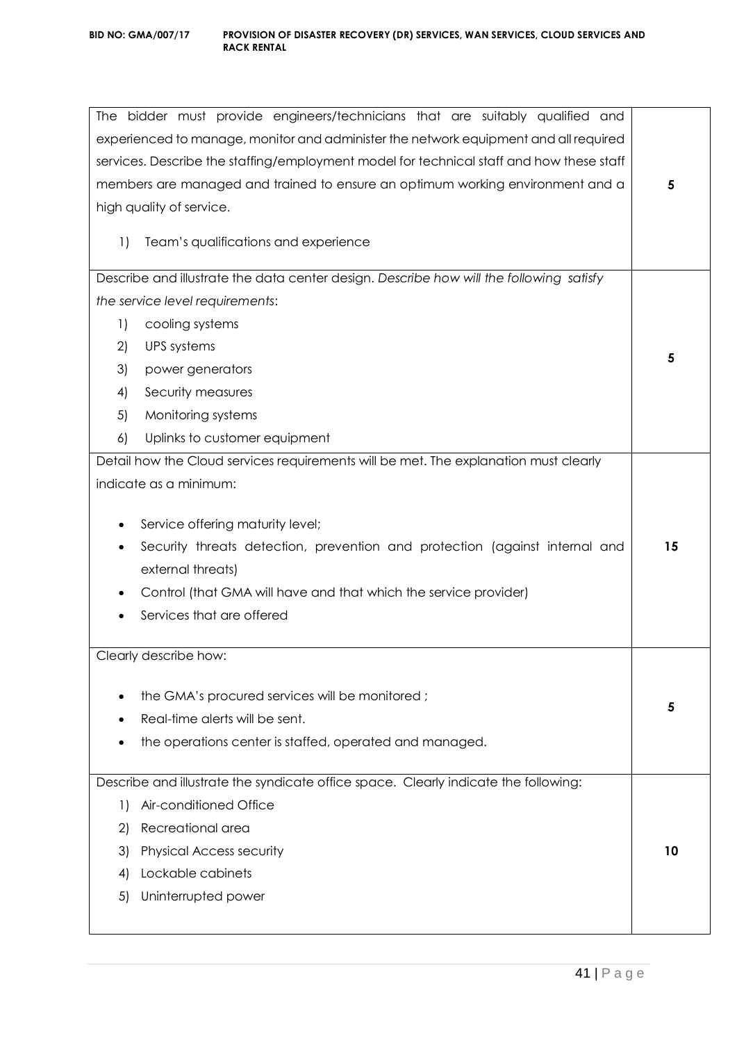| | |
|---|---|
| The bidder must provide engineers/technicians that are suitably qualified and experienced to manage, monitor and administer the network equipment and all required services. Describe the staffing/employment model for technical staff and how these staff members are managed and trained to ensure an optimum working environment and a high quality of service.<br><br>1) Team's qualifications and experience | **5** |
| Describe and illustrate the data center design. *Describe how will the following satisfy the service level requirements*:<br>1) cooling systems<br>2) UPS systems<br>3) power generators<br>4) Security measures<br>5) Monitoring systems<br>6) Uplinks to customer equipment | **5** |
| Detail how the Cloud services requirements will be met. The explanation must clearly indicate as a minimum:<br><br>• Service offering maturity level;<br>• Security threats detection, prevention and protection (against internal and external threats)<br>• Control (that GMA will have and that which the service provider)<br>• Services that are offered | **15** |
| Clearly describe how:<br><br>• the GMA's procured services will be monitored ;<br>• Real-time alerts will be sent.<br>• the operations center is staffed, operated and managed. | **5** |
| Describe and illustrate the syndicate office space. Clearly indicate the following:<br>1) Air-conditioned Office<br>2) Recreational area<br>3) Physical Access security<br>4) Lockable cabinets<br>5) Uninterrupted power | **10** |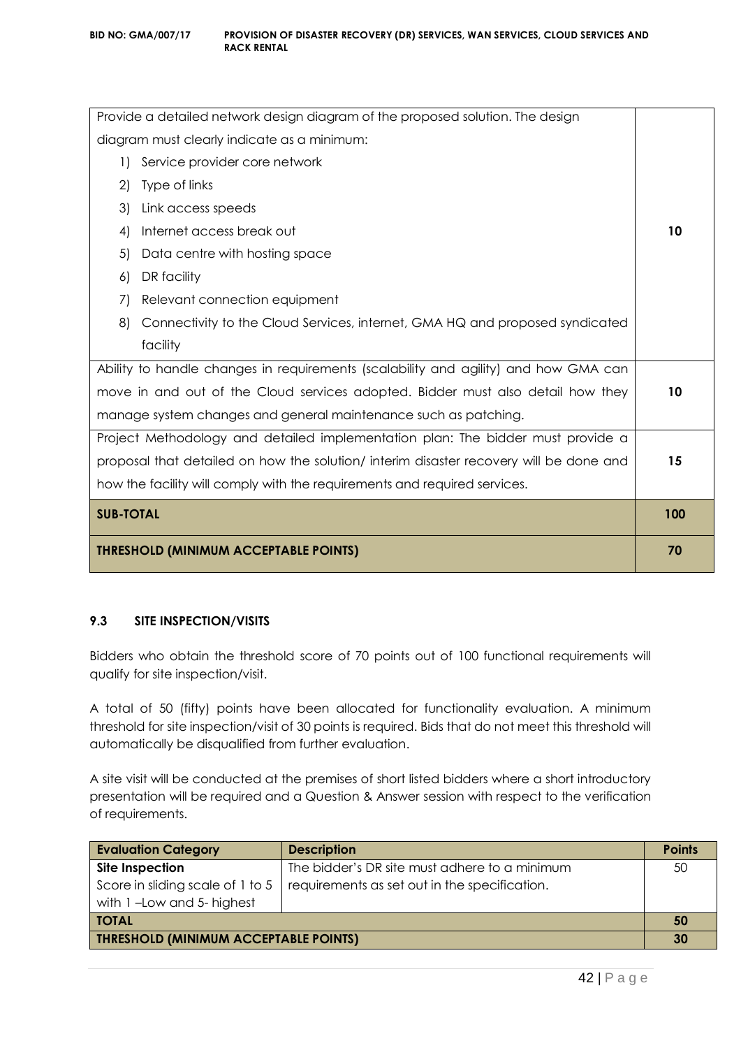| | |
|---|---|
| Provide a detailed network design diagram of the proposed solution. The design diagram must clearly indicate as a minimum:<br>1) Service provider core network<br>2) Type of links<br>3) Link access speeds<br>4) Internet access break out<br>5) Data centre with hosting space<br>6) DR facility<br>7) Relevant connection equipment<br>8) Connectivity to the Cloud Services, internet, GMA HQ and proposed syndicated facility | 10 |
| Ability to handle changes in requirements (scalability and agility) and how GMA can move in and out of the Cloud services adopted. Bidder must also detail how they manage system changes and general maintenance such as patching. | 10 |
| Project Methodology and detailed implementation plan: The bidder must provide a proposal that detailed on how the solution/ interim disaster recovery will be done and how the facility will comply with the requirements and required services. | 15 |
| **SUB-TOTAL** | **100** |
| **THRESHOLD (MINIMUM ACCEPTABLE POINTS)** | **70** |

### 9.3 SITE INSPECTION/VISITS

Bidders who obtain the threshold score of 70 points out of 100 functional requirements will qualify for site inspection/visit.

A total of 50 (fifty) points have been allocated for functionality evaluation. A minimum threshold for site inspection/visit of 30 points is required. Bids that do not meet this threshold will automatically be disqualified from further evaluation.

A site visit will be conducted at the premises of short listed bidders where a short introductory presentation will be required and a Question & Answer session with respect to the verification of requirements.

| Evaluation Category | Description | Points |
|---|---|---|
| **Site Inspection**<br>Score in sliding scale of 1 to 5 with 1 –Low and 5- highest | The bidder's DR site must adhere to a minimum requirements as set out in the specification. | 50 |
| **TOTAL** | | **50** |
| **THRESHOLD (MINIMUM ACCEPTABLE POINTS)** | | **30** |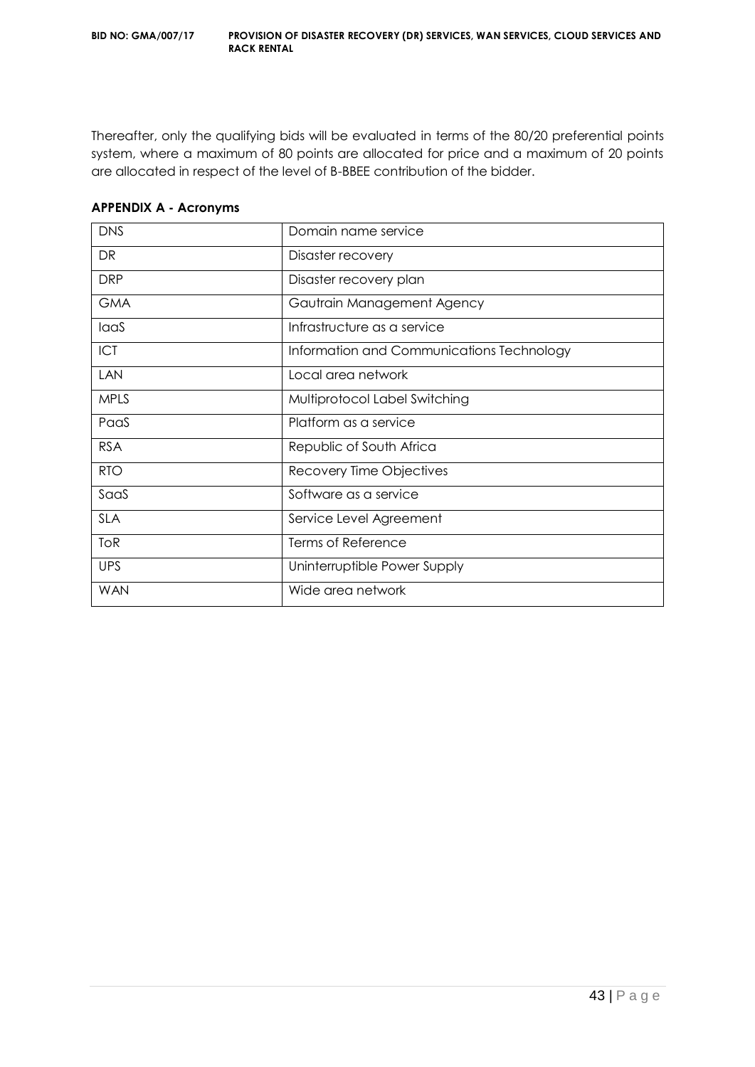Thereafter, only the qualifying bids will be evaluated in terms of the 80/20 preferential points system, where a maximum of 80 points are allocated for price and a maximum of 20 points are allocated in respect of the level of B-BBEE contribution of the bidder.

**APPENDIX A - Acronyms**

| | |
|---|---|
| DNS | Domain name service |
| DR | Disaster recovery |
| DRP | Disaster recovery plan |
| GMA | Gautrain Management Agency |
| IaaS | Infrastructure as a service |
| ICT | Information and Communications Technology |
| LAN | Local area network |
| MPLS | Multiprotocol Label Switching |
| PaaS | Platform as a service |
| RSA | Republic of South Africa |
| RTO | Recovery Time Objectives |
| SaaS | Software as a service |
| SLA | Service Level Agreement |
| ToR | Terms of Reference |
| UPS | Uninterruptible Power Supply |
| WAN | Wide area network |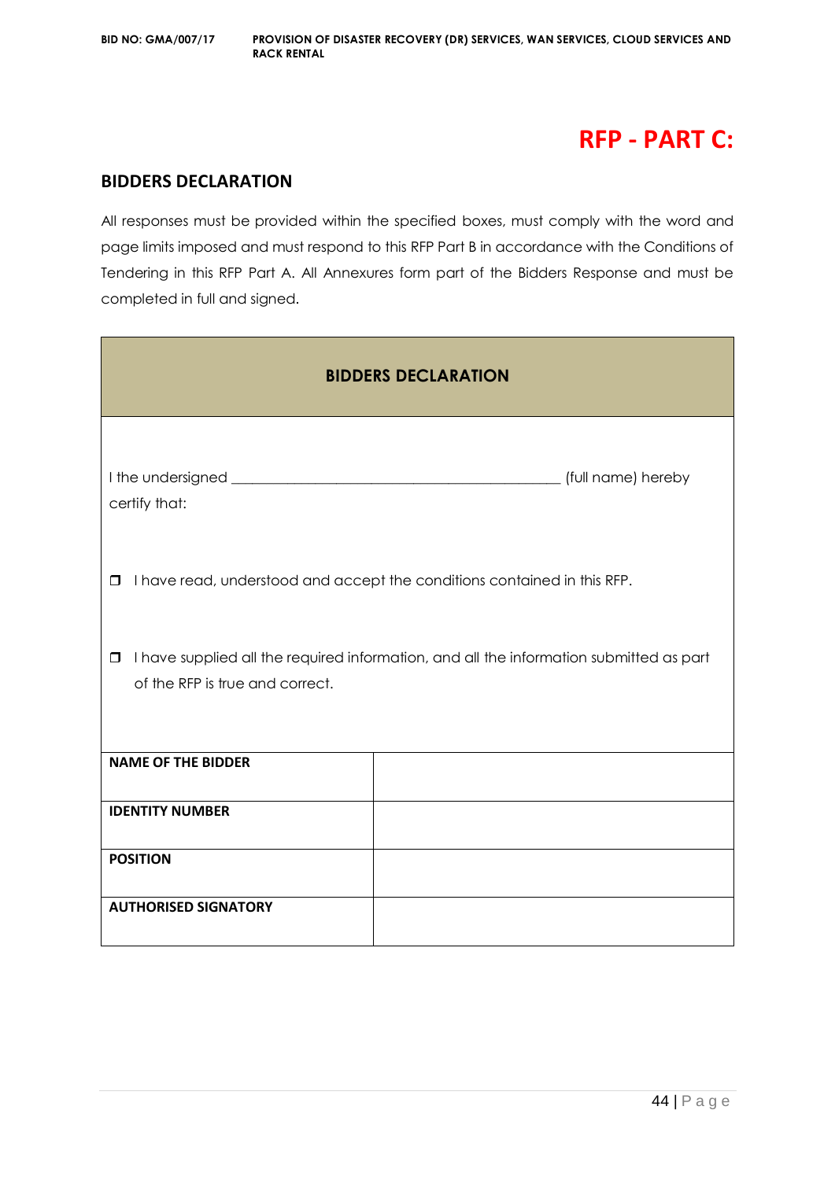# RFP - PART C:

## BIDDERS DECLARATION

All responses must be provided within the specified boxes, must comply with the word and page limits imposed and must respond to this RFP Part B in accordance with the Conditions of Tendering in this RFP Part A. All Annexures form part of the Bidders Response and must be completed in full and signed.

| **BIDDERS DECLARATION** | |
|---|---|
| I the undersigned _______________________________________ (full name) hereby certify that:<br><br>❒ I have read, understood and accept the conditions contained in this RFP.<br><br>❒ I have supplied all the required information, and all the information submitted as part of the RFP is true and correct. | |
| **NAME OF THE BIDDER** | |
| **IDENTITY NUMBER** | |
| **POSITION** | |
| **AUTHORISED SIGNATORY** | |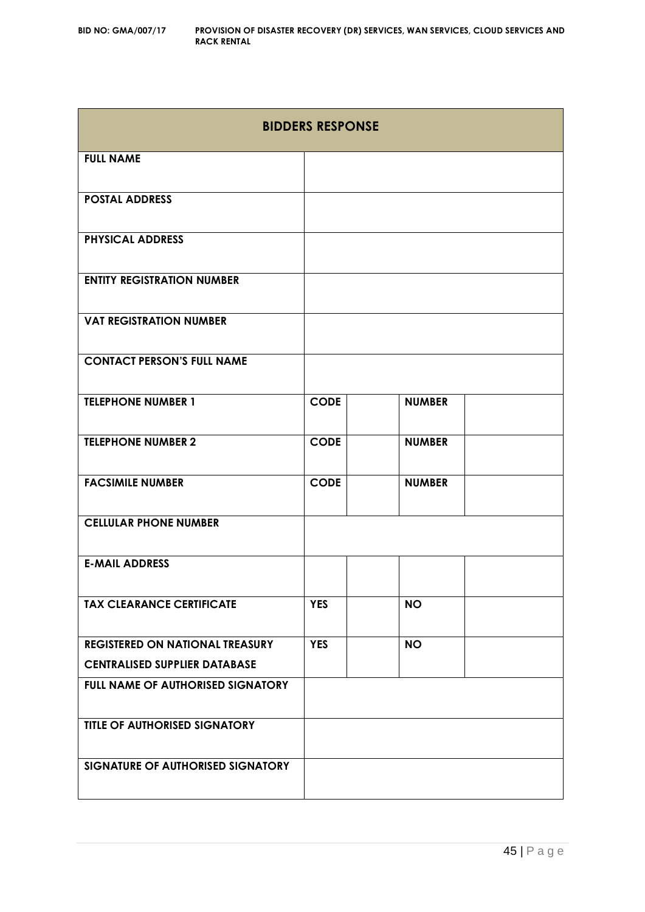| BIDDERS RESPONSE | | | | |
|---|---|---|---|---|
| **FULL NAME** | | | | |
| **POSTAL ADDRESS** | | | | |
| **PHYSICAL ADDRESS** | | | | |
| **ENTITY REGISTRATION NUMBER** | | | | |
| **VAT REGISTRATION NUMBER** | | | | |
| **CONTACT PERSON'S FULL NAME** | | | | |
| **TELEPHONE NUMBER 1** | **CODE** | | **NUMBER** | |
| **TELEPHONE NUMBER 2** | **CODE** | | **NUMBER** | |
| **FACSIMILE NUMBER** | **CODE** | | **NUMBER** | |
| **CELLULAR PHONE NUMBER** | | | | |
| **E-MAIL ADDRESS** | | | | |
| **TAX CLEARANCE CERTIFICATE** | **YES** | | **NO** | |
| **REGISTERED ON NATIONAL TREASURY CENTRALISED SUPPLIER DATABASE** | **YES** | | **NO** | |
| **FULL NAME OF AUTHORISED SIGNATORY** | | | | |
| **TITLE OF AUTHORISED SIGNATORY** | | | | |
| **SIGNATURE OF AUTHORISED SIGNATORY** | | | | |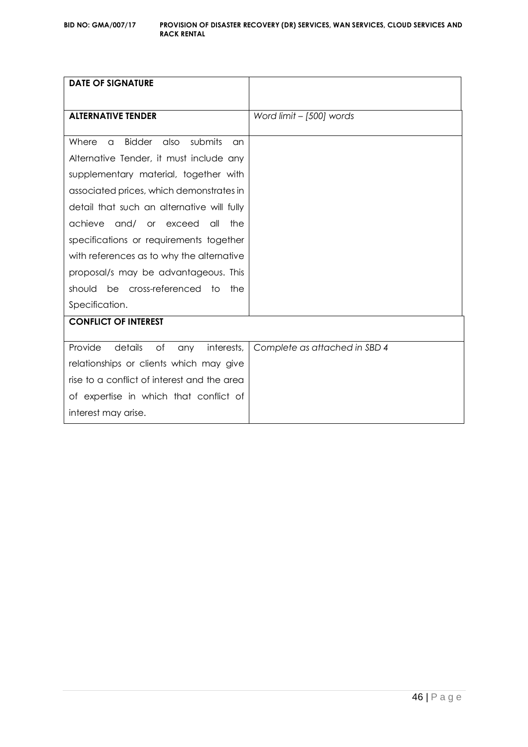| **DATE OF SIGNATURE** | |
|---|---|
| **ALTERNATIVE TENDER** | *Word limit – [500] words* |
| Where a Bidder also submits an Alternative Tender, it must include any supplementary material, together with associated prices, which demonstrates in detail that such an alternative will fully achieve and/ or exceed all the specifications or requirements together with references as to why the alternative proposal/s may be advantageous. This should be cross-referenced to the Specification. | |
| **CONFLICT OF INTEREST** | |
| Provide details of any interests, relationships or clients which may give rise to a conflict of interest and the area of expertise in which that conflict of interest may arise. | *Complete as attached in SBD 4* |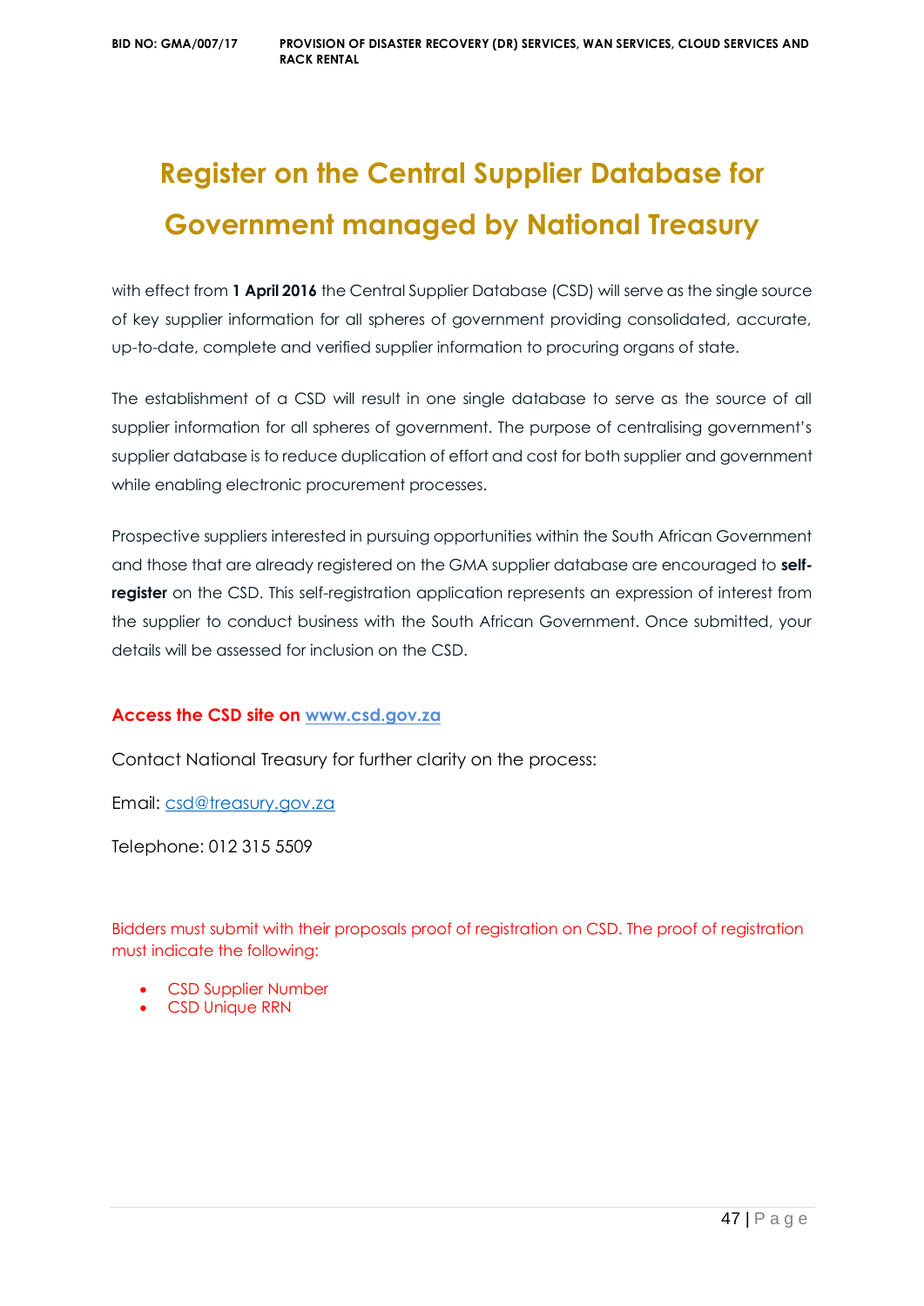# Register on the Central Supplier Database for Government managed by National Treasury

with effect from **1 April 2016** the Central Supplier Database (CSD) will serve as the single source of key supplier information for all spheres of government providing consolidated, accurate, up-to-date, complete and verified supplier information to procuring organs of state.

The establishment of a CSD will result in one single database to serve as the source of all supplier information for all spheres of government. The purpose of centralising government's supplier database is to reduce duplication of effort and cost for both supplier and government while enabling electronic procurement processes.

Prospective suppliers interested in pursuing opportunities within the South African Government and those that are already registered on the GMA supplier database are encouraged to **self-register** on the CSD. This self-registration application represents an expression of interest from the supplier to conduct business with the South African Government. Once submitted, your details will be assessed for inclusion on the CSD.

**Access the CSD site on www.csd.gov.za**

Contact National Treasury for further clarity on the process:

Email: csd@treasury.gov.za

Telephone: 012 315 5509

Bidders must submit with their proposals proof of registration on CSD. The proof of registration must indicate the following:

- CSD Supplier Number
- CSD Unique RRN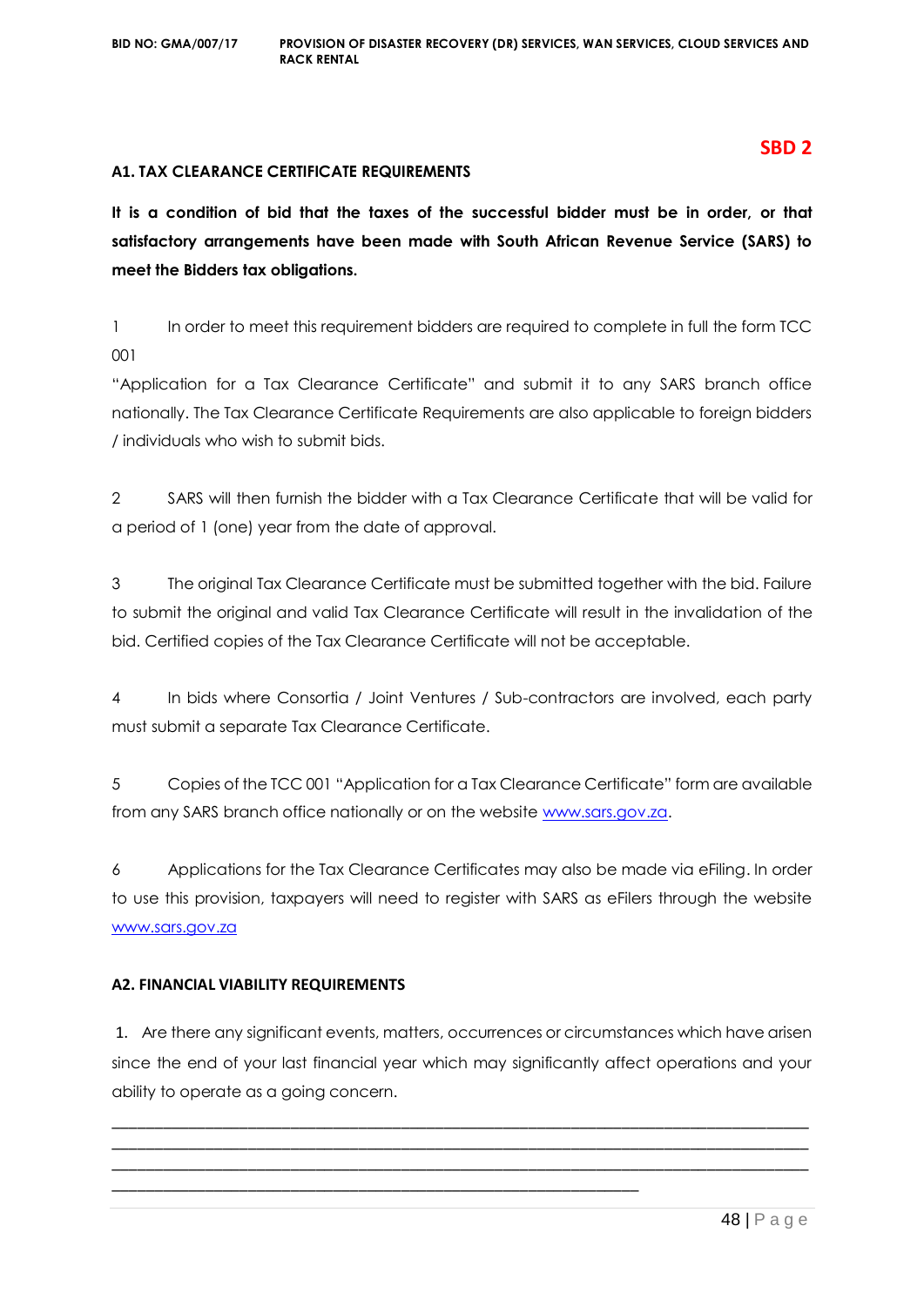**SBD 2**

**A1. TAX CLEARANCE CERTIFICATE REQUIREMENTS**

**It is a condition of bid that the taxes of the successful bidder must be in order, or that satisfactory arrangements have been made with South African Revenue Service (SARS) to meet the Bidders tax obligations.**

1 In order to meet this requirement bidders are required to complete in full the form TCC 001 "Application for a Tax Clearance Certificate" and submit it to any SARS branch office nationally. The Tax Clearance Certificate Requirements are also applicable to foreign bidders / individuals who wish to submit bids.

2 SARS will then furnish the bidder with a Tax Clearance Certificate that will be valid for a period of 1 (one) year from the date of approval.

3 The original Tax Clearance Certificate must be submitted together with the bid. Failure to submit the original and valid Tax Clearance Certificate will result in the invalidation of the bid. Certified copies of the Tax Clearance Certificate will not be acceptable.

4 In bids where Consortia / Joint Ventures / Sub-contractors are involved, each party must submit a separate Tax Clearance Certificate.

5 Copies of the TCC 001 "Application for a Tax Clearance Certificate" form are available from any SARS branch office nationally or on the website www.sars.gov.za.

6 Applications for the Tax Clearance Certificates may also be made via eFiling. In order to use this provision, taxpayers will need to register with SARS as eFilers through the website www.sars.gov.za

**A2. FINANCIAL VIABILITY REQUIREMENTS**

1. Are there any significant events, matters, occurrences or circumstances which have arisen since the end of your last financial year which may significantly affect operations and your ability to operate as a going concern.

_______________________________________________________________________________
_______________________________________________________________________________
_______________________________________________________________________________
____________________________________________________________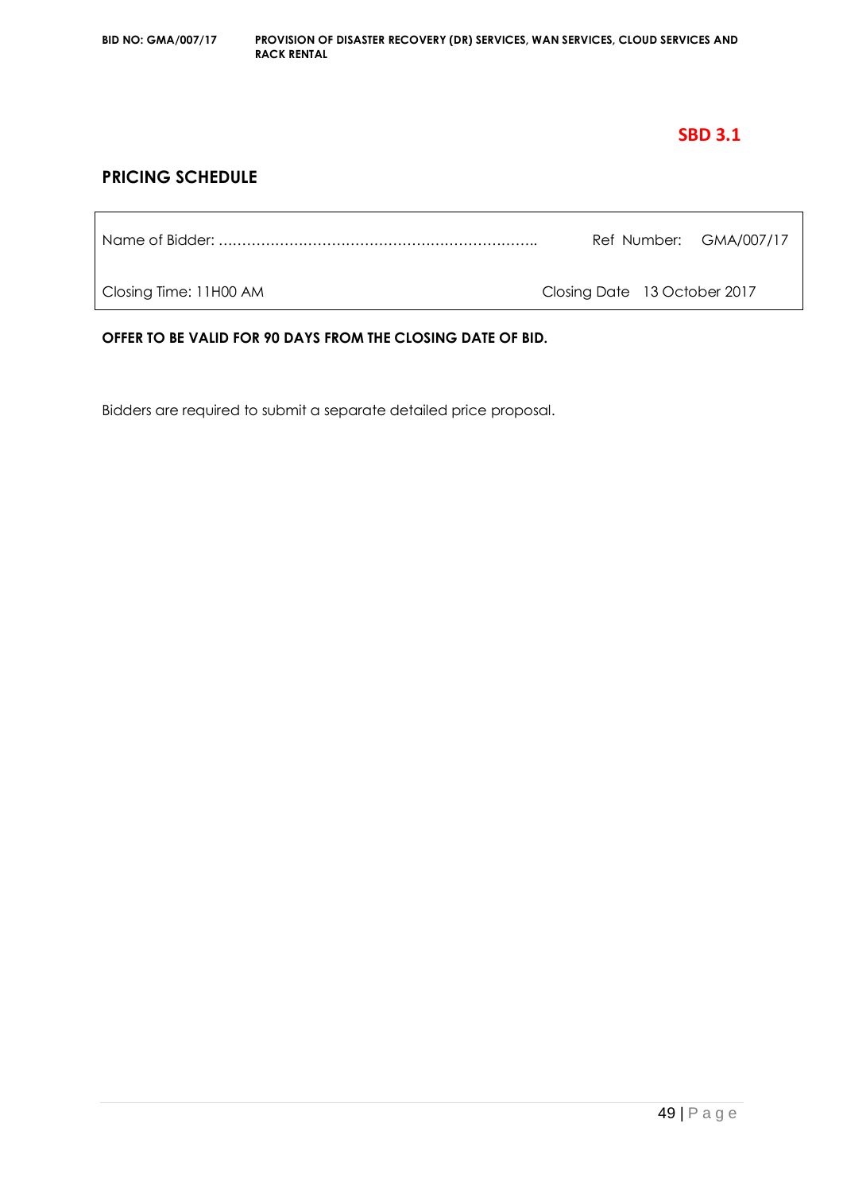**SBD 3.1**

## PRICING SCHEDULE

| | |
|---|---|
| Name of Bidder: ………………………………………………………….. | Ref Number: GMA/007/17 |
| Closing Time: 11H00 AM | Closing Date 13 October 2017 |

**OFFER TO BE VALID FOR 90 DAYS FROM THE CLOSING DATE OF BID.**

Bidders are required to submit a separate detailed price proposal.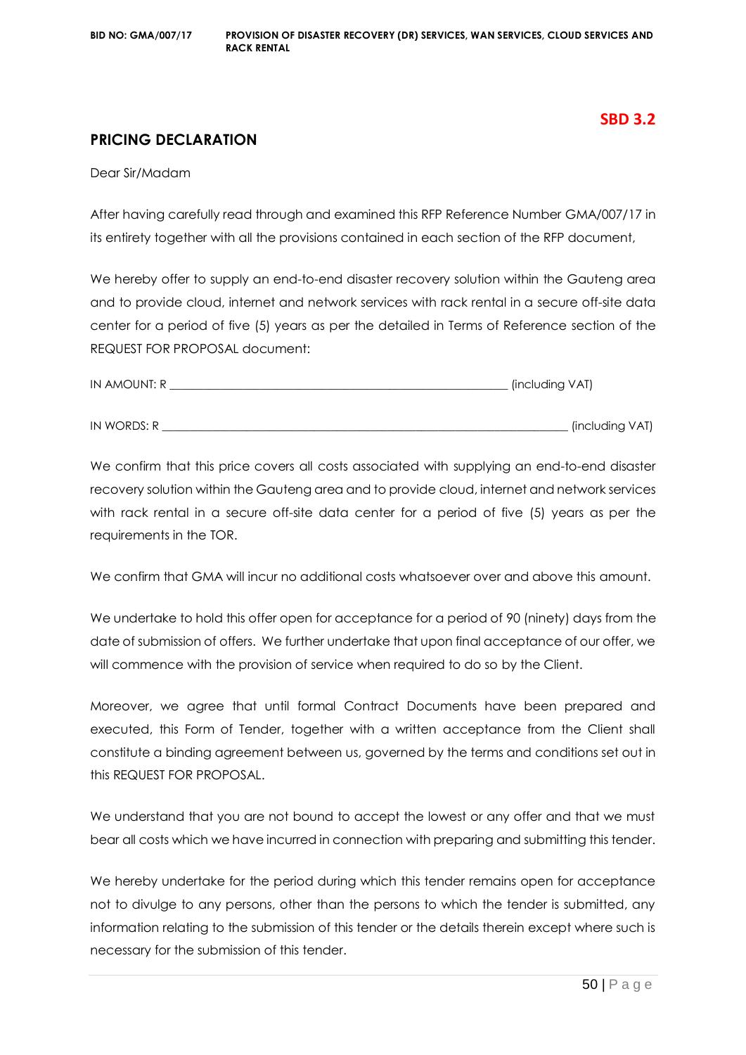**SBD 3.2**

## PRICING DECLARATION

Dear Sir/Madam

After having carefully read through and examined this RFP Reference Number GMA/007/17 in its entirety together with all the provisions contained in each section of the RFP document,

We hereby offer to supply an end-to-end disaster recovery solution within the Gauteng area and to provide cloud, internet and network services with rack rental in a secure off-site data center for a period of five (5) years as per the detailed in Terms of Reference section of the REQUEST FOR PROPOSAL document:

IN AMOUNT: R ______________________________________________________ (including VAT)

IN WORDS: R ______________________________________________________________ (including VAT)

We confirm that this price covers all costs associated with supplying an end-to-end disaster recovery solution within the Gauteng area and to provide cloud, internet and network services with rack rental in a secure off-site data center for a period of five (5) years as per the requirements in the TOR.

We confirm that GMA will incur no additional costs whatsoever over and above this amount.

We undertake to hold this offer open for acceptance for a period of 90 (ninety) days from the date of submission of offers. We further undertake that upon final acceptance of our offer, we will commence with the provision of service when required to do so by the Client.

Moreover, we agree that until formal Contract Documents have been prepared and executed, this Form of Tender, together with a written acceptance from the Client shall constitute a binding agreement between us, governed by the terms and conditions set out in this REQUEST FOR PROPOSAL.

We understand that you are not bound to accept the lowest or any offer and that we must bear all costs which we have incurred in connection with preparing and submitting this tender.

We hereby undertake for the period during which this tender remains open for acceptance not to divulge to any persons, other than the persons to which the tender is submitted, any information relating to the submission of this tender or the details therein except where such is necessary for the submission of this tender.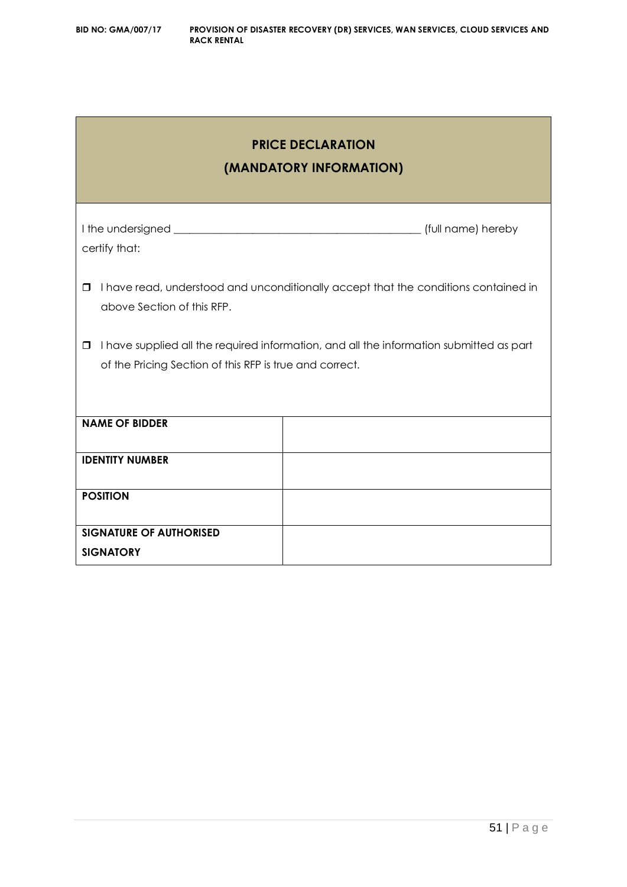## PRICE DECLARATION
## (MANDATORY INFORMATION)

I the undersigned _____________________________________________ (full name) hereby certify that:

- ☐ I have read, understood and unconditionally accept that the conditions contained in above Section of this RFP.
- ☐ I have supplied all the required information, and all the information submitted as part of the Pricing Section of this RFP is true and correct.

| | |
|---|---|
| **NAME OF BIDDER** | |
| **IDENTITY NUMBER** | |
| **POSITION** | |
| **SIGNATURE OF AUTHORISED SIGNATORY** | |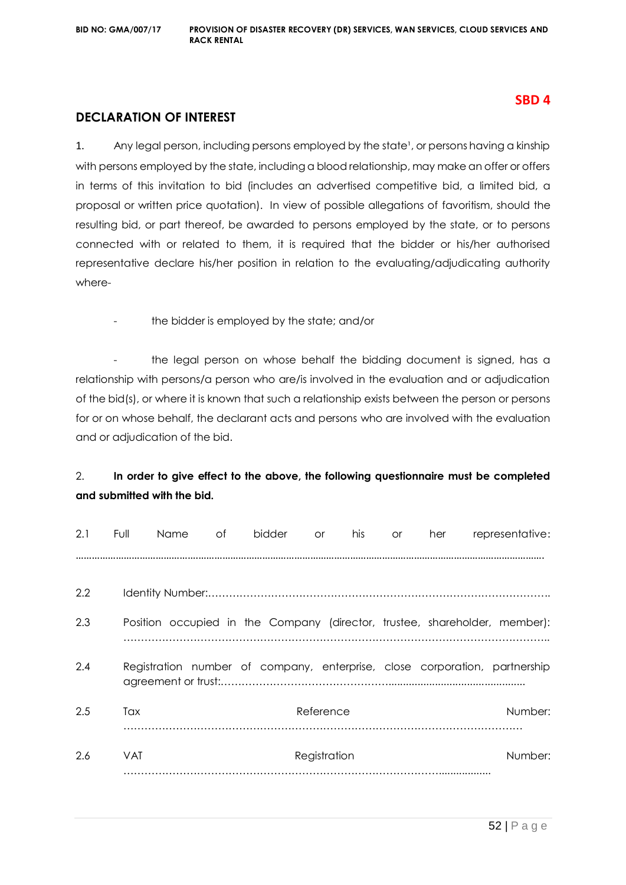**SBD 4**

## DECLARATION OF INTEREST

1. Any legal person, including persons employed by the state[1], or persons having a kinship with persons employed by the state, including a blood relationship, may make an offer or offers in terms of this invitation to bid (includes an advertised competitive bid, a limited bid, a proposal or written price quotation). In view of possible allegations of favoritism, should the resulting bid, or part thereof, be awarded to persons employed by the state, or to persons connected with or related to them, it is required that the bidder or his/her authorised representative declare his/her position in relation to the evaluating/adjudicating authority where-

- the bidder is employed by the state; and/or

- the legal person on whose behalf the bidding document is signed, has a relationship with persons/a person who are/is involved in the evaluation and or adjudication of the bid(s), or where it is known that such a relationship exists between the person or persons for or on whose behalf, the declarant acts and persons who are involved with the evaluation and or adjudication of the bid.

2. **In order to give effect to the above, the following questionnaire must be completed and submitted with the bid.**

2.1 Full Name of bidder or his or her representative: ……………………………………………………………………………………………

2.2 Identity Number:……………………………………………………………………………………………

2.3 Position occupied in the Company (director, trustee, shareholder, member): ……………………………………………………………………………………………

2.4 Registration number of company, enterprise, close corporation, partnership agreement or trust:……………………………………………………………………

2.5 Tax Reference Number: ……………………………………………………………………………………………

2.6 VAT Registration Number: ……………………………………………………………………………………………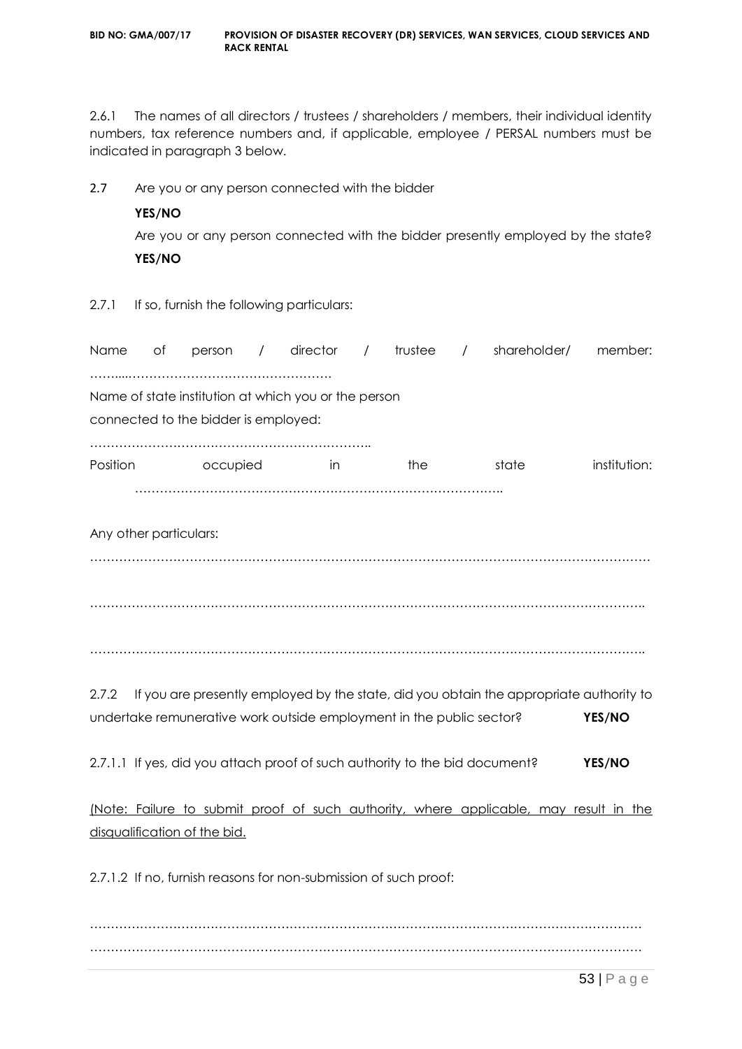2.6.1 The names of all directors / trustees / shareholders / members, their individual identity numbers, tax reference numbers and, if applicable, employee / PERSAL numbers must be indicated in paragraph 3 below.

2.7 Are you or any person connected with the bidder

**YES/NO**

Are you or any person connected with the bidder presently employed by the state?

**YES/NO**

2.7.1 If so, furnish the following particulars:

Name of person / director / trustee / shareholder/ member: ……....………………………………………….

Name of state institution at which you or the person connected to the bidder is employed:

…………………………………………………………..

Position occupied in the state institution: ……………………………………………………………………………..

Any other particulars:

………………………………………………………………………………………………………………

………………………………………………………………………………………………………………..

………………………………………………………………………………………………………………..

2.7.2 If you are presently employed by the state, did you obtain the appropriate authority to undertake remunerative work outside employment in the public sector? **YES/NO**

2.7.1.1 If yes, did you attach proof of such authority to the bid document? **YES/NO**

<u>(Note: Failure to submit proof of such authority, where applicable, may result in the disqualification of the bid.</u>

2.7.1.2 If no, furnish reasons for non-submission of such proof:

……………………………………………………………………………………………………………….
……………………………………………………………………………………………………………….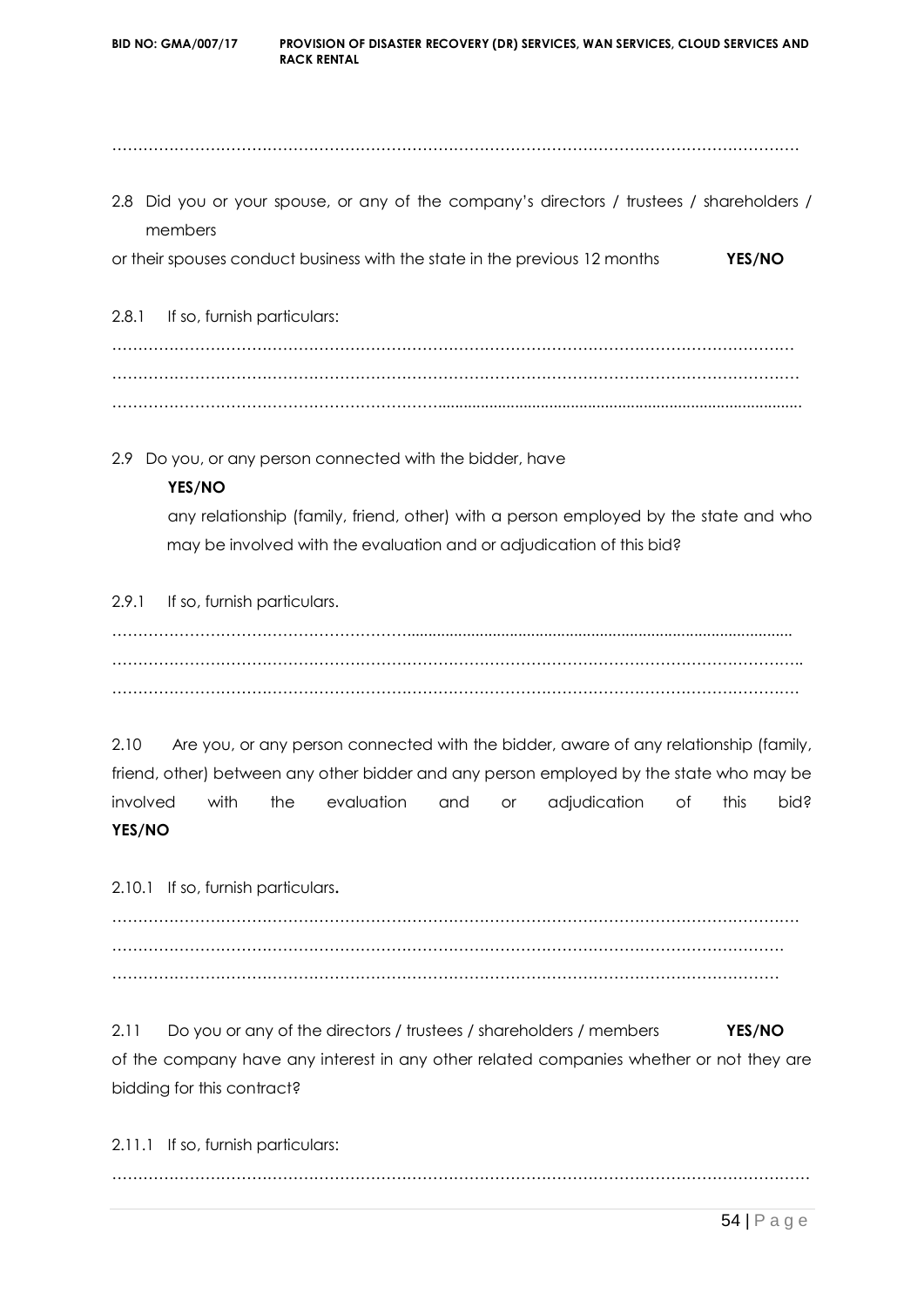………………………………………………………………………………………………………………

2.8 Did you or your spouse, or any of the company's directors / trustees / shareholders / members
or their spouses conduct business with the state in the previous 12 months **YES/NO**

2.8.1 If so, furnish particulars:

………………………………………………………………………………………………………………
………………………………………………………………………………………………………………
………………………………………………………………………………………………………………

2.9 Do you, or any person connected with the bidder, have
**YES/NO**
any relationship (family, friend, other) with a person employed by the state and who may be involved with the evaluation and or adjudication of this bid?

2.9.1 If so, furnish particulars.

………………………………………………………………………………………………………………
………………………………………………………………………………………………………………
………………………………………………………………………………………………………………

2.10 Are you, or any person connected with the bidder, aware of any relationship (family, friend, other) between any other bidder and any person employed by the state who may be involved with the evaluation and or adjudication of this bid? **YES/NO**

2.10.1 If so, furnish particulars**.**

………………………………………………………………………………………………………………
………………………………………………………………………………………………………………
………………………………………………………………………………………………………………

2.11 Do you or any of the directors / trustees / shareholders / members **YES/NO**
of the company have any interest in any other related companies whether or not they are bidding for this contract?

2.11.1 If so, furnish particulars:

………………………………………………………………………………………………………………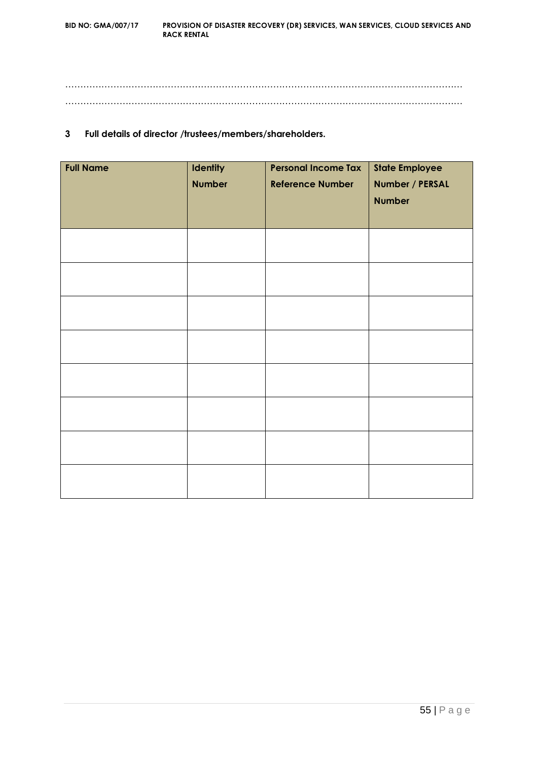…………………………………………………………………………………………………………………

…………………………………………………………………………………………………………………

**3 Full details of director /trustees/members/shareholders.**

| Full Name | Identity Number | Personal Income Tax Reference Number | State Employee Number / PERSAL Number |
|---|---|---|---|
| | | | |
| | | | |
| | | | |
| | | | |
| | | | |
| | | | |
| | | | |
| | | | |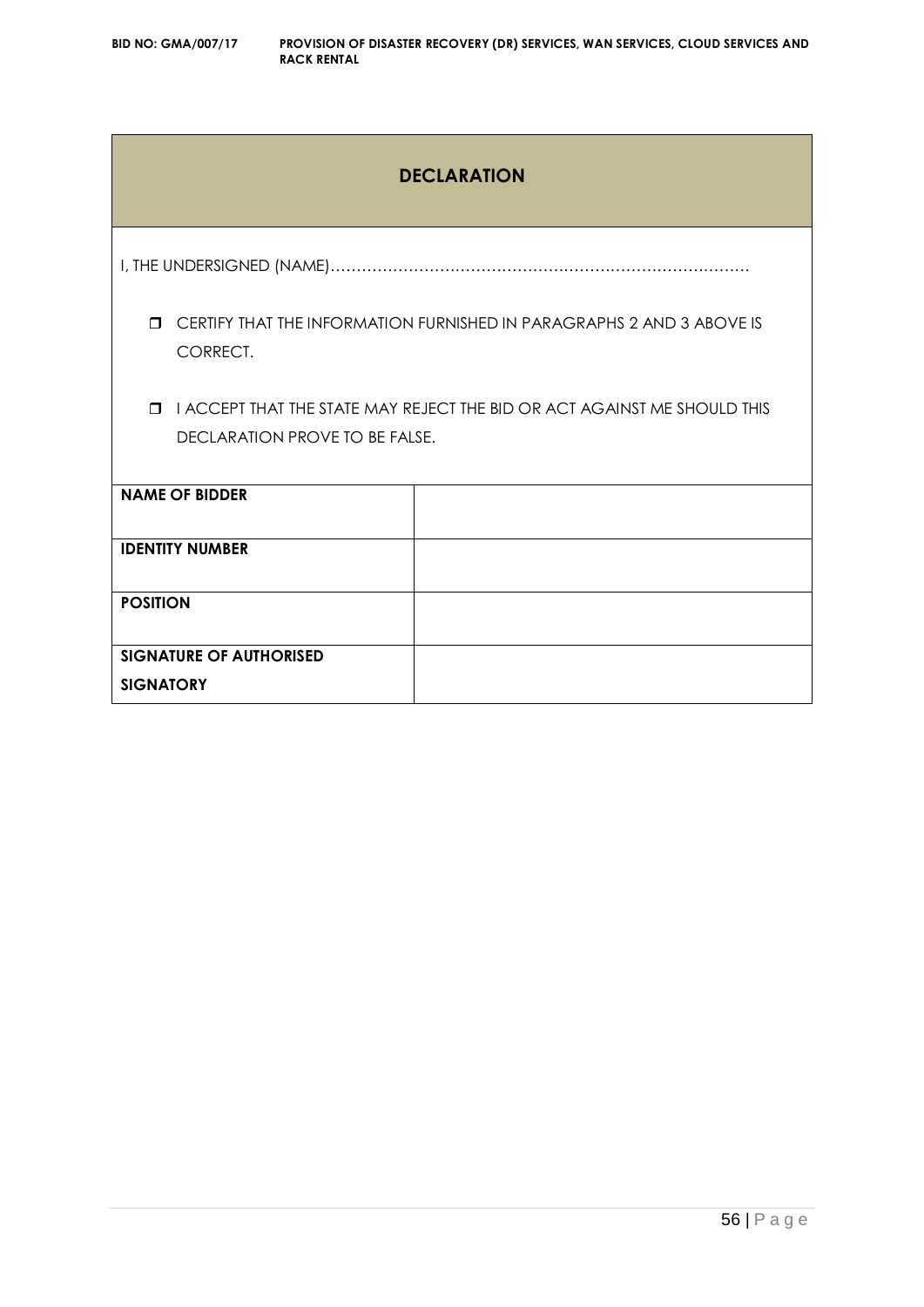## DECLARATION

I, THE UNDERSIGNED (NAME)………………………………………………………………………

- ❒ CERTIFY THAT THE INFORMATION FURNISHED IN PARAGRAPHS 2 AND 3 ABOVE IS CORRECT.
- ❒ I ACCEPT THAT THE STATE MAY REJECT THE BID OR ACT AGAINST ME SHOULD THIS DECLARATION PROVE TO BE FALSE.

| | |
|---|---|
| **NAME OF BIDDER** | |
| **IDENTITY NUMBER** | |
| **POSITION** | |
| **SIGNATURE OF AUTHORISED SIGNATORY** | |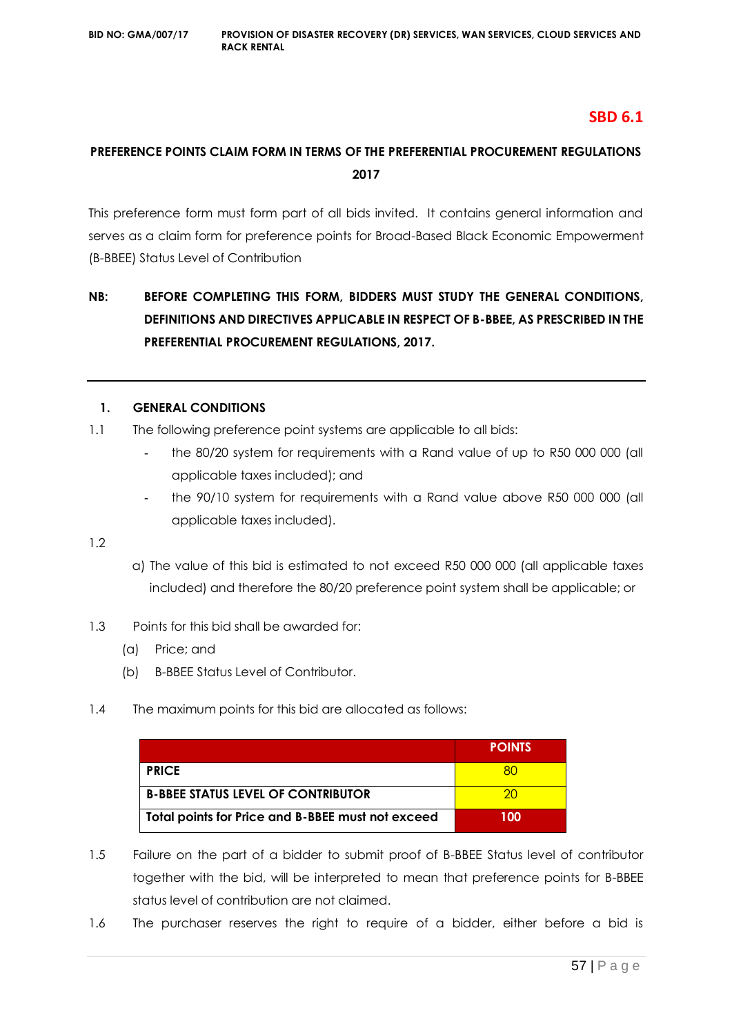# SBD 6.1

## PREFERENCE POINTS CLAIM FORM IN TERMS OF THE PREFERENTIAL PROCUREMENT REGULATIONS 2017

This preference form must form part of all bids invited. It contains general information and serves as a claim form for preference points for Broad-Based Black Economic Empowerment (B-BBEE) Status Level of Contribution

**NB: BEFORE COMPLETING THIS FORM, BIDDERS MUST STUDY THE GENERAL CONDITIONS, DEFINITIONS AND DIRECTIVES APPLICABLE IN RESPECT OF B-BBEE, AS PRESCRIBED IN THE PREFERENTIAL PROCUREMENT REGULATIONS, 2017.**

---

### 1. GENERAL CONDITIONS

1.1 The following preference point systems are applicable to all bids:

- the 80/20 system for requirements with a Rand value of up to R50 000 000 (all applicable taxes included); and
- the 90/10 system for requirements with a Rand value above R50 000 000 (all applicable taxes included).

1.2

a) The value of this bid is estimated to not exceed R50 000 000 (all applicable taxes included) and therefore the 80/20 preference point system shall be applicable; or

1.3 Points for this bid shall be awarded for:

(a) Price; and

(b) B-BBEE Status Level of Contributor.

1.4 The maximum points for this bid are allocated as follows:

| | POINTS |
|---|---|
| **PRICE** | 80 |
| **B-BBEE STATUS LEVEL OF CONTRIBUTOR** | 20 |
| **Total points for Price and B-BBEE must not exceed** | **100** |

1.5 Failure on the part of a bidder to submit proof of B-BBEE Status level of contributor together with the bid, will be interpreted to mean that preference points for B-BBEE status level of contribution are not claimed.

1.6 The purchaser reserves the right to require of a bidder, either before a bid is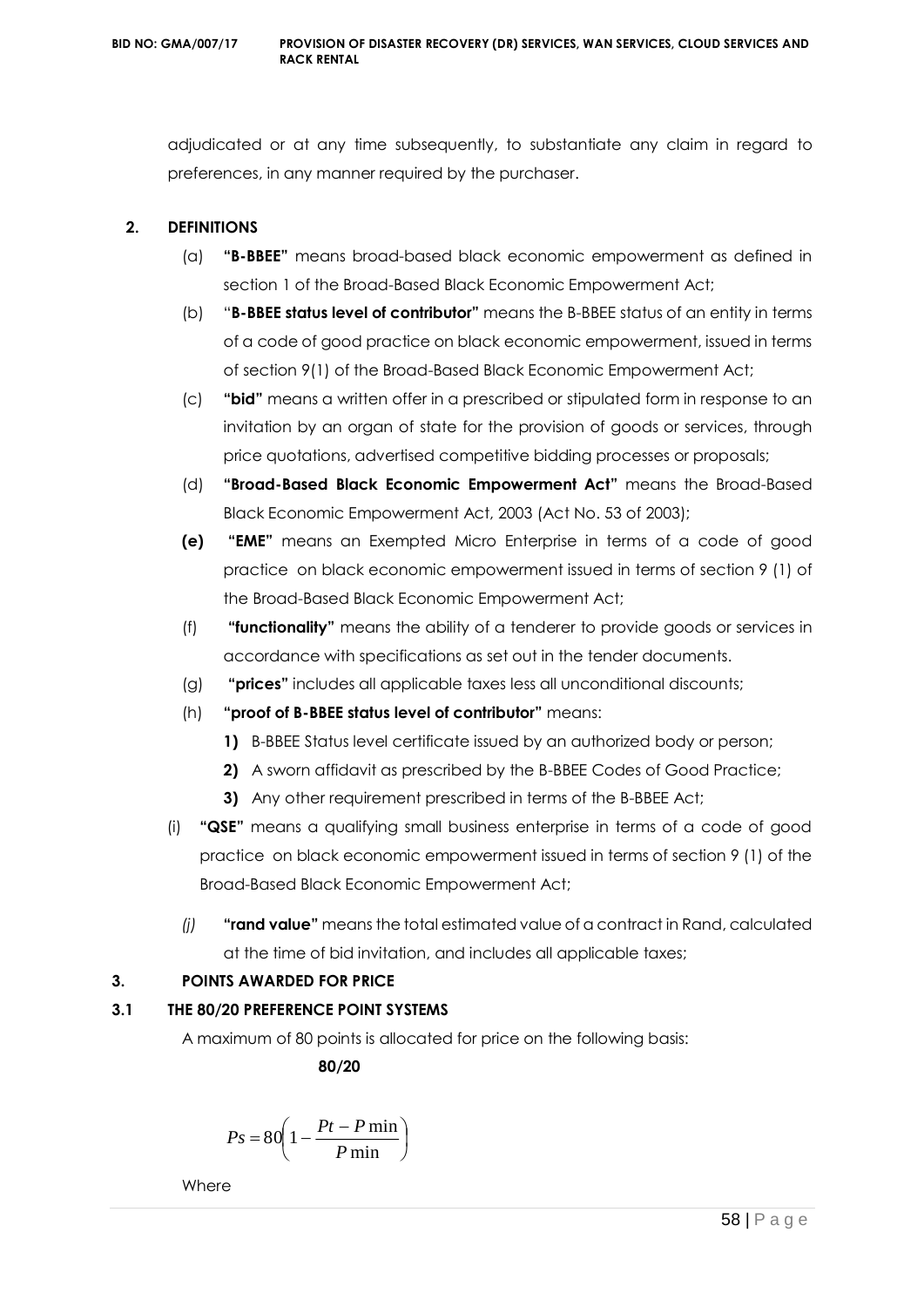adjudicated or at any time subsequently, to substantiate any claim in regard to preferences, in any manner required by the purchaser.

## 2. DEFINITIONS

(a) **"B-BBEE"** means broad-based black economic empowerment as defined in section 1 of the Broad-Based Black Economic Empowerment Act;

(b) "**B-BBEE status level of contributor"** means the B-BBEE status of an entity in terms of a code of good practice on black economic empowerment, issued in terms of section 9(1) of the Broad-Based Black Economic Empowerment Act;

(c) **"bid"** means a written offer in a prescribed or stipulated form in response to an invitation by an organ of state for the provision of goods or services, through price quotations, advertised competitive bidding processes or proposals;

(d) **"Broad-Based Black Economic Empowerment Act"** means the Broad-Based Black Economic Empowerment Act, 2003 (Act No. 53 of 2003);

**(e)** **"EME"** means an Exempted Micro Enterprise in terms of a code of good practice on black economic empowerment issued in terms of section 9 (1) of the Broad-Based Black Economic Empowerment Act;

(f) **"functionality"** means the ability of a tenderer to provide goods or services in accordance with specifications as set out in the tender documents.

(g) **"prices"** includes all applicable taxes less all unconditional discounts;

(h) **"proof of B-BBEE status level of contributor"** means:

**1)** B-BBEE Status level certificate issued by an authorized body or person;

**2)** A sworn affidavit as prescribed by the B-BBEE Codes of Good Practice;

**3)** Any other requirement prescribed in terms of the B-BBEE Act;

(i) **"QSE"** means a qualifying small business enterprise in terms of a code of good practice on black economic empowerment issued in terms of section 9 (1) of the Broad-Based Black Economic Empowerment Act;

*(j)* **"rand value"** means the total estimated value of a contract in Rand, calculated at the time of bid invitation, and includes all applicable taxes;

## 3. POINTS AWARDED FOR PRICE

### 3.1 THE 80/20 PREFERENCE POINT SYSTEMS

A maximum of 80 points is allocated for price on the following basis:

**80/20**

$$Ps = 80\left(1 - \frac{Pt - P\min}{P\min}\right)$$

Where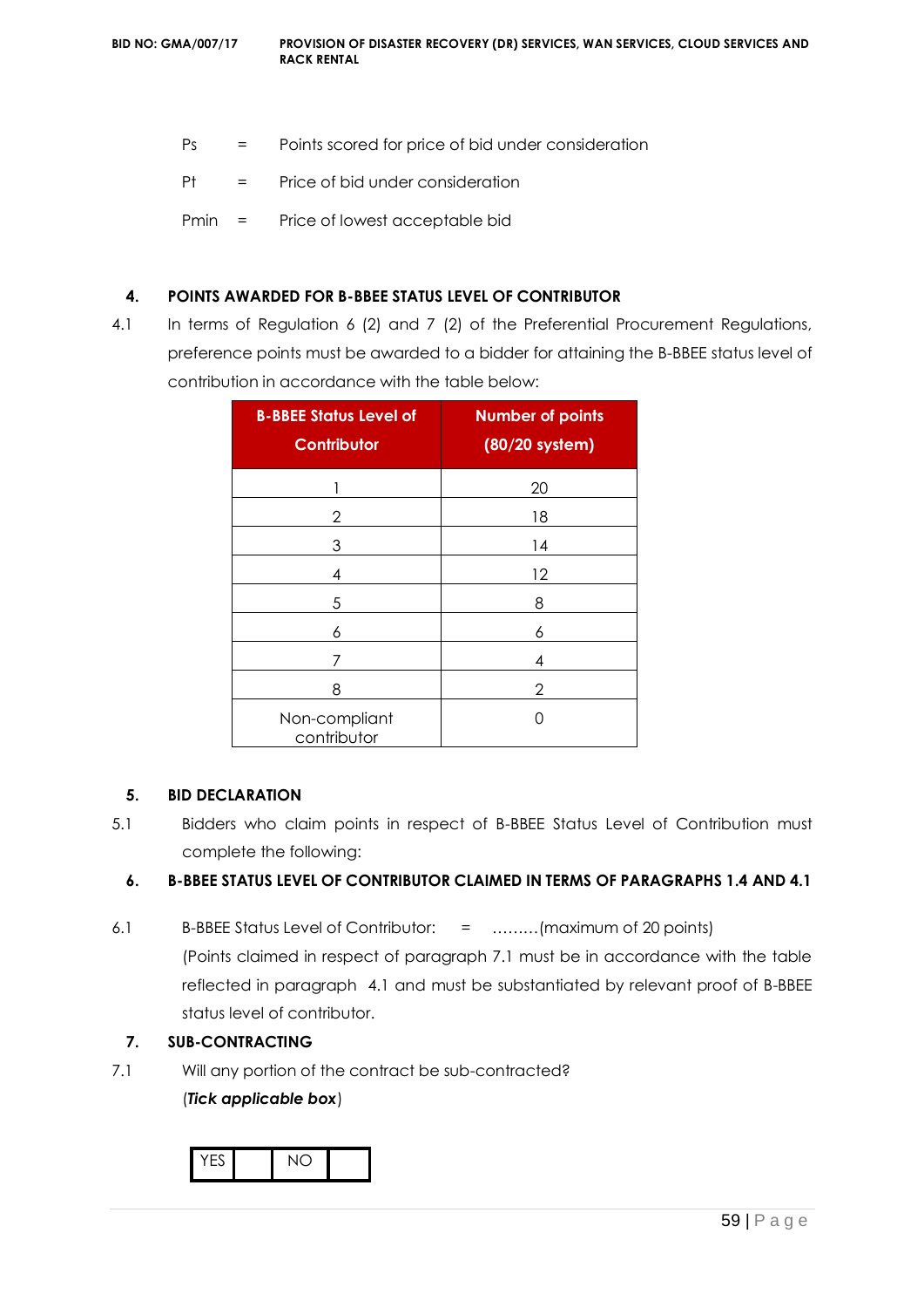Ps = Points scored for price of bid under consideration

Pt = Price of bid under consideration

Pmin = Price of lowest acceptable bid

## 4. POINTS AWARDED FOR B-BBEE STATUS LEVEL OF CONTRIBUTOR

4.1 In terms of Regulation 6 (2) and 7 (2) of the Preferential Procurement Regulations, preference points must be awarded to a bidder for attaining the B-BBEE status level of contribution in accordance with the table below:

| B-BBEE Status Level of Contributor | Number of points (80/20 system) |
|---|---|
| 1 | 20 |
| 2 | 18 |
| 3 | 14 |
| 4 | 12 |
| 5 | 8 |
| 6 | 6 |
| 7 | 4 |
| 8 | 2 |
| Non-compliant contributor | 0 |

## 5. BID DECLARATION

5.1 Bidders who claim points in respect of B-BBEE Status Level of Contribution must complete the following:

## 6. B-BBEE STATUS LEVEL OF CONTRIBUTOR CLAIMED IN TERMS OF PARAGRAPHS 1.4 AND 4.1

6.1 B-BBEE Status Level of Contributor: = ………(maximum of 20 points)

(Points claimed in respect of paragraph 7.1 must be in accordance with the table reflected in paragraph 4.1 and must be substantiated by relevant proof of B-BBEE status level of contributor.

## 7. SUB-CONTRACTING

7.1 Will any portion of the contract be sub-contracted?

(***Tick applicable box***)

| YES | | NO | |
|---|---|---|---|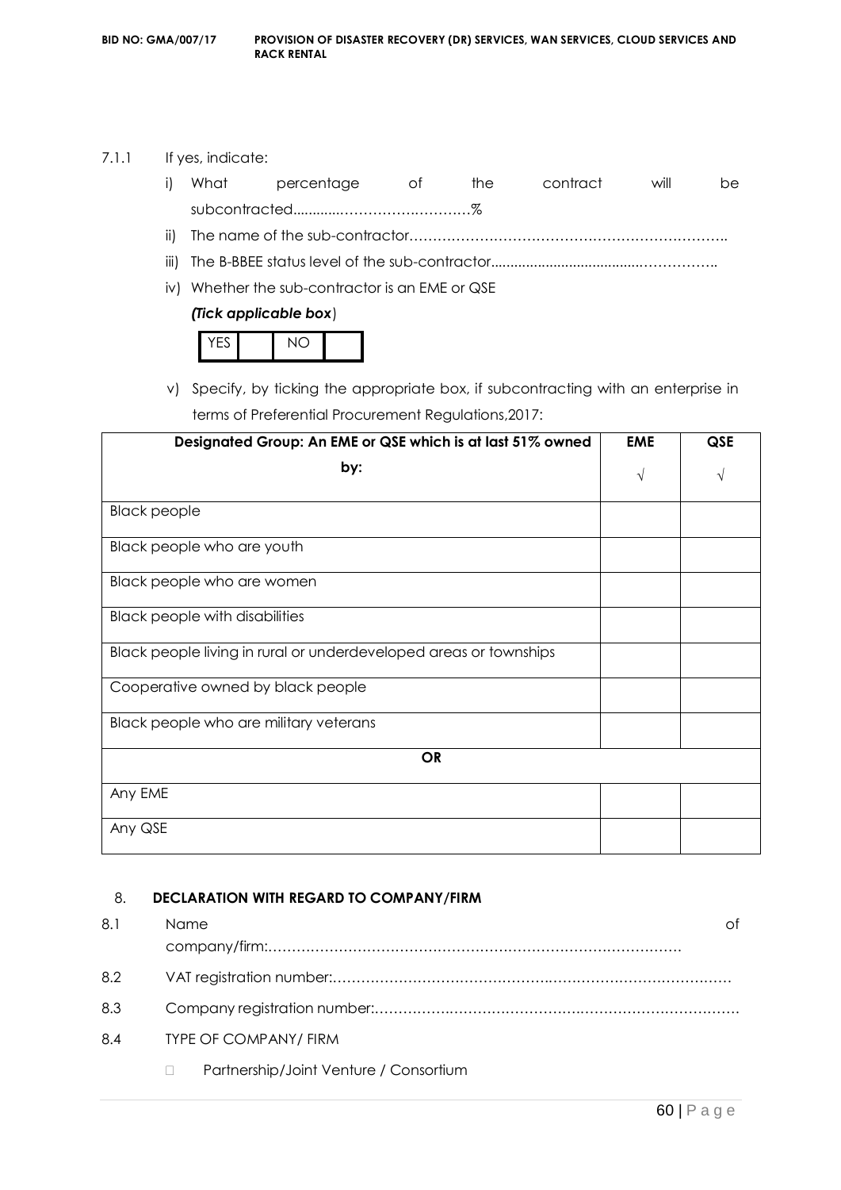7.1.1 If yes, indicate:

i) What percentage of the contract will be subcontracted............…………….…………%

ii) The name of the sub-contractor…………………………………………………………..

iii) The B-BBEE status level of the sub-contractor......................................……………..

iv) Whether the sub-contractor is an EME or QSE

*(Tick applicable box*)

| YES | | NO | |
|---|---|---|---|

v) Specify, by ticking the appropriate box, if subcontracting with an enterprise in terms of Preferential Procurement Regulations,2017:

| **Designated Group: An EME or QSE which is at last 51% owned by:** | **EME** √ | **QSE** √ |
|---|---|---|
| Black people | | |
| Black people who are youth | | |
| Black people who are women | | |
| Black people with disabilities | | |
| Black people living in rural or underdeveloped areas or townships | | |
| Cooperative owned by black people | | |
| Black people who are military veterans | | |
| **OR** | | |
| Any EME | | |
| Any QSE | | |

8. **DECLARATION WITH REGARD TO COMPANY/FIRM**

8.1 Name of company/firm:…………………………………………………………………………….

8.2 VAT registration number:……………………………………….…………………………………

8.3 Company registration number:…………….……………………….…………………………….

8.4 TYPE OF COMPANY/ FIRM

- Partnership/Joint Venture / Consortium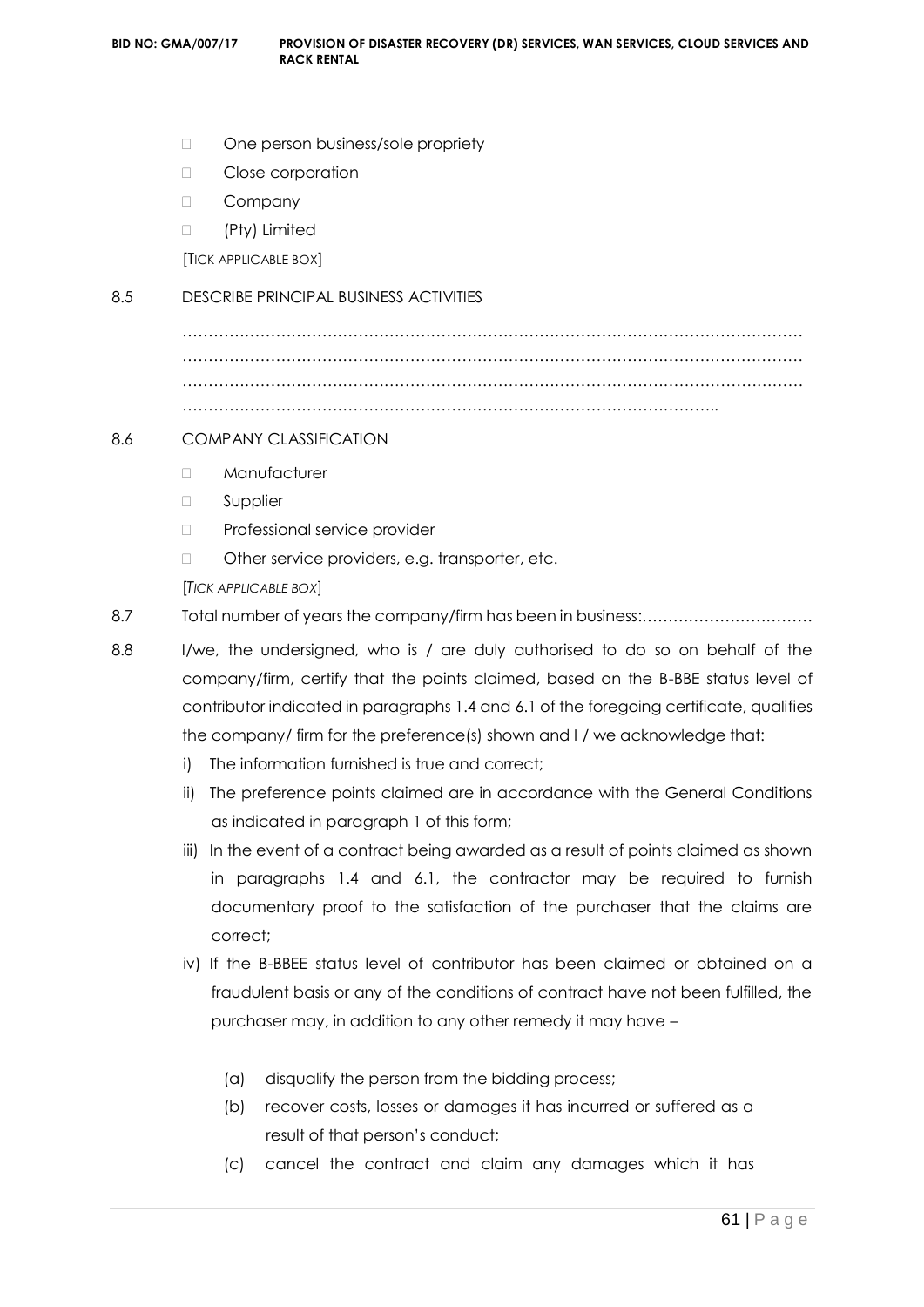- ☐ One person business/sole propriety
- ☐ Close corporation
- ☐ Company
- ☐ (Pty) Limited

[TICK APPLICABLE BOX]

8.5 DESCRIBE PRINCIPAL BUSINESS ACTIVITIES

…………………………………………………………………………………………………………
…………………………………………………………………………………………………………
…………………………………………………………………………………………………………
………………………………………………………………………………………………..

8.6 COMPANY CLASSIFICATION

- ☐ Manufacturer
- ☐ Supplier
- ☐ Professional service provider
- ☐ Other service providers, e.g. transporter, etc.

[*TICK APPLICABLE BOX*]

8.7 Total number of years the company/firm has been in business:……………………………

8.8 I/we, the undersigned, who is / are duly authorised to do so on behalf of the company/firm, certify that the points claimed, based on the B-BBE status level of contributor indicated in paragraphs 1.4 and 6.1 of the foregoing certificate, qualifies the company/ firm for the preference(s) shown and I / we acknowledge that:

i) The information furnished is true and correct;

ii) The preference points claimed are in accordance with the General Conditions as indicated in paragraph 1 of this form;

iii) In the event of a contract being awarded as a result of points claimed as shown in paragraphs 1.4 and 6.1, the contractor may be required to furnish documentary proof to the satisfaction of the purchaser that the claims are correct;

iv) If the B-BBEE status level of contributor has been claimed or obtained on a fraudulent basis or any of the conditions of contract have not been fulfilled, the purchaser may, in addition to any other remedy it may have –

   (a) disqualify the person from the bidding process;

   (b) recover costs, losses or damages it has incurred or suffered as a result of that person's conduct;

   (c) cancel the contract and claim any damages which it has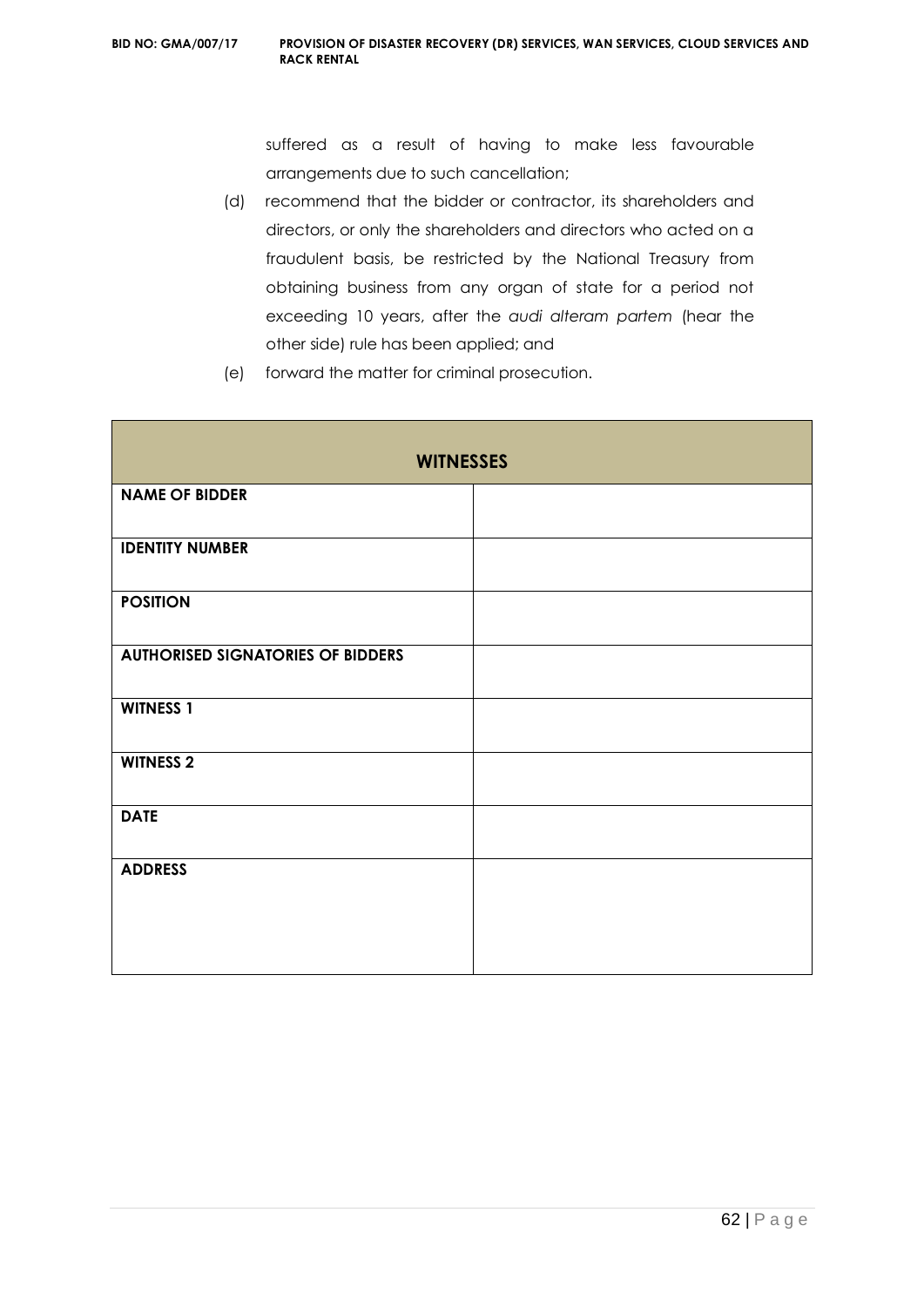suffered as a result of having to make less favourable arrangements due to such cancellation;

(d) recommend that the bidder or contractor, its shareholders and directors, or only the shareholders and directors who acted on a fraudulent basis, be restricted by the National Treasury from obtaining business from any organ of state for a period not exceeding 10 years, after the *audi alteram partem* (hear the other side) rule has been applied; and

(e) forward the matter for criminal prosecution.

| **WITNESSES** | |
|---|---|
| **NAME OF BIDDER** | |
| **IDENTITY NUMBER** | |
| **POSITION** | |
| **AUTHORISED SIGNATORIES OF BIDDERS** | |
| **WITNESS 1** | |
| **WITNESS 2** | |
| **DATE** | |
| **ADDRESS** | |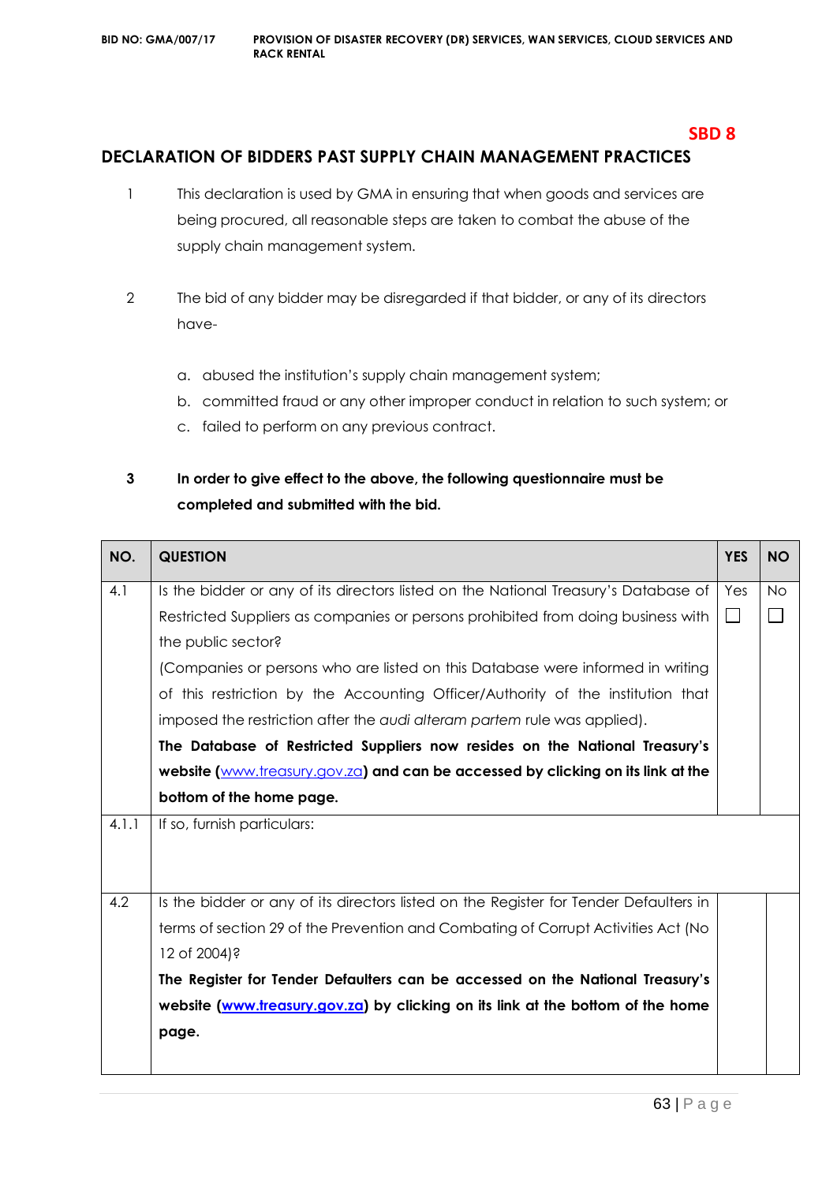**SBD 8**

## DECLARATION OF BIDDERS PAST SUPPLY CHAIN MANAGEMENT PRACTICES

1. This declaration is used by GMA in ensuring that when goods and services are being procured, all reasonable steps are taken to combat the abuse of the supply chain management system.

2. The bid of any bidder may be disregarded if that bidder, or any of its directors have-

   a. abused the institution's supply chain management system;
   b. committed fraud or any other improper conduct in relation to such system; or
   c. failed to perform on any previous contract.

3. **In order to give effect to the above, the following questionnaire must be completed and submitted with the bid.**

| NO. | QUESTION | YES | NO |
|---|---|---|---|
| 4.1 | Is the bidder or any of its directors listed on the National Treasury's Database of Restricted Suppliers as companies or persons prohibited from doing business with the public sector?<br>(Companies or persons who are listed on this Database were informed in writing of this restriction by the Accounting Officer/Authority of the institution that imposed the restriction after the *audi alteram partem* rule was applied).<br>**The Database of Restricted Suppliers now resides on the National Treasury's website (www.treasury.gov.za) and can be accessed by clicking on its link at the bottom of the home page.** | Yes ☐ | No ☐ |
| 4.1.1 | If so, furnish particulars: | | |
| 4.2 | Is the bidder or any of its directors listed on the Register for Tender Defaulters in terms of section 29 of the Prevention and Combating of Corrupt Activities Act (No 12 of 2004)?<br>**The Register for Tender Defaulters can be accessed on the National Treasury's website (www.treasury.gov.za) by clicking on its link at the bottom of the home page.** | | |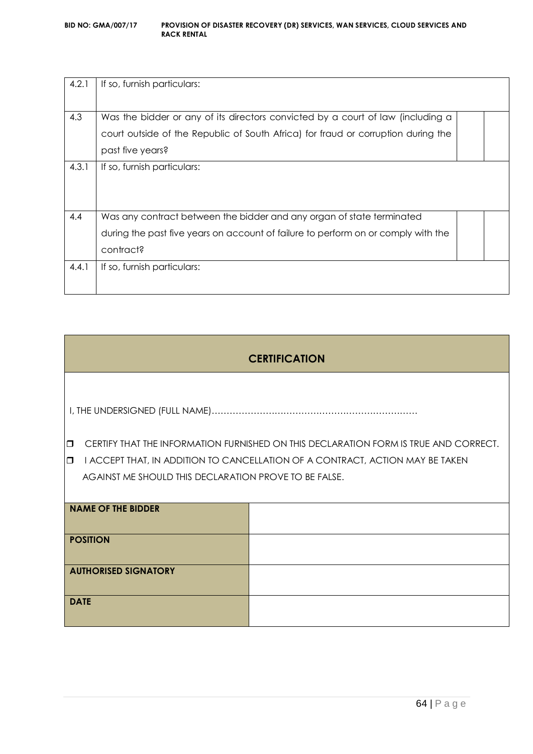| | | | |
|---|---|---|---|
| 4.2.1 | If so, furnish particulars: | | |
| 4.3 | Was the bidder or any of its directors convicted by a court of law (including a court outside of the Republic of South Africa) for fraud or corruption during the past five years? | | |
| 4.3.1 | If so, furnish particulars: | | |
| 4.4 | Was any contract between the bidder and any organ of state terminated during the past five years on account of failure to perform on or comply with the contract? | | |
| 4.4.1 | If so, furnish particulars: | | |

## CERTIFICATION

I, THE UNDERSIGNED (FULL NAME)……………………………………………………………

- ❒ CERTIFY THAT THE INFORMATION FURNISHED ON THIS DECLARATION FORM IS TRUE AND CORRECT.
- ❒ I ACCEPT THAT, IN ADDITION TO CANCELLATION OF A CONTRACT, ACTION MAY BE TAKEN AGAINST ME SHOULD THIS DECLARATION PROVE TO BE FALSE.

| | |
|---|---|
| **NAME OF THE BIDDER** | |
| **POSITION** | |
| **AUTHORISED SIGNATORY** | |
| **DATE** | |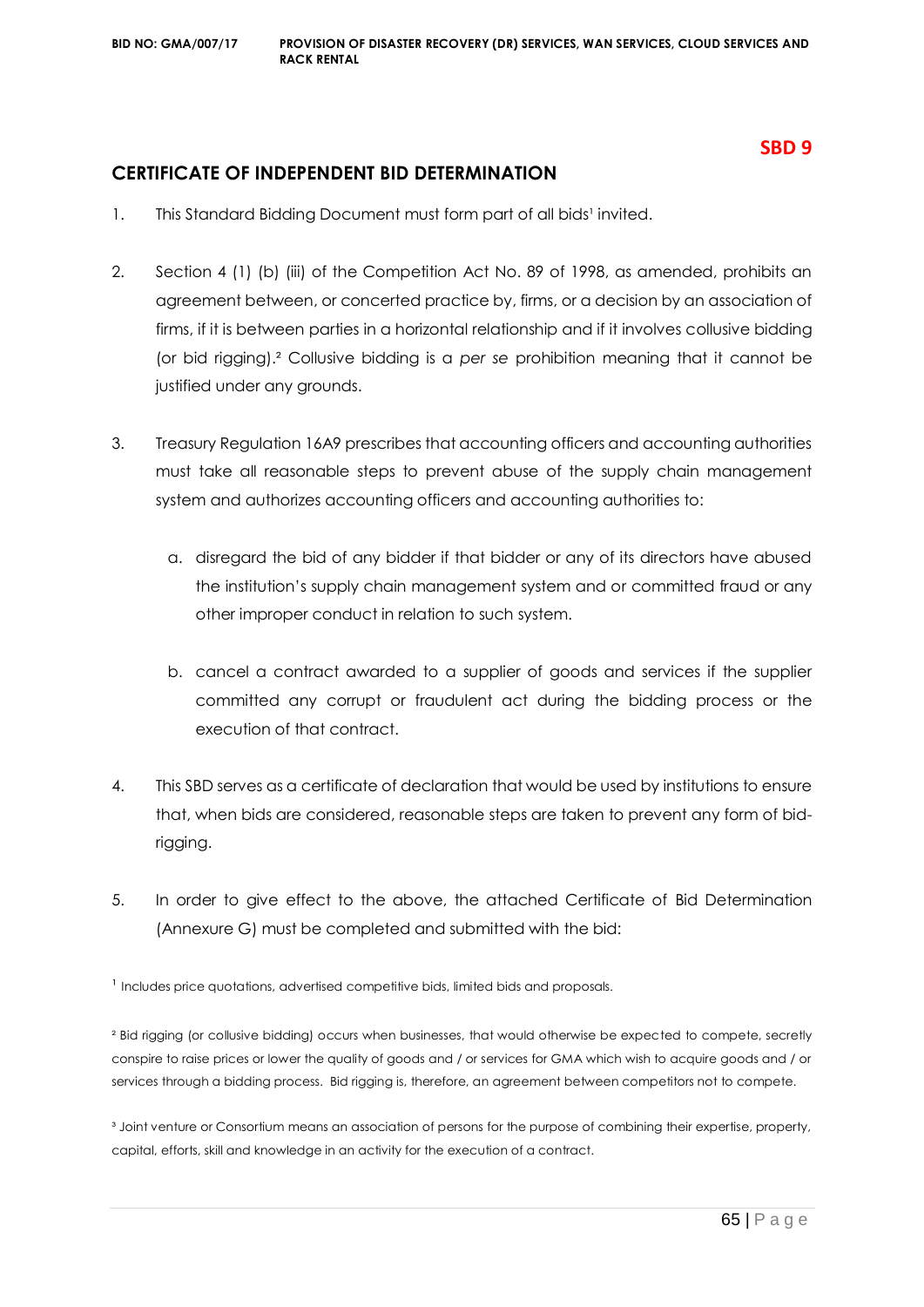**SBD 9**

## CERTIFICATE OF INDEPENDENT BID DETERMINATION

1. This Standard Bidding Document must form part of all bids[1] invited.

2. Section 4 (1) (b) (iii) of the Competition Act No. 89 of 1998, as amended, prohibits an agreement between, or concerted practice by, firms, or a decision by an association of firms, if it is between parties in a horizontal relationship and if it involves collusive bidding (or bid rigging).[2] Collusive bidding is a *per se* prohibition meaning that it cannot be justified under any grounds.

3. Treasury Regulation 16A9 prescribes that accounting officers and accounting authorities must take all reasonable steps to prevent abuse of the supply chain management system and authorizes accounting officers and accounting authorities to:

   a. disregard the bid of any bidder if that bidder or any of its directors have abused the institution's supply chain management system and or committed fraud or any other improper conduct in relation to such system.

   b. cancel a contract awarded to a supplier of goods and services if the supplier committed any corrupt or fraudulent act during the bidding process or the execution of that contract.

4. This SBD serves as a certificate of declaration that would be used by institutions to ensure that, when bids are considered, reasonable steps are taken to prevent any form of bid-rigging.

5. In order to give effect to the above, the attached Certificate of Bid Determination (Annexure G) must be completed and submitted with the bid:

[1] Includes price quotations, advertised competitive bids, limited bids and proposals.

[2] Bid rigging (or collusive bidding) occurs when businesses, that would otherwise be expected to compete, secretly conspire to raise prices or lower the quality of goods and / or services for GMA which wish to acquire goods and / or services through a bidding process. Bid rigging is, therefore, an agreement between competitors not to compete.

[3] Joint venture or Consortium means an association of persons for the purpose of combining their expertise, property, capital, efforts, skill and knowledge in an activity for the execution of a contract.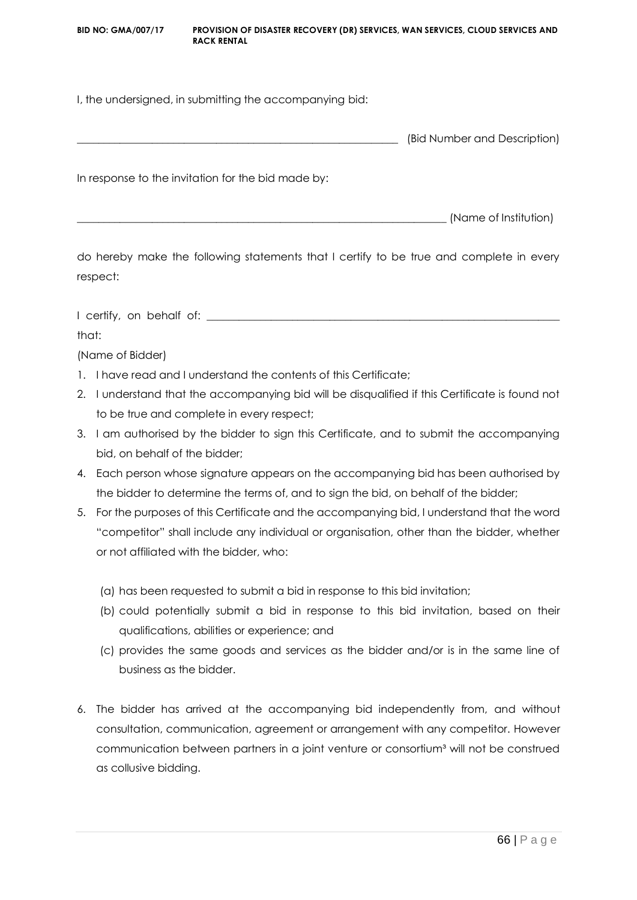I, the undersigned, in submitting the accompanying bid:

\_\_\_\_\_\_\_\_\_\_\_\_\_\_\_\_\_\_\_\_\_\_\_\_\_\_\_\_\_\_\_\_\_\_\_\_\_\_\_\_\_\_\_\_\_\_\_\_\_\_\_\_\_\_\_\_\_\_ (Bid Number and Description)

In response to the invitation for the bid made by:

\_\_\_\_\_\_\_\_\_\_\_\_\_\_\_\_\_\_\_\_\_\_\_\_\_\_\_\_\_\_\_\_\_\_\_\_\_\_\_\_\_\_\_\_\_\_\_\_\_\_\_\_\_\_\_\_\_\_\_\_\_\_\_\_ (Name of Institution)

do hereby make the following statements that I certify to be true and complete in every respect:

I certify, on behalf of: \_\_\_\_\_\_\_\_\_\_\_\_\_\_\_\_\_\_\_\_\_\_\_\_\_\_\_\_\_\_\_\_\_\_\_\_\_\_\_\_\_\_\_\_\_\_\_\_\_\_\_\_\_\_\_\_\_\_\_\_\_\_ that:

(Name of Bidder)

1. I have read and I understand the contents of this Certificate;
2. I understand that the accompanying bid will be disqualified if this Certificate is found not to be true and complete in every respect;
3. I am authorised by the bidder to sign this Certificate, and to submit the accompanying bid, on behalf of the bidder;
4. Each person whose signature appears on the accompanying bid has been authorised by the bidder to determine the terms of, and to sign the bid, on behalf of the bidder;
5. For the purposes of this Certificate and the accompanying bid, I understand that the word "competitor" shall include any individual or organisation, other than the bidder, whether or not affiliated with the bidder, who:

   (a) has been requested to submit a bid in response to this bid invitation;

   (b) could potentially submit a bid in response to this bid invitation, based on their qualifications, abilities or experience; and

   (c) provides the same goods and services as the bidder and/or is in the same line of business as the bidder.

6. The bidder has arrived at the accompanying bid independently from, and without consultation, communication, agreement or arrangement with any competitor. However communication between partners in a joint venture or consortium[3] will not be construed as collusive bidding.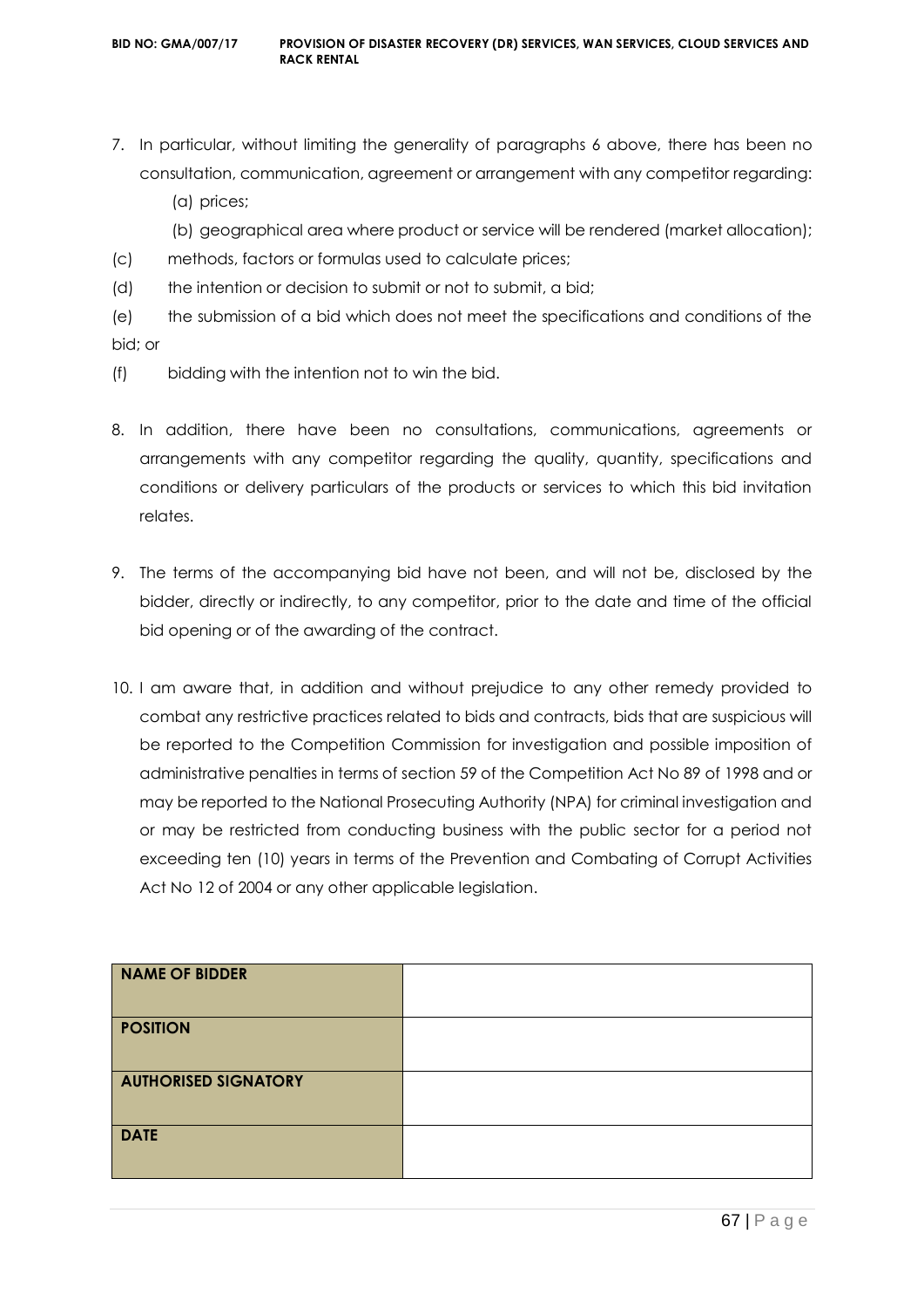7. In particular, without limiting the generality of paragraphs 6 above, there has been no consultation, communication, agreement or arrangement with any competitor regarding:
   (a) prices;
   (b) geographical area where product or service will be rendered (market allocation);

(c) methods, factors or formulas used to calculate prices;

(d) the intention or decision to submit or not to submit, a bid;

(e) the submission of a bid which does not meet the specifications and conditions of the bid; or

(f) bidding with the intention not to win the bid.

8. In addition, there have been no consultations, communications, agreements or arrangements with any competitor regarding the quality, quantity, specifications and conditions or delivery particulars of the products or services to which this bid invitation relates.

9. The terms of the accompanying bid have not been, and will not be, disclosed by the bidder, directly or indirectly, to any competitor, prior to the date and time of the official bid opening or of the awarding of the contract.

10. I am aware that, in addition and without prejudice to any other remedy provided to combat any restrictive practices related to bids and contracts, bids that are suspicious will be reported to the Competition Commission for investigation and possible imposition of administrative penalties in terms of section 59 of the Competition Act No 89 of 1998 and or may be reported to the National Prosecuting Authority (NPA) for criminal investigation and or may be restricted from conducting business with the public sector for a period not exceeding ten (10) years in terms of the Prevention and Combating of Corrupt Activities Act No 12 of 2004 or any other applicable legislation.

| **NAME OF BIDDER** | |
|---|---|
| **POSITION** | |
| **AUTHORISED SIGNATORY** | |
| **DATE** | |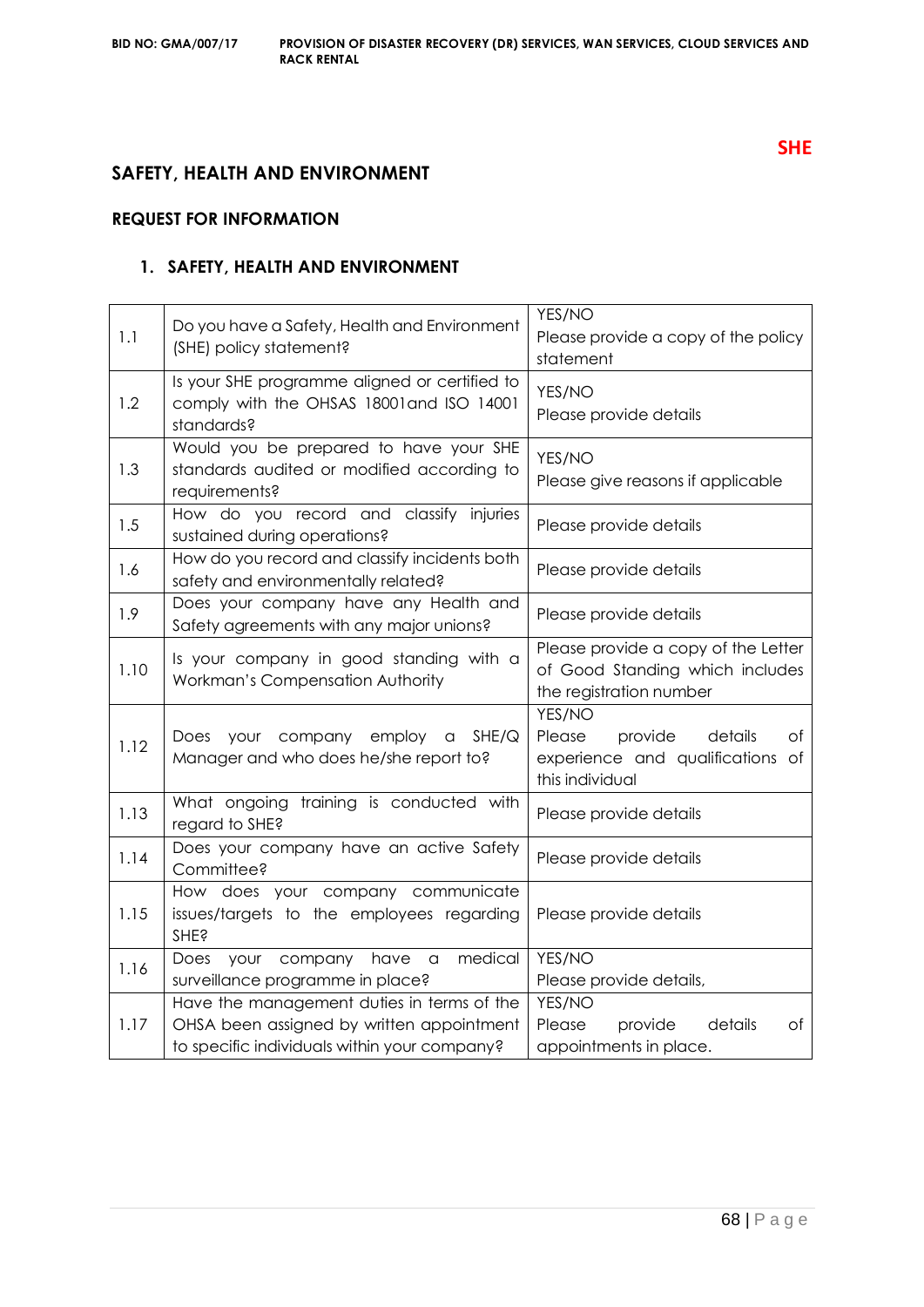**SHE**

## SAFETY, HEALTH AND ENVIRONMENT

### REQUEST FOR INFORMATION

### 1. SAFETY, HEALTH AND ENVIRONMENT

| | | |
|---|---|---|
| 1.1 | Do you have a Safety, Health and Environment (SHE) policy statement? | YES/NO<br>Please provide a copy of the policy statement |
| 1.2 | Is your SHE programme aligned or certified to comply with the OHSAS 18001and ISO 14001 standards? | YES/NO<br>Please provide details |
| 1.3 | Would you be prepared to have your SHE standards audited or modified according to requirements? | YES/NO<br>Please give reasons if applicable |
| 1.5 | How do you record and classify injuries sustained during operations? | Please provide details |
| 1.6 | How do you record and classify incidents both safety and environmentally related? | Please provide details |
| 1.9 | Does your company have any Health and Safety agreements with any major unions? | Please provide details |
| 1.10 | Is your company in good standing with a Workman's Compensation Authority | Please provide a copy of the Letter of Good Standing which includes the registration number |
| 1.12 | Does your company employ a SHE/Q Manager and who does he/she report to? | YES/NO<br>Please provide details of experience and qualifications of this individual |
| 1.13 | What ongoing training is conducted with regard to SHE? | Please provide details |
| 1.14 | Does your company have an active Safety Committee? | Please provide details |
| 1.15 | How does your company communicate issues/targets to the employees regarding SHE? | Please provide details |
| 1.16 | Does your company have a medical surveillance programme in place? | YES/NO<br>Please provide details, |
| 1.17 | Have the management duties in terms of the OHSA been assigned by written appointment to specific individuals within your company? | YES/NO<br>Please provide details of appointments in place. |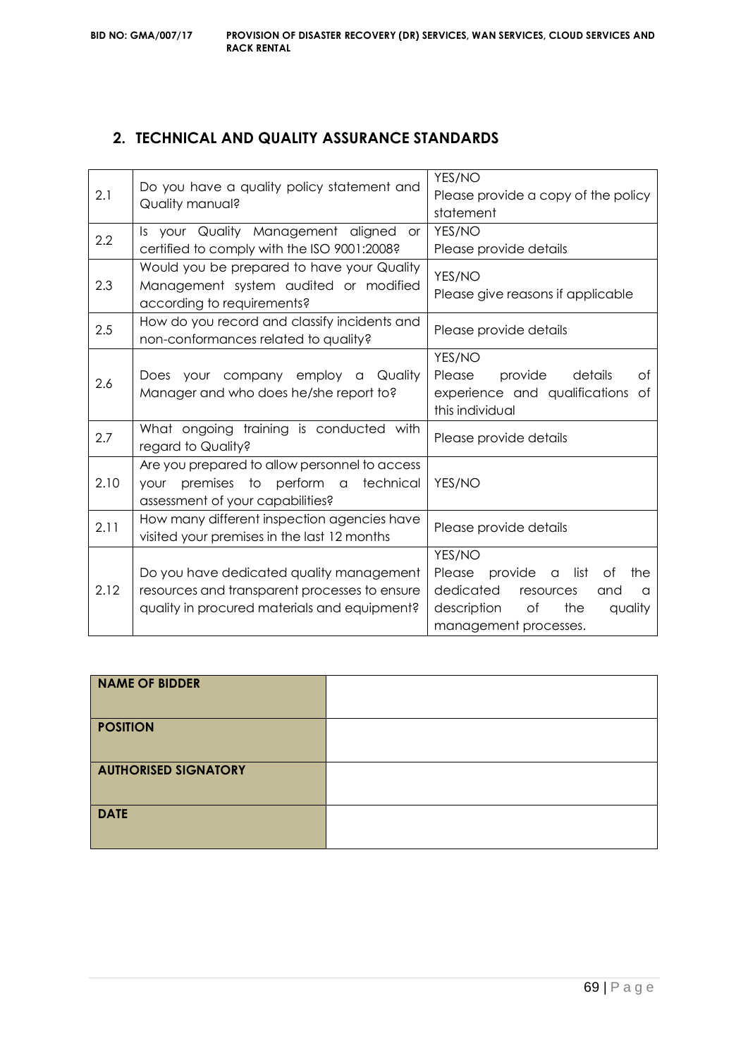## 2. TECHNICAL AND QUALITY ASSURANCE STANDARDS

| | | |
|---|---|---|
| 2.1 | Do you have a quality policy statement and Quality manual? | YES/NO<br>Please provide a copy of the policy statement |
| 2.2 | Is your Quality Management aligned or certified to comply with the ISO 9001:2008? | YES/NO<br>Please provide details |
| 2.3 | Would you be prepared to have your Quality Management system audited or modified according to requirements? | YES/NO<br>Please give reasons if applicable |
| 2.5 | How do you record and classify incidents and non-conformances related to quality? | Please provide details |
| 2.6 | Does your company employ a Quality Manager and who does he/she report to? | YES/NO<br>Please provide details of experience and qualifications of this individual |
| 2.7 | What ongoing training is conducted with regard to Quality? | Please provide details |
| 2.10 | Are you prepared to allow personnel to access your premises to perform a technical assessment of your capabilities? | YES/NO |
| 2.11 | How many different inspection agencies have visited your premises in the last 12 months | Please provide details |
| 2.12 | Do you have dedicated quality management resources and transparent processes to ensure quality in procured materials and equipment? | YES/NO<br>Please provide a list of the dedicated resources and a description of the quality management processes. |

| | |
|---|---|
| **NAME OF BIDDER** | |
| **POSITION** | |
| **AUTHORISED SIGNATORY** | |
| **DATE** | |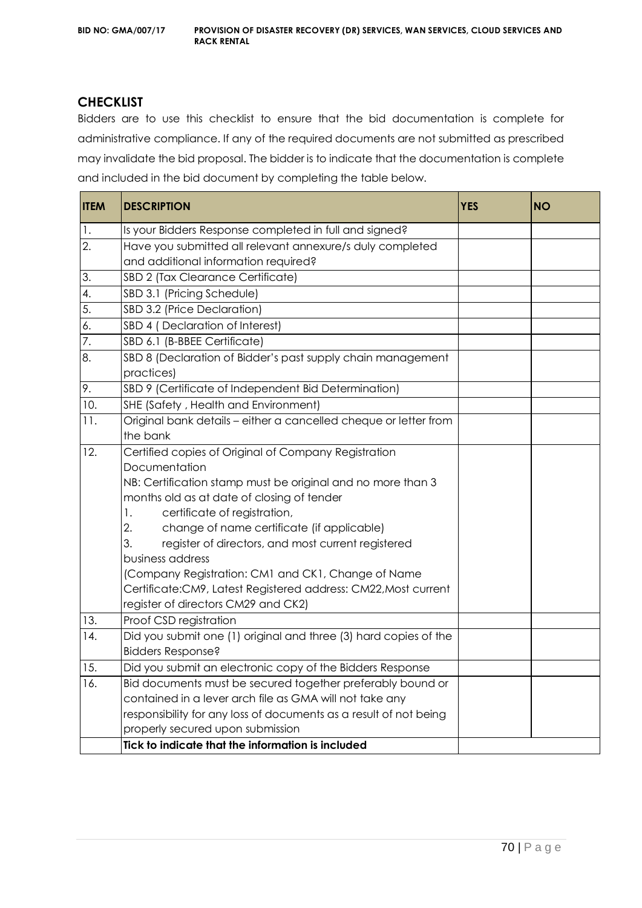## CHECKLIST

Bidders are to use this checklist to ensure that the bid documentation is complete for administrative compliance. If any of the required documents are not submitted as prescribed may invalidate the bid proposal. The bidder is to indicate that the documentation is complete and included in the bid document by completing the table below.

| ITEM | DESCRIPTION | YES | NO |
|---|---|---|---|
| 1. | Is your Bidders Response completed in full and signed? | | |
| 2. | Have you submitted all relevant annexure/s duly completed and additional information required? | | |
| 3. | SBD 2 (Tax Clearance Certificate) | | |
| 4. | SBD 3.1 (Pricing Schedule) | | |
| 5. | SBD 3.2 (Price Declaration) | | |
| 6. | SBD 4 ( Declaration of Interest) | | |
| 7. | SBD 6.1 (B-BBEE Certificate) | | |
| 8. | SBD 8 (Declaration of Bidder's past supply chain management practices) | | |
| 9. | SBD 9 (Certificate of Independent Bid Determination) | | |
| 10. | SHE (Safety , Health and Environment) | | |
| 11. | Original bank details – either a cancelled cheque or letter from the bank | | |
| 12. | Certified copies of Original of Company Registration Documentation<br>NB: Certification stamp must be original and no more than 3 months old as at date of closing of tender<br>1. certificate of registration,<br>2. change of name certificate (if applicable)<br>3. register of directors, and most current registered business address<br>(Company Registration: CM1 and CK1, Change of Name Certificate:CM9, Latest Registered address: CM22,Most current register of directors CM29 and CK2) | | |
| 13. | Proof CSD registration | | |
| 14. | Did you submit one (1) original and three (3) hard copies of the Bidders Response? | | |
| 15. | Did you submit an electronic copy of the Bidders Response | | |
| 16. | Bid documents must be secured together preferably bound or contained in a lever arch file as GMA will not take any responsibility for any loss of documents as a result of not being properly secured upon submission | | |
| | **Tick to indicate that the information is included** | | |